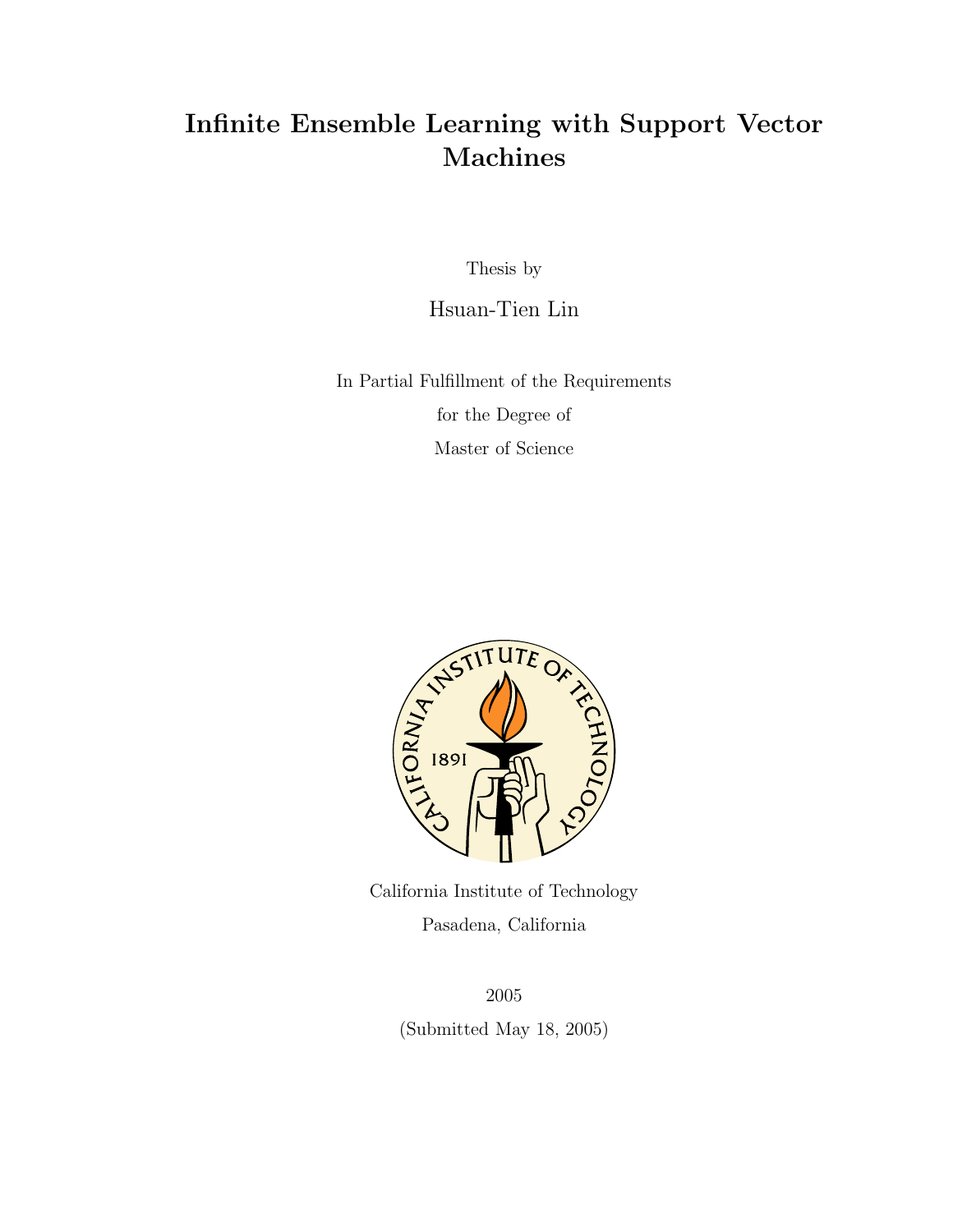# Infinite Ensemble Learning with Support Vector Machines

Thesis by

Hsuan-Tien Lin

In Partial Fulfillment of the Requirements

for the Degree of

Master of Science

California Institute of Technology

Pasadena, California

2005

(Submitted May 18, 2005)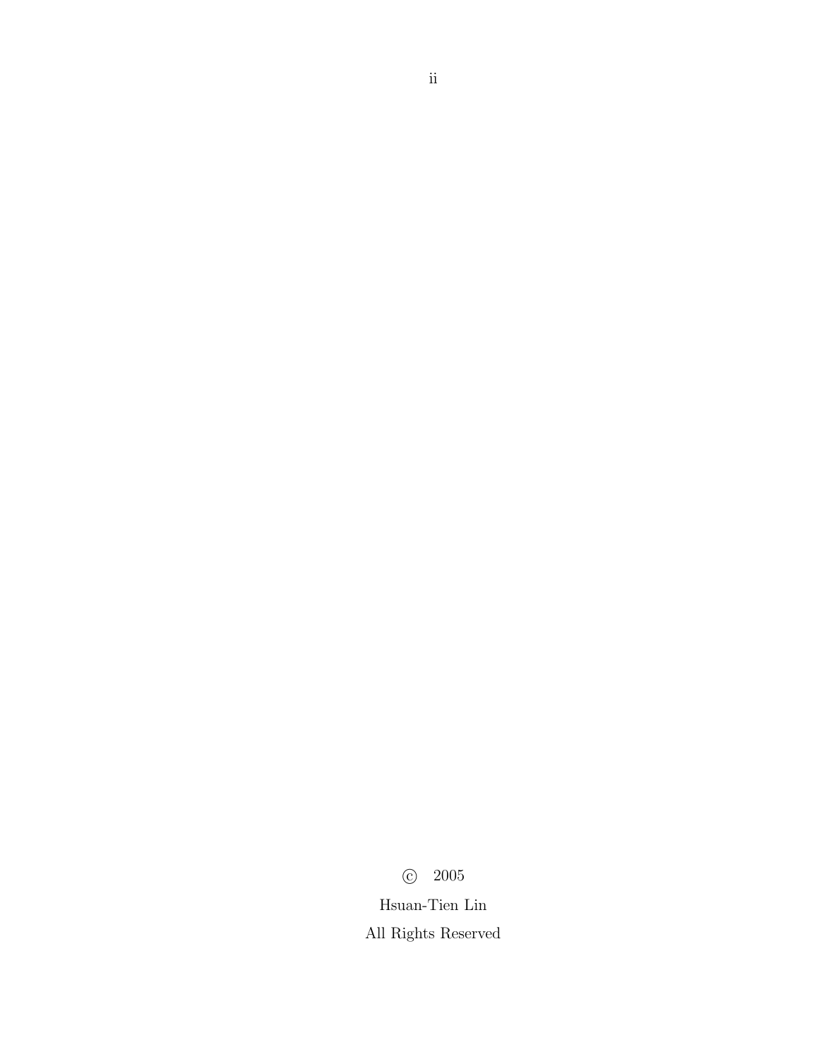© 2005

Hsuan-Tien Lin

All Rights Reserved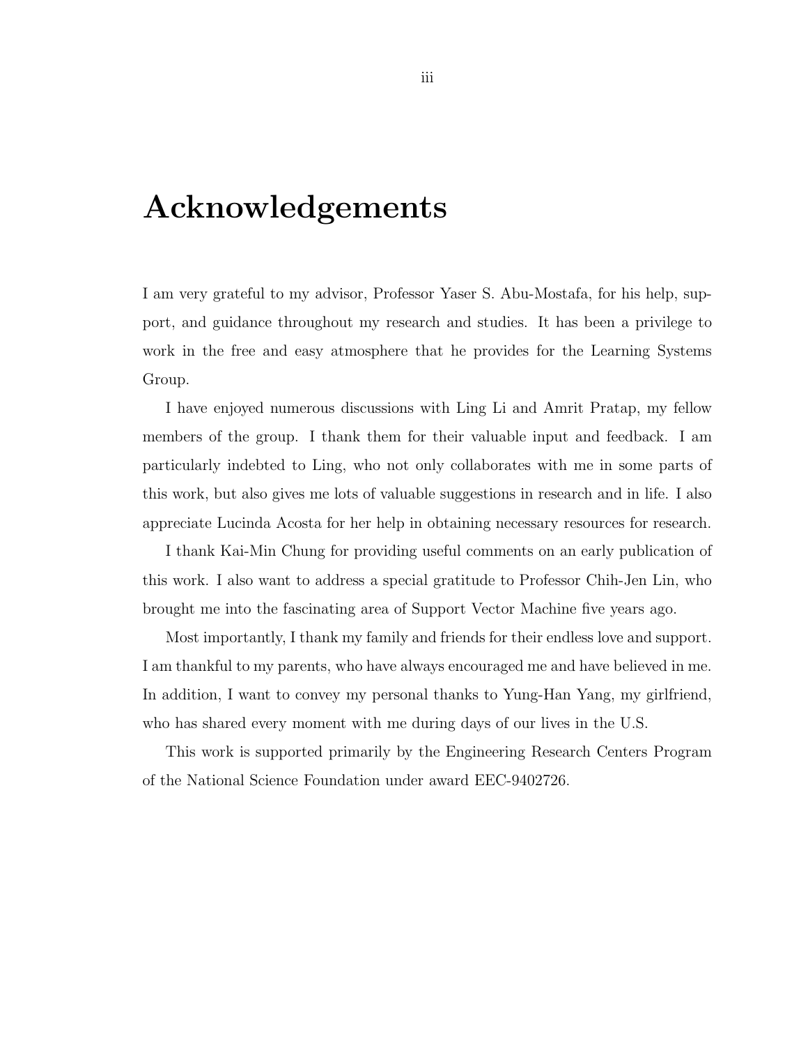# Acknowledgements

I am very grateful to my advisor, Professor Yaser S. Abu-Mostafa, for his help, support, and guidance throughout my research and studies. It has been a privilege to work in the free and easy atmosphere that he provides for the Learning Systems Group.

I have enjoyed numerous discussions with Ling Li and Amrit Pratap, my fellow members of the group. I thank them for their valuable input and feedback. I am particularly indebted to Ling, who not only collaborates with me in some parts of this work, but also gives me lots of valuable suggestions in research and in life. I also appreciate Lucinda Acosta for her help in obtaining necessary resources for research.

I thank Kai-Min Chung for providing useful comments on an early publication of this work. I also want to address a special gratitude to Professor Chih-Jen Lin, who brought me into the fascinating area of Support Vector Machine five years ago.

Most importantly, I thank my family and friends for their endless love and support. I am thankful to my parents, who have always encouraged me and have believed in me. In addition, I want to convey my personal thanks to Yung-Han Yang, my girlfriend, who has shared every moment with me during days of our lives in the U.S.

This work is supported primarily by the Engineering Research Centers Program of the National Science Foundation under award EEC-9402726.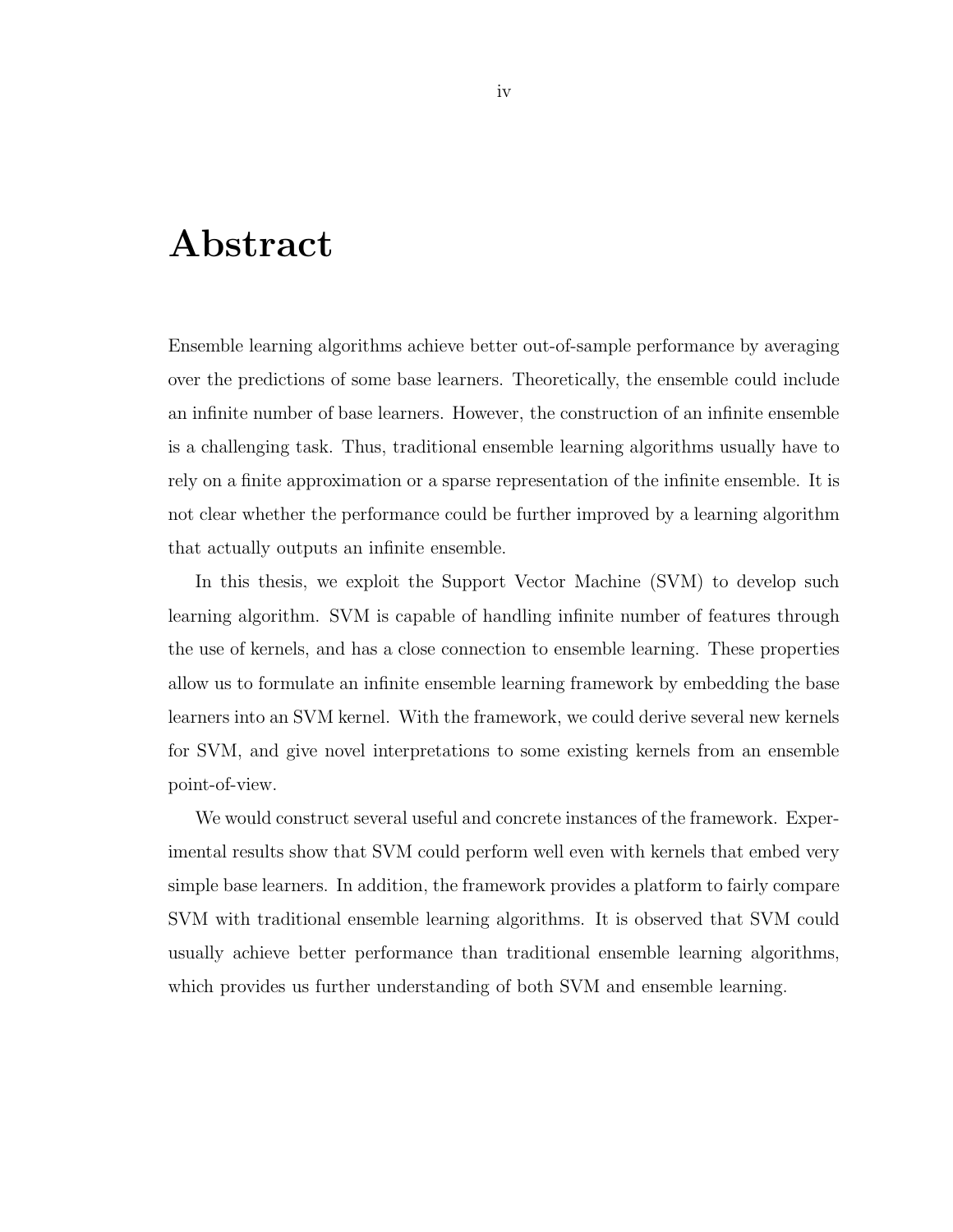# Abstract

Ensemble learning algorithms achieve better out-of-sample performance by averaging over the predictions of some base learners. Theoretically, the ensemble could include an infinite number of base learners. However, the construction of an infinite ensemble is a challenging task. Thus, traditional ensemble learning algorithms usually have to rely on a finite approximation or a sparse representation of the infinite ensemble. It is not clear whether the performance could be further improved by a learning algorithm that actually outputs an infinite ensemble.

In this thesis, we exploit the Support Vector Machine (SVM) to develop such learning algorithm. SVM is capable of handling infinite number of features through the use of kernels, and has a close connection to ensemble learning. These properties allow us to formulate an infinite ensemble learning framework by embedding the base learners into an SVM kernel. With the framework, we could derive several new kernels for SVM, and give novel interpretations to some existing kernels from an ensemble point-of-view.

We would construct several useful and concrete instances of the framework. Experimental results show that SVM could perform well even with kernels that embed very simple base learners. In addition, the framework provides a platform to fairly compare SVM with traditional ensemble learning algorithms. It is observed that SVM could usually achieve better performance than traditional ensemble learning algorithms, which provides us further understanding of both SVM and ensemble learning.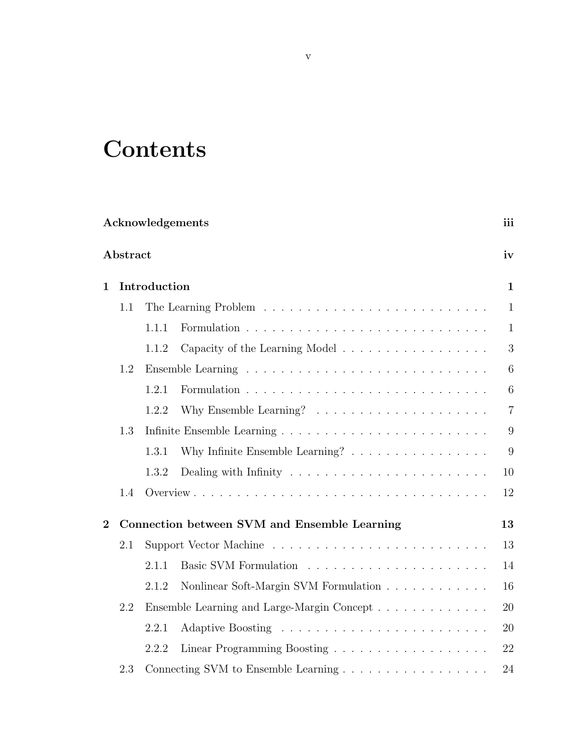# Contents

**Acknowledgements** **iii**

**Abstract** **iv**

**1 Introduction** **1**

- 1.1 The Learning Problem . . . 1
  - 1.1.1 Formulation . . . 1
  - 1.1.2 Capacity of the Learning Model . . . 3
- 1.2 Ensemble Learning . . . 6
  - 1.2.1 Formulation . . . 6
  - 1.2.2 Why Ensemble Learning? . . . 7
- 1.3 Infinite Ensemble Learning . . . 9
  - 1.3.1 Why Infinite Ensemble Learning? . . . 9
  - 1.3.2 Dealing with Infinity . . . 10
- 1.4 Overview . . . 12

**2 Connection between SVM and Ensemble Learning** **13**

- 2.1 Support Vector Machine . . . 13
  - 2.1.1 Basic SVM Formulation . . . 14
  - 2.1.2 Nonlinear Soft-Margin SVM Formulation . . . 16
- 2.2 Ensemble Learning and Large-Margin Concept . . . 20
  - 2.2.1 Adaptive Boosting . . . 20
  - 2.2.2 Linear Programming Boosting . . . 22
- 2.3 Connecting SVM to Ensemble Learning . . . 24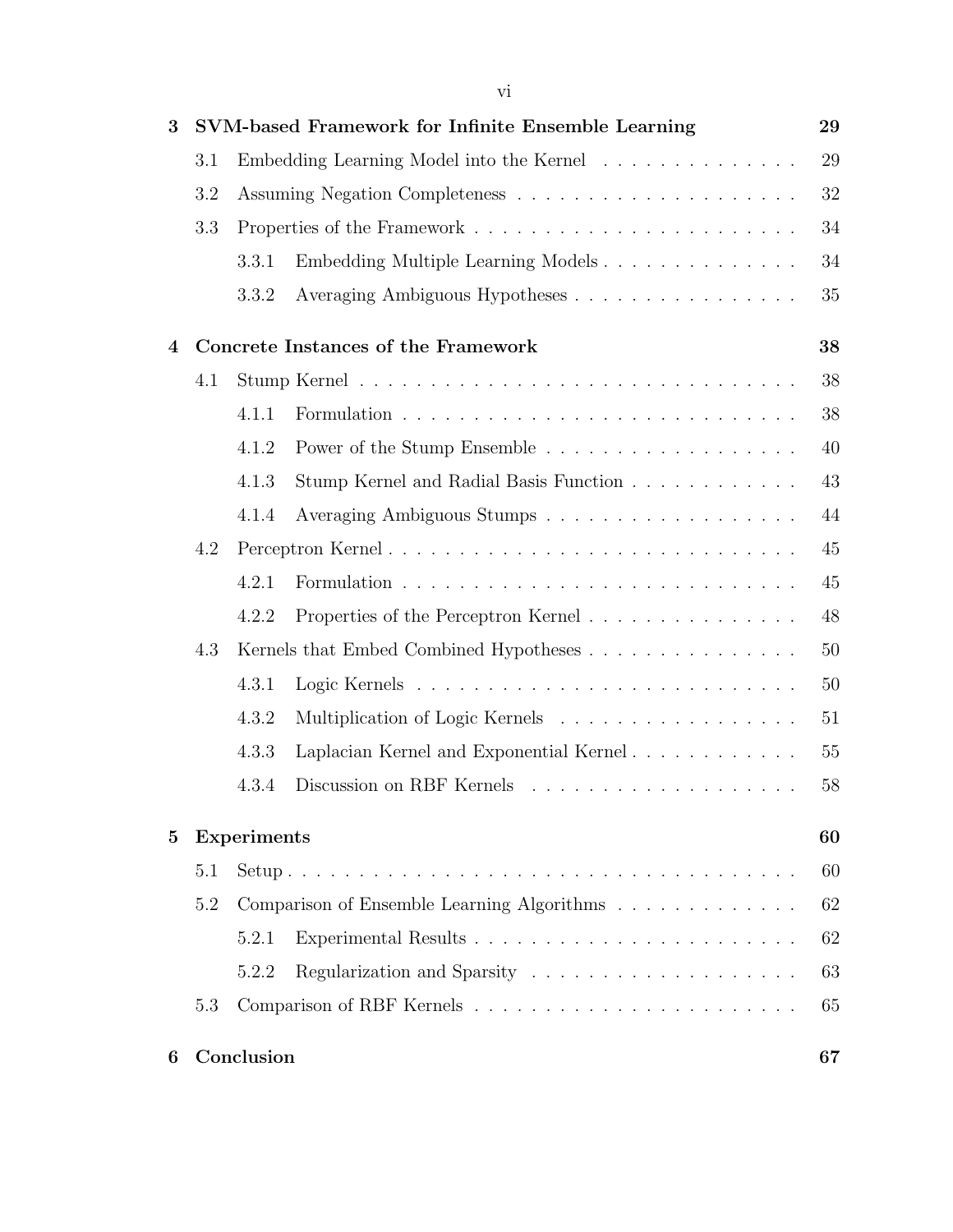**3 SVM-based Framework for Infinite Ensemble Learning** — 29

- 3.1 Embedding Learning Model into the Kernel — 29
- 3.2 Assuming Negation Completeness — 32
- 3.3 Properties of the Framework — 34
  - 3.3.1 Embedding Multiple Learning Models — 34
  - 3.3.2 Averaging Ambiguous Hypotheses — 35

**4 Concrete Instances of the Framework** — 38

- 4.1 Stump Kernel — 38
  - 4.1.1 Formulation — 38
  - 4.1.2 Power of the Stump Ensemble — 40
  - 4.1.3 Stump Kernel and Radial Basis Function — 43
  - 4.1.4 Averaging Ambiguous Stumps — 44
- 4.2 Perceptron Kernel — 45
  - 4.2.1 Formulation — 45
  - 4.2.2 Properties of the Perceptron Kernel — 48
- 4.3 Kernels that Embed Combined Hypotheses — 50
  - 4.3.1 Logic Kernels — 50
  - 4.3.2 Multiplication of Logic Kernels — 51
  - 4.3.3 Laplacian Kernel and Exponential Kernel — 55
  - 4.3.4 Discussion on RBF Kernels — 58

**5 Experiments** — 60

- 5.1 Setup — 60
- 5.2 Comparison of Ensemble Learning Algorithms — 62
  - 5.2.1 Experimental Results — 62
  - 5.2.2 Regularization and Sparsity — 63
- 5.3 Comparison of RBF Kernels — 65

**6 Conclusion** — 67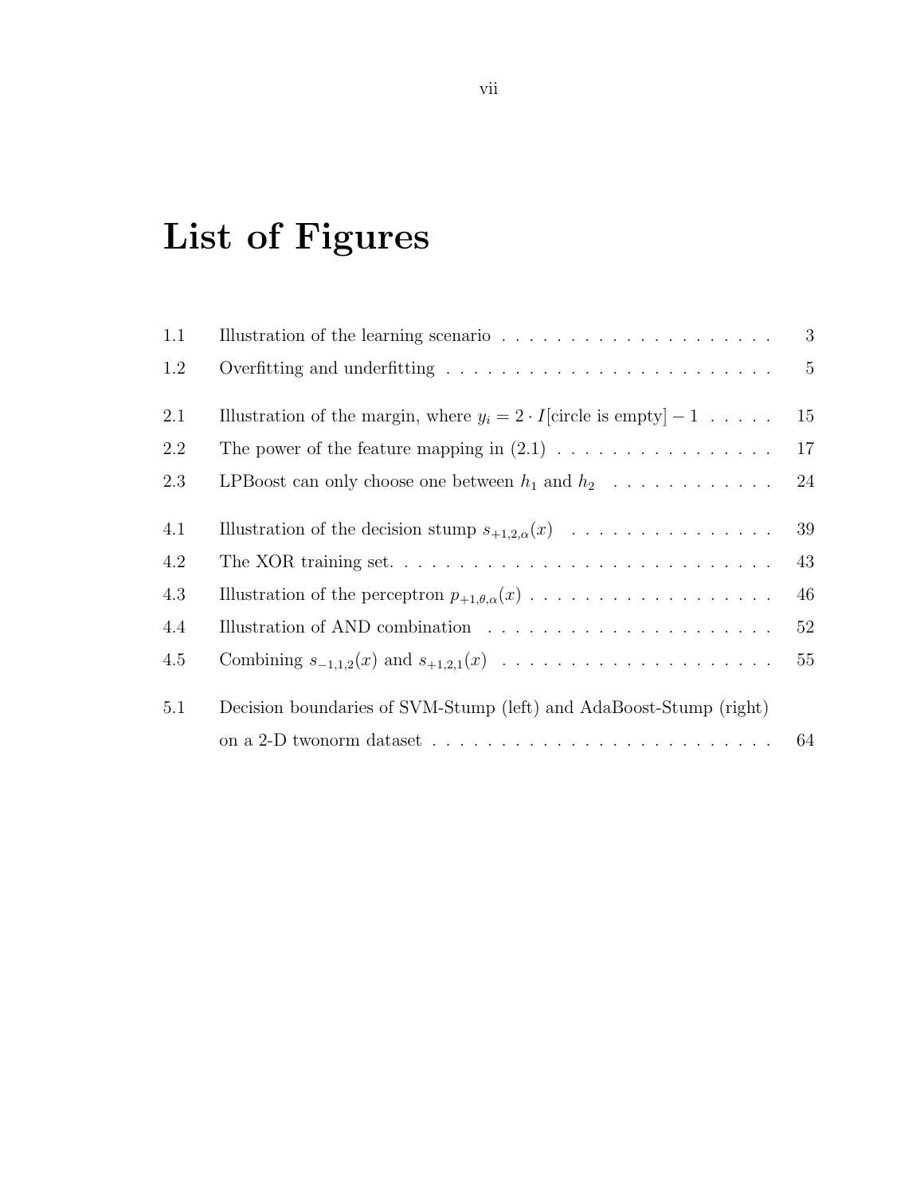# List of Figures

| | | |
|---|---|---|
| 1.1 | Illustration of the learning scenario | 3 |
| 1.2 | Overfitting and underfitting | 5 |
| 2.1 | Illustration of the margin, where $y_i = 2 \cdot I[\text{circle is empty}] - 1$ | 15 |
| 2.2 | The power of the feature mapping in (2.1) | 17 |
| 2.3 | LPBoost can only choose one between $h_1$ and $h_2$ | 24 |
| 4.1 | Illustration of the decision stump $s_{+1,2,\alpha}(x)$ | 39 |
| 4.2 | The XOR training set. | 43 |
| 4.3 | Illustration of the perceptron $p_{+1,\theta,\alpha}(x)$ | 46 |
| 4.4 | Illustration of AND combination | 52 |
| 4.5 | Combining $s_{-1,1,2}(x)$ and $s_{+1,2,1}(x)$ | 55 |
| 5.1 | Decision boundaries of SVM-Stump (left) and AdaBoost-Stump (right) on a 2-D twonorm dataset | 64 |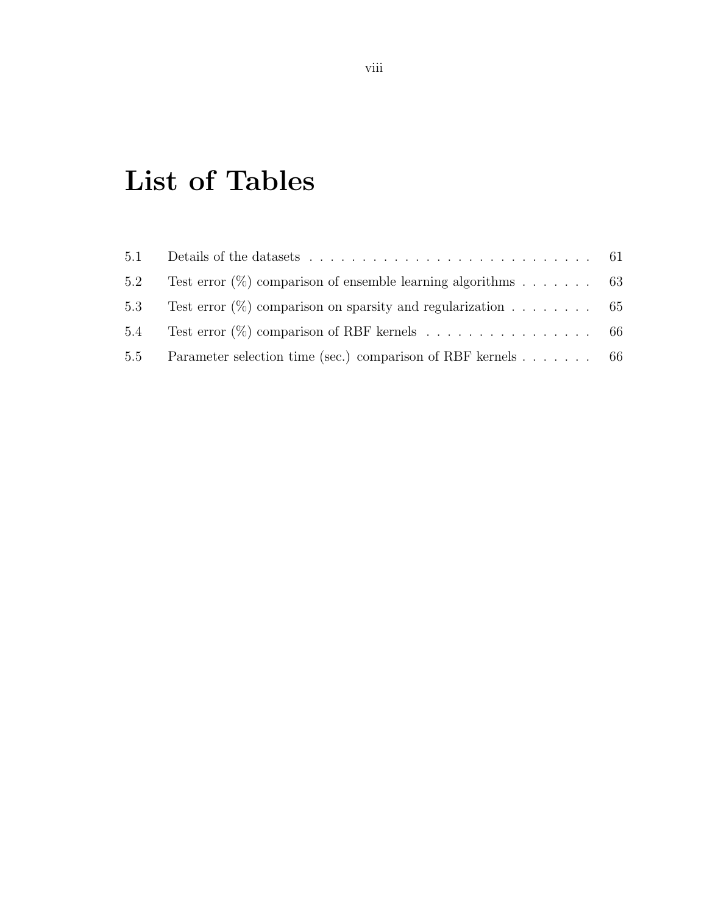# List of Tables

| | | |
|---|---|---|
| 5.1 | Details of the datasets | 61 |
| 5.2 | Test error (%) comparison of ensemble learning algorithms | 63 |
| 5.3 | Test error (%) comparison on sparsity and regularization | 65 |
| 5.4 | Test error (%) comparison of RBF kernels | 66 |
| 5.5 | Parameter selection time (sec.) comparison of RBF kernels | 66 |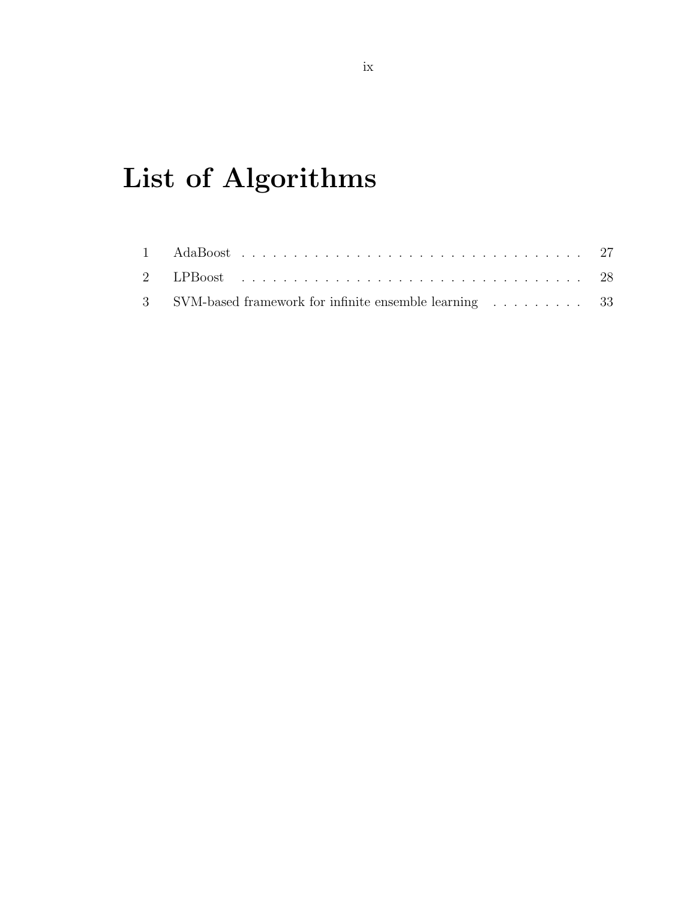# List of Algorithms

| | | |
|---|---|---|
| 1 | AdaBoost | 27 |
| 2 | LPBoost | 28 |
| 3 | SVM-based framework for infinite ensemble learning | 33 |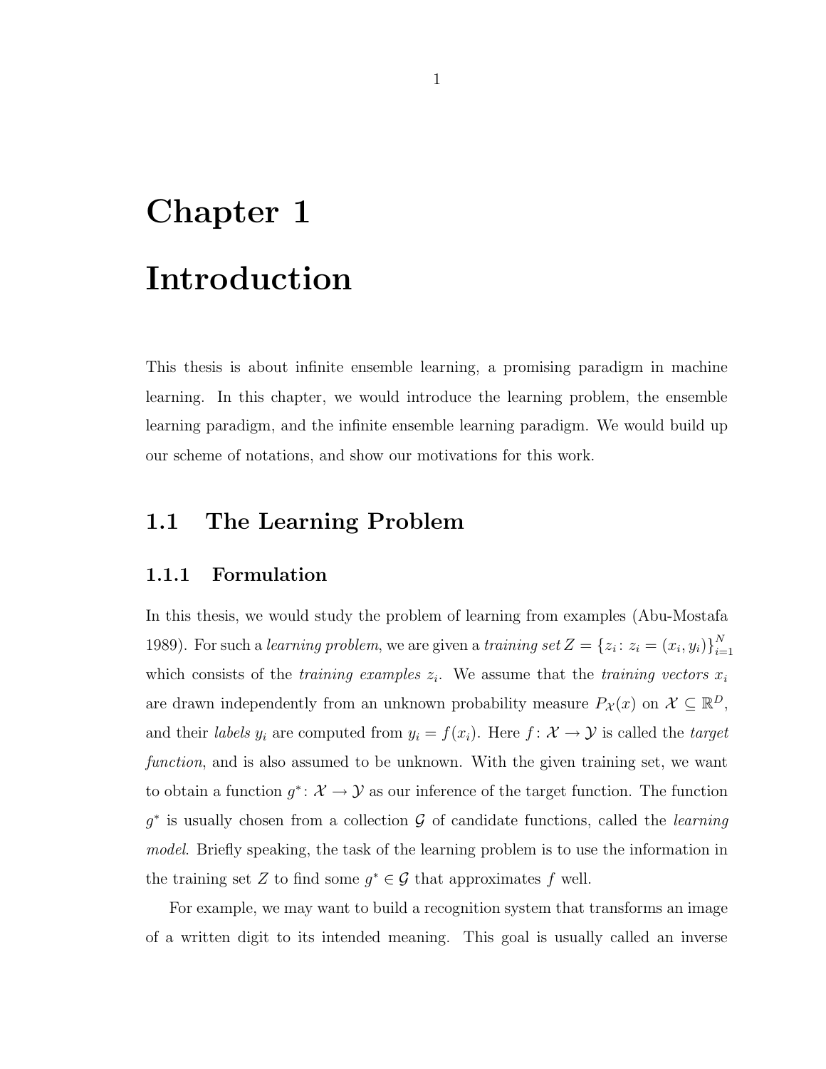# Chapter 1

# Introduction

This thesis is about infinite ensemble learning, a promising paradigm in machine learning. In this chapter, we would introduce the learning problem, the ensemble learning paradigm, and the infinite ensemble learning paradigm. We would build up our scheme of notations, and show our motivations for this work.

## 1.1 The Learning Problem

### 1.1.1 Formulation

In this thesis, we would study the problem of learning from examples (Abu-Mostafa 1989). For such a *learning problem*, we are given a *training set* $Z = \{z_i \colon z_i = (x_i, y_i)\}_{i=1}^{N}$ which consists of the *training examples* $z_i$. We assume that the *training vectors* $x_i$ are drawn independently from an unknown probability measure $P_{\mathcal{X}}(x)$ on $\mathcal{X} \subseteq \mathbb{R}^D$, and their *labels* $y_i$ are computed from $y_i = f(x_i)$. Here $f \colon \mathcal{X} \to \mathcal{Y}$ is called the *target function*, and is also assumed to be unknown. With the given training set, we want to obtain a function $g^* \colon \mathcal{X} \to \mathcal{Y}$ as our inference of the target function. The function $g^*$ is usually chosen from a collection $\mathcal{G}$ of candidate functions, called the *learning model*. Briefly speaking, the task of the learning problem is to use the information in the training set $Z$ to find some $g^* \in \mathcal{G}$ that approximates $f$ well.

For example, we may want to build a recognition system that transforms an image of a written digit to its intended meaning. This goal is usually called an inverse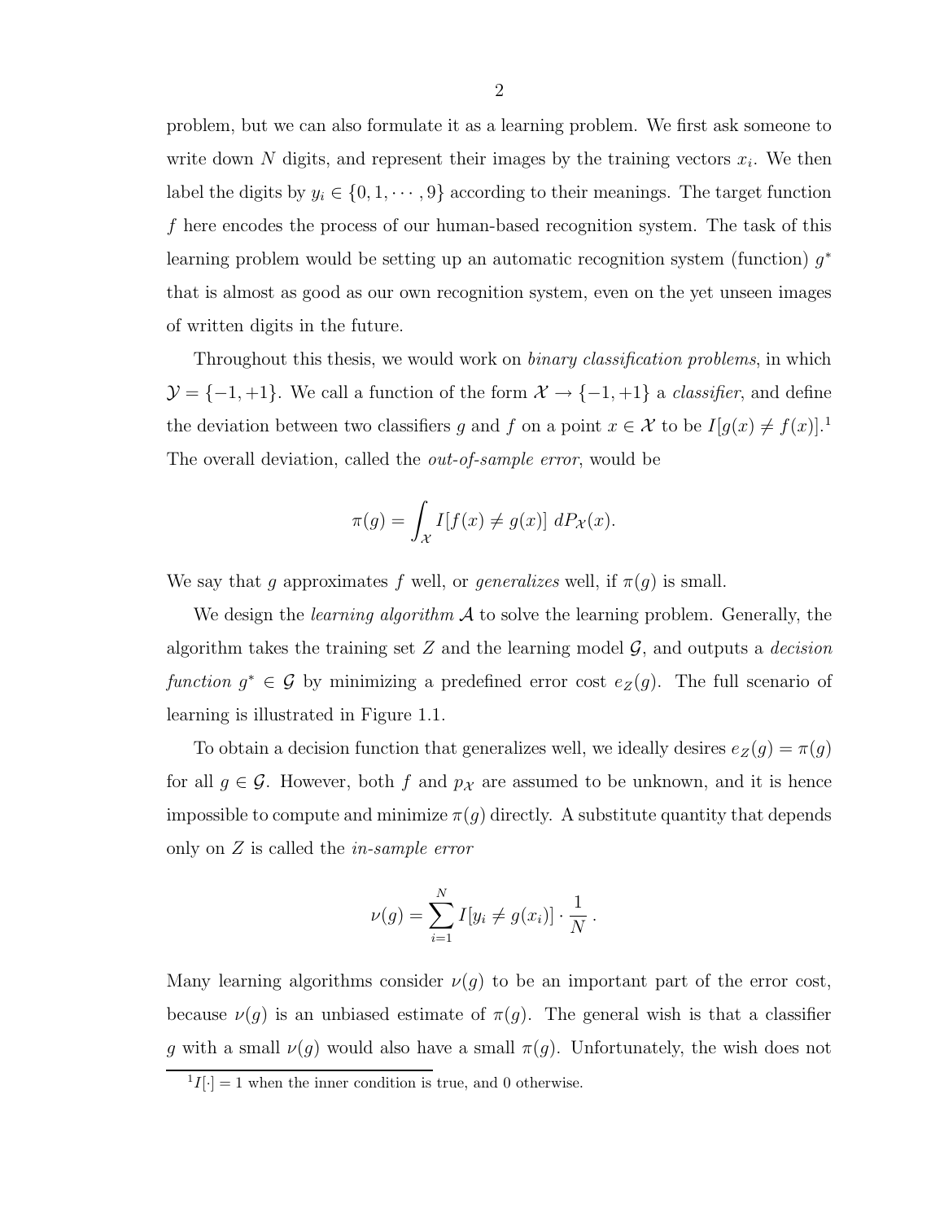problem, but we can also formulate it as a learning problem. We first ask someone to write down $N$ digits, and represent their images by the training vectors $x_i$. We then label the digits by $y_i \in \{0, 1, \cdots, 9\}$ according to their meanings. The target function $f$ here encodes the process of our human-based recognition system. The task of this learning problem would be setting up an automatic recognition system (function) $g^*$ that is almost as good as our own recognition system, even on the yet unseen images of written digits in the future.

Throughout this thesis, we would work on *binary classification problems*, in which $\mathcal{Y} = \{-1, +1\}$. We call a function of the form $\mathcal{X} \to \{-1, +1\}$ a *classifier*, and define the deviation between two classifiers $g$ and $f$ on a point $x \in \mathcal{X}$ to be $I[g(x) \neq f(x)]$.[1] The overall deviation, called the *out-of-sample error*, would be

$$\pi(g) = \int_{\mathcal{X}} I[f(x) \neq g(x)] \; dP_{\mathcal{X}}(x).$$

We say that $g$ approximates $f$ well, or *generalizes* well, if $\pi(g)$ is small.

We design the *learning algorithm* $\mathcal{A}$ to solve the learning problem. Generally, the algorithm takes the training set $Z$ and the learning model $\mathcal{G}$, and outputs a *decision function* $g^* \in \mathcal{G}$ by minimizing a predefined error cost $e_Z(g)$. The full scenario of learning is illustrated in Figure 1.1.

To obtain a decision function that generalizes well, we ideally desires $e_Z(g) = \pi(g)$ for all $g \in \mathcal{G}$. However, both $f$ and $p_{\mathcal{X}}$ are assumed to be unknown, and it is hence impossible to compute and minimize $\pi(g)$ directly. A substitute quantity that depends only on $Z$ is called the *in-sample error*

$$\nu(g) = \sum_{i=1}^{N} I[y_i \neq g(x_i)] \cdot \frac{1}{N} \,.$$

Many learning algorithms consider $\nu(g)$ to be an important part of the error cost, because $\nu(g)$ is an unbiased estimate of $\pi(g)$. The general wish is that a classifier $g$ with a small $\nu(g)$ would also have a small $\pi(g)$. Unfortunately, the wish does not

[1] $I[\cdot] = 1$ when the inner condition is true, and 0 otherwise.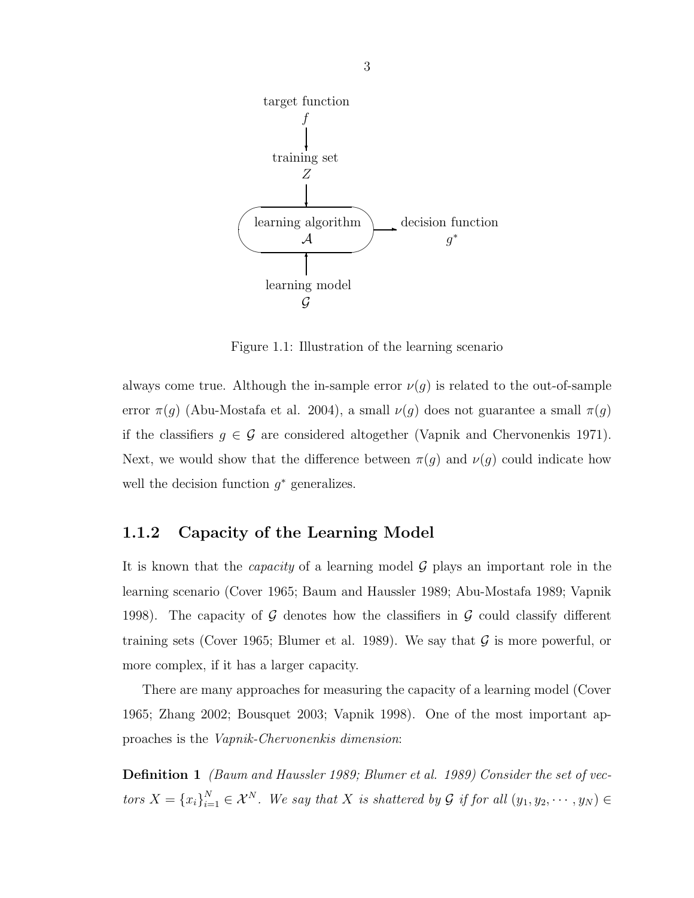Figure 1.1: Illustration of the learning scenario

always come true. Although the in-sample error $\nu(g)$ is related to the out-of-sample error $\pi(g)$ (Abu-Mostafa et al. 2004), a small $\nu(g)$ does not guarantee a small $\pi(g)$ if the classifiers $g \in \mathcal{G}$ are considered altogether (Vapnik and Chervonenkis 1971). Next, we would show that the difference between $\pi(g)$ and $\nu(g)$ could indicate how well the decision function $g^*$ generalizes.

### 1.1.2 Capacity of the Learning Model

It is known that the *capacity* of a learning model $\mathcal{G}$ plays an important role in the learning scenario (Cover 1965; Baum and Haussler 1989; Abu-Mostafa 1989; Vapnik 1998). The capacity of $\mathcal{G}$ denotes how the classifiers in $\mathcal{G}$ could classify different training sets (Cover 1965; Blumer et al. 1989). We say that $\mathcal{G}$ is more powerful, or more complex, if it has a larger capacity.

There are many approaches for measuring the capacity of a learning model (Cover 1965; Zhang 2002; Bousquet 2003; Vapnik 1998). One of the most important approaches is the *Vapnik-Chervonenkis dimension*:

**Definition 1** *(Baum and Haussler 1989; Blumer et al. 1989) Consider the set of vectors $X = \{x_i\}_{i=1}^N \in \mathcal{X}^N$. We say that $X$ is shattered by $\mathcal{G}$ if for all $(y_1, y_2, \cdots, y_N) \in$*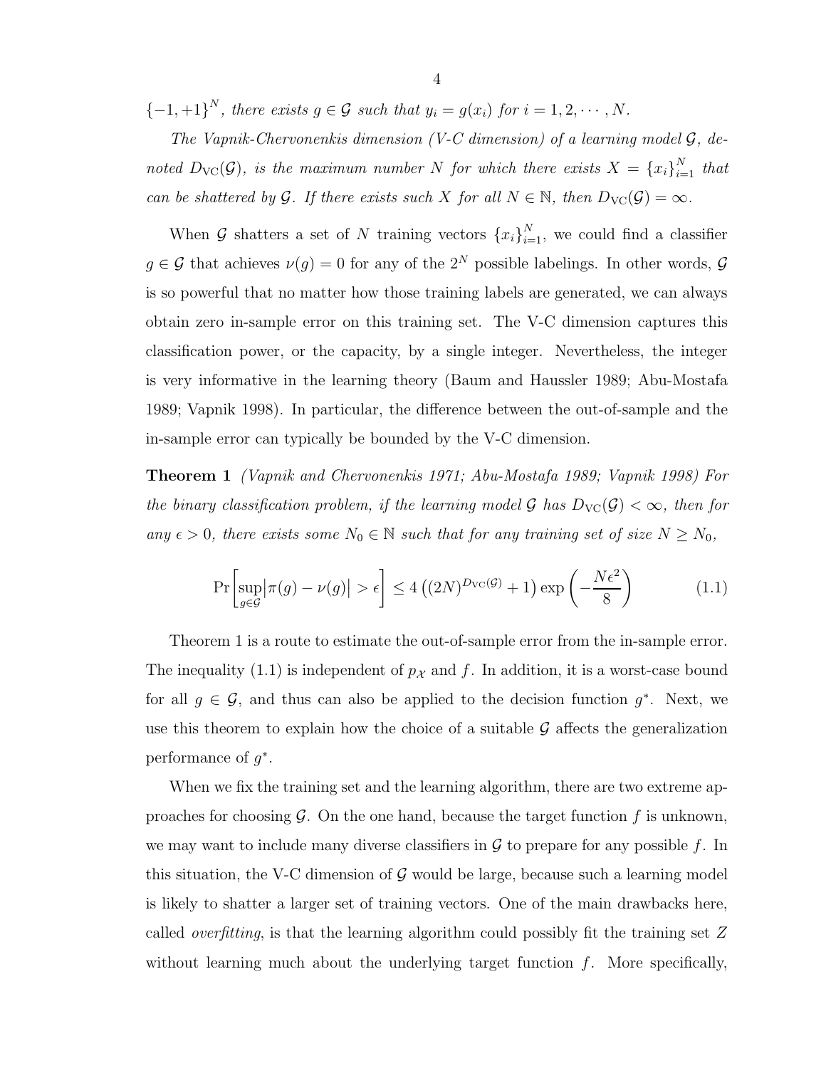$\{-1, +1\}^N$, *there exists* $g \in \mathcal{G}$ *such that* $y_i = g(x_i)$ *for* $i = 1, 2, \cdots, N$.

*The Vapnik-Chervonenkis dimension (V-C dimension) of a learning model* $\mathcal{G}$*, denoted* $D_{\text{VC}}(\mathcal{G})$*, is the maximum number* $N$ *for which there exists* $X = \{x_i\}_{i=1}^N$ *that can be shattered by* $\mathcal{G}$*. If there exists such* $X$ *for all* $N \in \mathbb{N}$*, then* $D_{\text{VC}}(\mathcal{G}) = \infty$.

When $\mathcal{G}$ shatters a set of $N$ training vectors $\{x_i\}_{i=1}^N$, we could find a classifier $g \in \mathcal{G}$ that achieves $\nu(g) = 0$ for any of the $2^N$ possible labelings. In other words, $\mathcal{G}$ is so powerful that no matter how those training labels are generated, we can always obtain zero in-sample error on this training set. The V-C dimension captures this classification power, or the capacity, by a single integer. Nevertheless, the integer is very informative in the learning theory (Baum and Haussler 1989; Abu-Mostafa 1989; Vapnik 1998). In particular, the difference between the out-of-sample and the in-sample error can typically be bounded by the V-C dimension.

**Theorem 1** *(Vapnik and Chervonenkis 1971; Abu-Mostafa 1989; Vapnik 1998) For the binary classification problem, if the learning model* $\mathcal{G}$ *has* $D_{\text{VC}}(\mathcal{G}) < \infty$*, then for any* $\epsilon > 0$*, there exists some* $N_0 \in \mathbb{N}$ *such that for any training set of size* $N \geq N_0$*,*

$$\Pr\left[\sup_{g \in \mathcal{G}} \left|\pi(g) - \nu(g)\right| > \epsilon\right] \leq 4\left((2N)^{D_{\text{VC}}(\mathcal{G})} + 1\right) \exp\left(-\frac{N\epsilon^2}{8}\right) \tag{1.1}$$

Theorem 1 is a route to estimate the out-of-sample error from the in-sample error. The inequality (1.1) is independent of $p_{\mathcal{X}}$ and $f$. In addition, it is a worst-case bound for all $g \in \mathcal{G}$, and thus can also be applied to the decision function $g^*$. Next, we use this theorem to explain how the choice of a suitable $\mathcal{G}$ affects the generalization performance of $g^*$.

When we fix the training set and the learning algorithm, there are two extreme approaches for choosing $\mathcal{G}$. On the one hand, because the target function $f$ is unknown, we may want to include many diverse classifiers in $\mathcal{G}$ to prepare for any possible $f$. In this situation, the V-C dimension of $\mathcal{G}$ would be large, because such a learning model is likely to shatter a larger set of training vectors. One of the main drawbacks here, called *overfitting*, is that the learning algorithm could possibly fit the training set $Z$ without learning much about the underlying target function $f$. More specifically,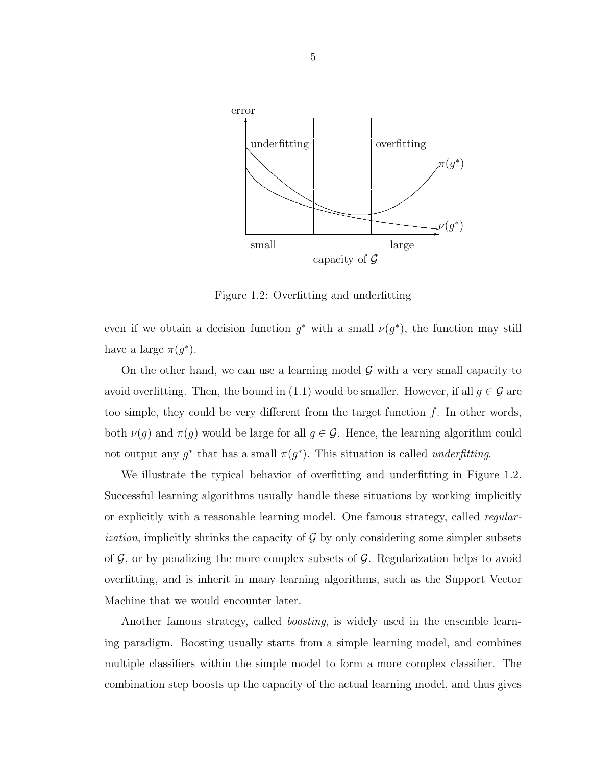Figure 1.2: Overfitting and underfitting

even if we obtain a decision function $g^*$ with a small $\nu(g^*)$, the function may still have a large $\pi(g^*)$.

On the other hand, we can use a learning model $\mathcal{G}$ with a very small capacity to avoid overfitting. Then, the bound in (1.1) would be smaller. However, if all $g \in \mathcal{G}$ are too simple, they could be very different from the target function $f$. In other words, both $\nu(g)$ and $\pi(g)$ would be large for all $g \in \mathcal{G}$. Hence, the learning algorithm could not output any $g^*$ that has a small $\pi(g^*)$. This situation is called *underfitting*.

We illustrate the typical behavior of overfitting and underfitting in Figure 1.2. Successful learning algorithms usually handle these situations by working implicitly or explicitly with a reasonable learning model. One famous strategy, called *regularization*, implicitly shrinks the capacity of $\mathcal{G}$ by only considering some simpler subsets of $\mathcal{G}$, or by penalizing the more complex subsets of $\mathcal{G}$. Regularization helps to avoid overfitting, and is inherit in many learning algorithms, such as the Support Vector Machine that we would encounter later.

Another famous strategy, called *boosting*, is widely used in the ensemble learning paradigm. Boosting usually starts from a simple learning model, and combines multiple classifiers within the simple model to form a more complex classifier. The combination step boosts up the capacity of the actual learning model, and thus gives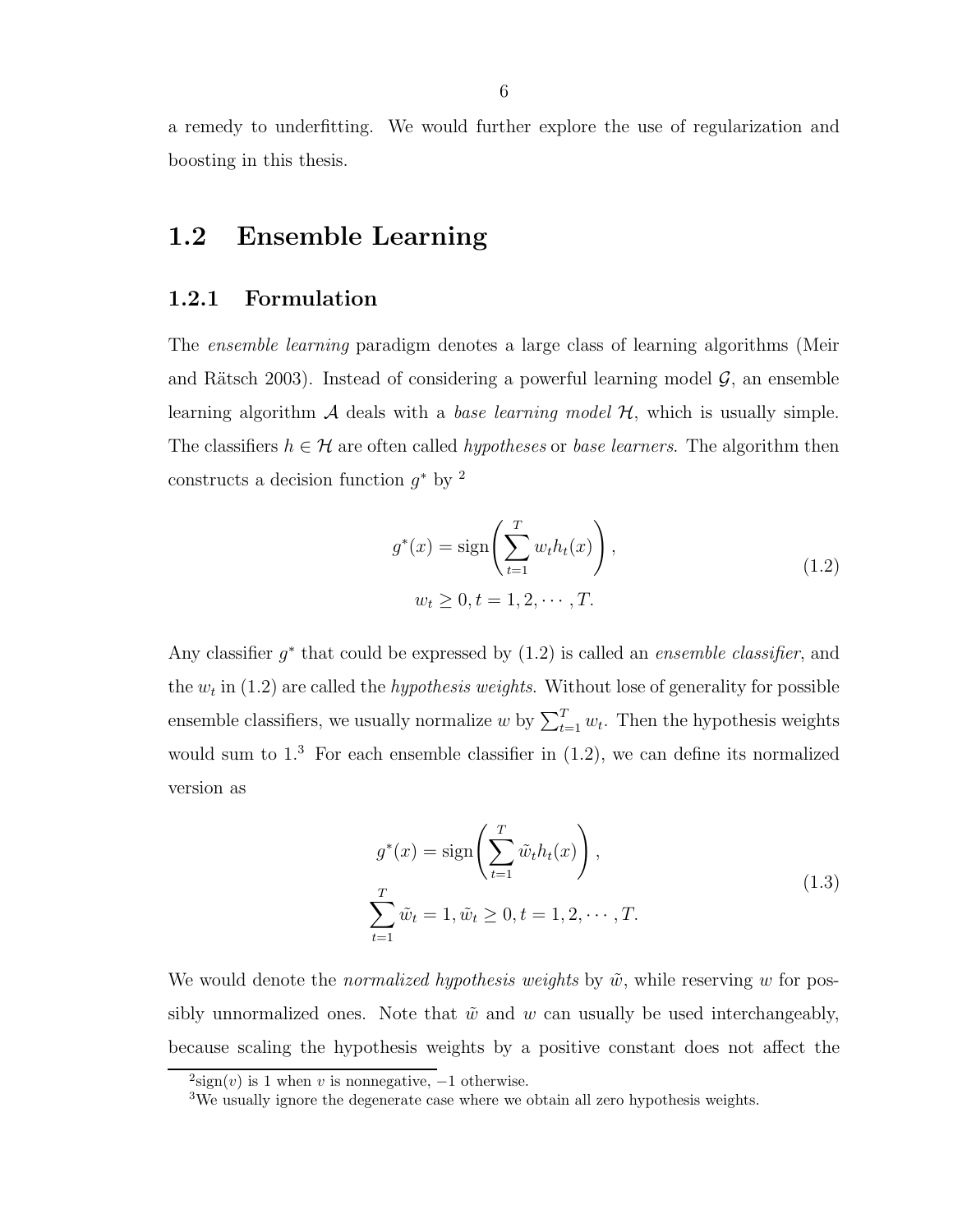a remedy to underfitting. We would further explore the use of regularization and boosting in this thesis.

## 1.2 Ensemble Learning

### 1.2.1 Formulation

The *ensemble learning* paradigm denotes a large class of learning algorithms (Meir and Rätsch 2003). Instead of considering a powerful learning model $\mathcal{G}$, an ensemble learning algorithm $\mathcal{A}$ deals with a *base learning model* $\mathcal{H}$, which is usually simple. The classifiers $h \in \mathcal{H}$ are often called *hypotheses* or *base learners*. The algorithm then constructs a decision function $g^*$ by [2]

$$g^*(x) = \text{sign}\left(\sum_{t=1}^{T} w_t h_t(x)\right), \qquad w_t \geq 0, t = 1, 2, \cdots, T. \tag{1.2}$$

Any classifier $g^*$ that could be expressed by (1.2) is called an *ensemble classifier*, and the $w_t$ in (1.2) are called the *hypothesis weights*. Without lose of generality for possible ensemble classifiers, we usually normalize $w$ by $\sum_{t=1}^{T} w_t$. Then the hypothesis weights would sum to 1.[3] For each ensemble classifier in (1.2), we can define its normalized version as

$$g^*(x) = \text{sign}\left(\sum_{t=1}^{T} \tilde{w}_t h_t(x)\right), \qquad \sum_{t=1}^{T} \tilde{w}_t = 1, \tilde{w}_t \geq 0, t = 1, 2, \cdots, T. \tag{1.3}$$

We would denote the *normalized hypothesis weights* by $\tilde{w}$, while reserving $w$ for possibly unnormalized ones. Note that $\tilde{w}$ and $w$ can usually be used interchangeably, because scaling the hypothesis weights by a positive constant does not affect the

[2] $\text{sign}(v)$ is 1 when $v$ is nonnegative, $-1$ otherwise.

[3] We usually ignore the degenerate case where we obtain all zero hypothesis weights.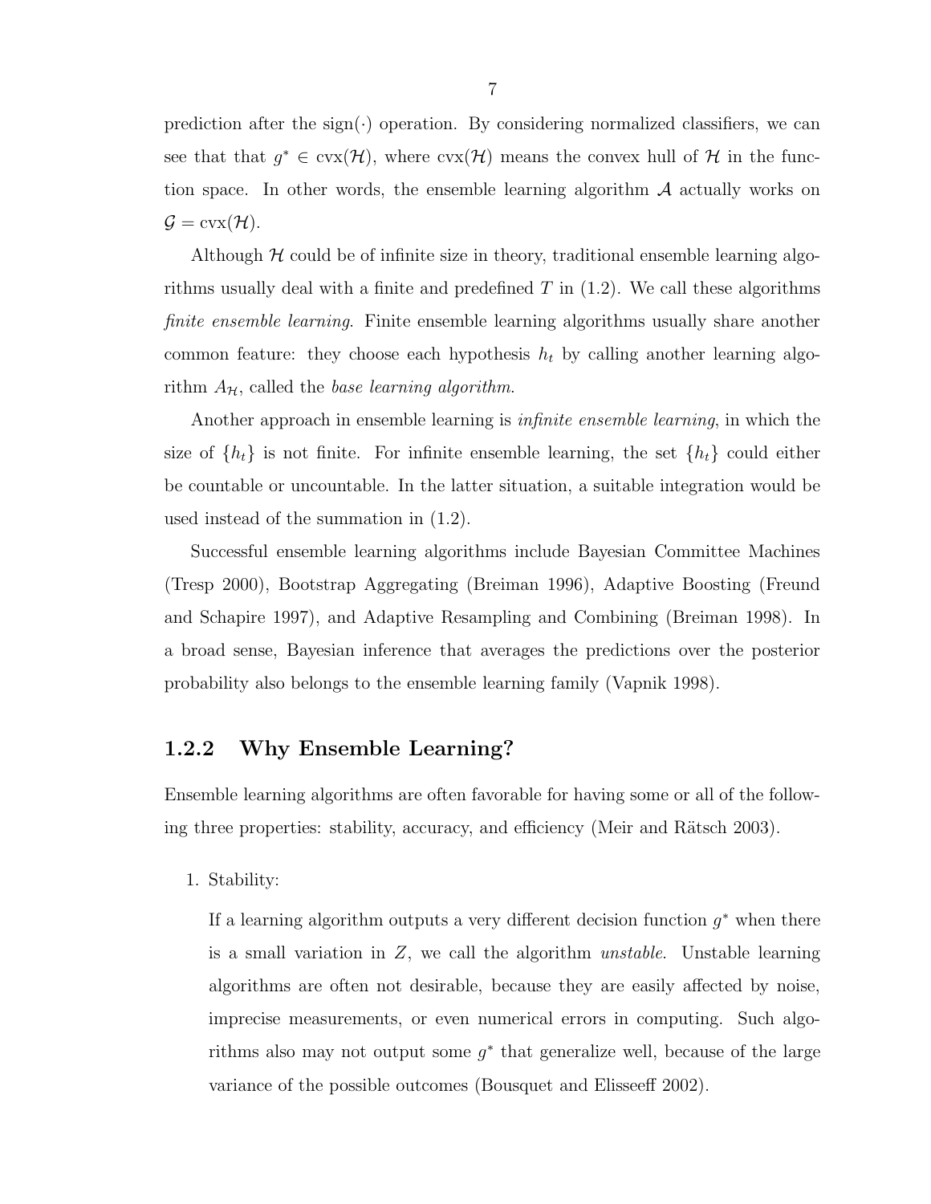prediction after the sign(·) operation. By considering normalized classifiers, we can see that that $g^* \in \text{cvx}(\mathcal{H})$, where $\text{cvx}(\mathcal{H})$ means the convex hull of $\mathcal{H}$ in the function space. In other words, the ensemble learning algorithm $\mathcal{A}$ actually works on $\mathcal{G} = \text{cvx}(\mathcal{H})$.

Although $\mathcal{H}$ could be of infinite size in theory, traditional ensemble learning algorithms usually deal with a finite and predefined $T$ in (1.2). We call these algorithms *finite ensemble learning*. Finite ensemble learning algorithms usually share another common feature: they choose each hypothesis $h_t$ by calling another learning algorithm $A_{\mathcal{H}}$, called the *base learning algorithm*.

Another approach in ensemble learning is *infinite ensemble learning*, in which the size of $\{h_t\}$ is not finite. For infinite ensemble learning, the set $\{h_t\}$ could either be countable or uncountable. In the latter situation, a suitable integration would be used instead of the summation in (1.2).

Successful ensemble learning algorithms include Bayesian Committee Machines (Tresp 2000), Bootstrap Aggregating (Breiman 1996), Adaptive Boosting (Freund and Schapire 1997), and Adaptive Resampling and Combining (Breiman 1998). In a broad sense, Bayesian inference that averages the predictions over the posterior probability also belongs to the ensemble learning family (Vapnik 1998).

### 1.2.2 Why Ensemble Learning?

Ensemble learning algorithms are often favorable for having some or all of the following three properties: stability, accuracy, and efficiency (Meir and Rätsch 2003).

1. Stability:

   If a learning algorithm outputs a very different decision function $g^*$ when there is a small variation in $Z$, we call the algorithm *unstable*. Unstable learning algorithms are often not desirable, because they are easily affected by noise, imprecise measurements, or even numerical errors in computing. Such algorithms also may not output some $g^*$ that generalize well, because of the large variance of the possible outcomes (Bousquet and Elisseeff 2002).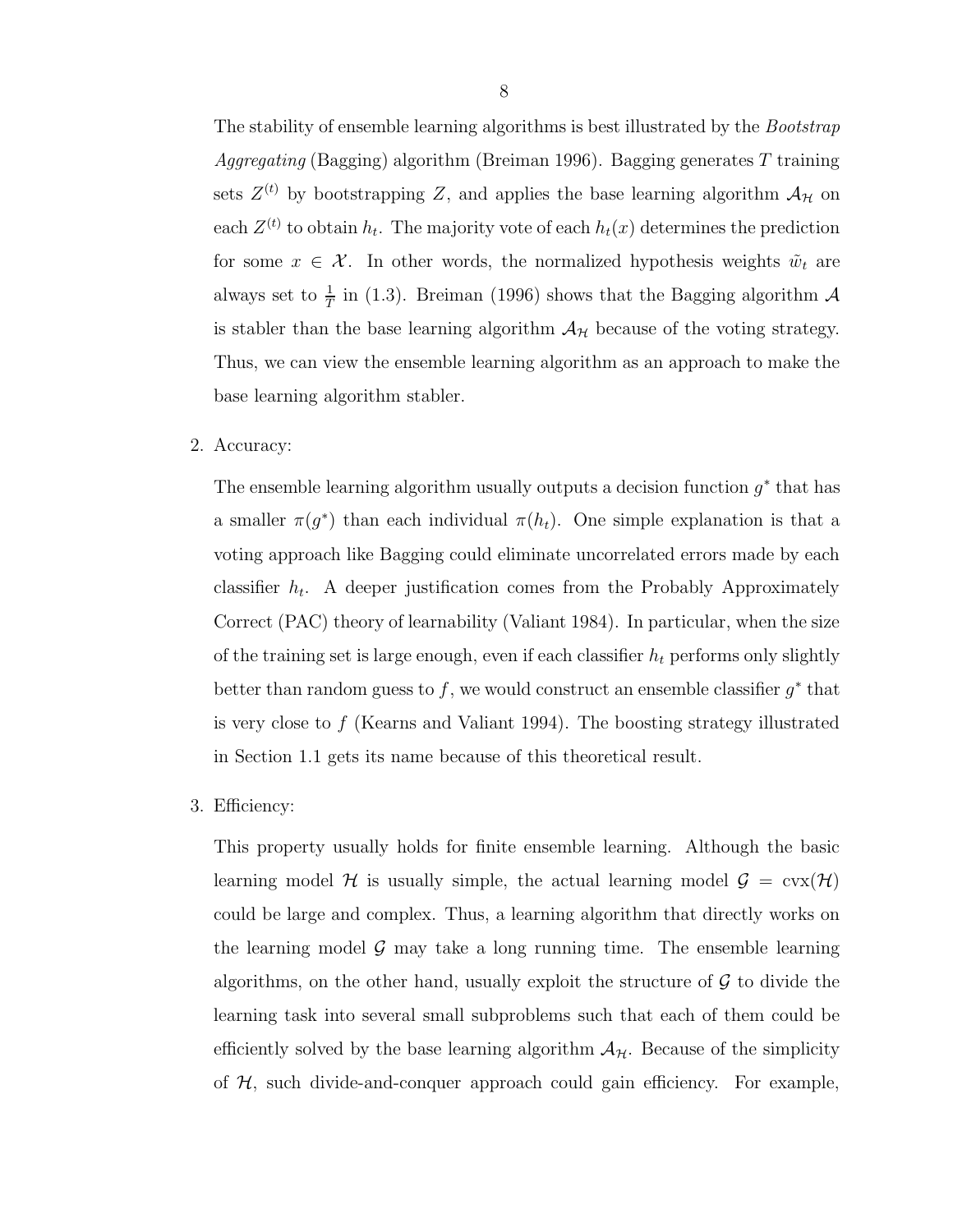The stability of ensemble learning algorithms is best illustrated by the *Bootstrap Aggregating* (Bagging) algorithm (Breiman 1996). Bagging generates $T$ training sets $Z^{(t)}$ by bootstrapping $Z$, and applies the base learning algorithm $\mathcal{A}_{\mathcal{H}}$ on each $Z^{(t)}$ to obtain $h_t$. The majority vote of each $h_t(x)$ determines the prediction for some $x \in \mathcal{X}$. In other words, the normalized hypothesis weights $\tilde{w}_t$ are always set to $\frac{1}{T}$ in (1.3). Breiman (1996) shows that the Bagging algorithm $\mathcal{A}$ is stabler than the base learning algorithm $\mathcal{A}_{\mathcal{H}}$ because of the voting strategy. Thus, we can view the ensemble learning algorithm as an approach to make the base learning algorithm stabler.

2. Accuracy:

   The ensemble learning algorithm usually outputs a decision function $g^*$ that has a smaller $\pi(g^*)$ than each individual $\pi(h_t)$. One simple explanation is that a voting approach like Bagging could eliminate uncorrelated errors made by each classifier $h_t$. A deeper justification comes from the Probably Approximately Correct (PAC) theory of learnability (Valiant 1984). In particular, when the size of the training set is large enough, even if each classifier $h_t$ performs only slightly better than random guess to $f$, we would construct an ensemble classifier $g^*$ that is very close to $f$ (Kearns and Valiant 1994). The boosting strategy illustrated in Section 1.1 gets its name because of this theoretical result.

3. Efficiency:

   This property usually holds for finite ensemble learning. Although the basic learning model $\mathcal{H}$ is usually simple, the actual learning model $\mathcal{G} = \text{cvx}(\mathcal{H})$ could be large and complex. Thus, a learning algorithm that directly works on the learning model $\mathcal{G}$ may take a long running time. The ensemble learning algorithms, on the other hand, usually exploit the structure of $\mathcal{G}$ to divide the learning task into several small subproblems such that each of them could be efficiently solved by the base learning algorithm $\mathcal{A}_{\mathcal{H}}$. Because of the simplicity of $\mathcal{H}$, such divide-and-conquer approach could gain efficiency. For example,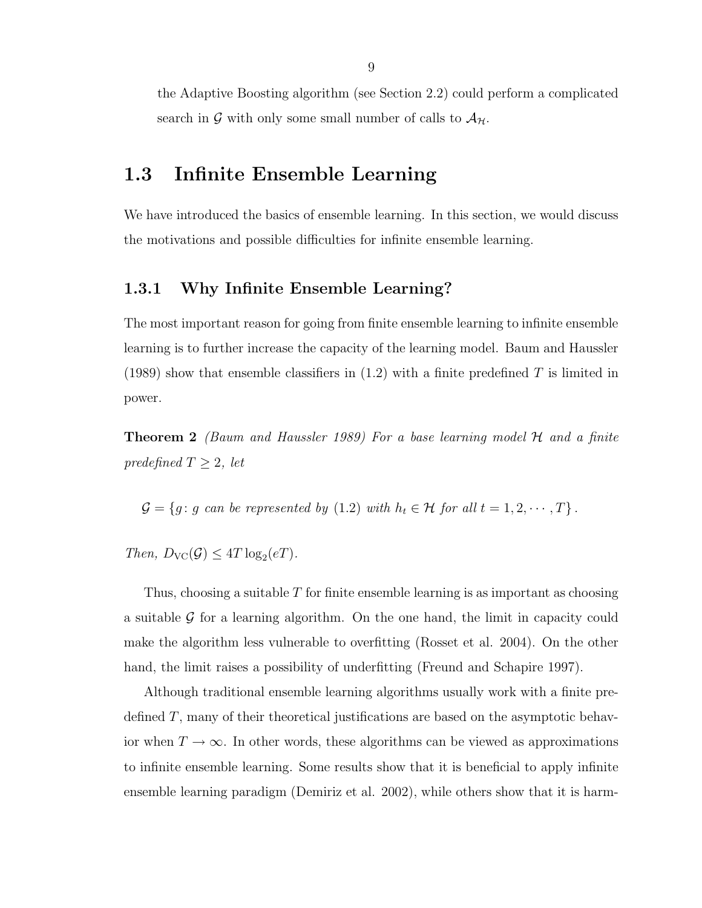the Adaptive Boosting algorithm (see Section 2.2) could perform a complicated search in $\mathcal{G}$ with only some small number of calls to $\mathcal{A}_{\mathcal{H}}$.

## 1.3 Infinite Ensemble Learning

We have introduced the basics of ensemble learning. In this section, we would discuss the motivations and possible difficulties for infinite ensemble learning.

### 1.3.1 Why Infinite Ensemble Learning?

The most important reason for going from finite ensemble learning to infinite ensemble learning is to further increase the capacity of the learning model. Baum and Haussler (1989) show that ensemble classifiers in (1.2) with a finite predefined $T$ is limited in power.

**Theorem 2** *(Baum and Haussler 1989) For a base learning model $\mathcal{H}$ and a finite predefined $T \geq 2$, let*

$$\mathcal{G} = \{g \colon g \text{ can be represented by (1.2) with } h_t \in \mathcal{H} \text{ for all } t = 1, 2, \cdots, T\}.$$

*Then, $D_{\text{VC}}(\mathcal{G}) \leq 4T \log_2(eT)$.*

Thus, choosing a suitable $T$ for finite ensemble learning is as important as choosing a suitable $\mathcal{G}$ for a learning algorithm. On the one hand, the limit in capacity could make the algorithm less vulnerable to overfitting (Rosset et al. 2004). On the other hand, the limit raises a possibility of underfitting (Freund and Schapire 1997).

Although traditional ensemble learning algorithms usually work with a finite predefined $T$, many of their theoretical justifications are based on the asymptotic behavior when $T \to \infty$. In other words, these algorithms can be viewed as approximations to infinite ensemble learning. Some results show that it is beneficial to apply infinite ensemble learning paradigm (Demiriz et al. 2002), while others show that it is harm-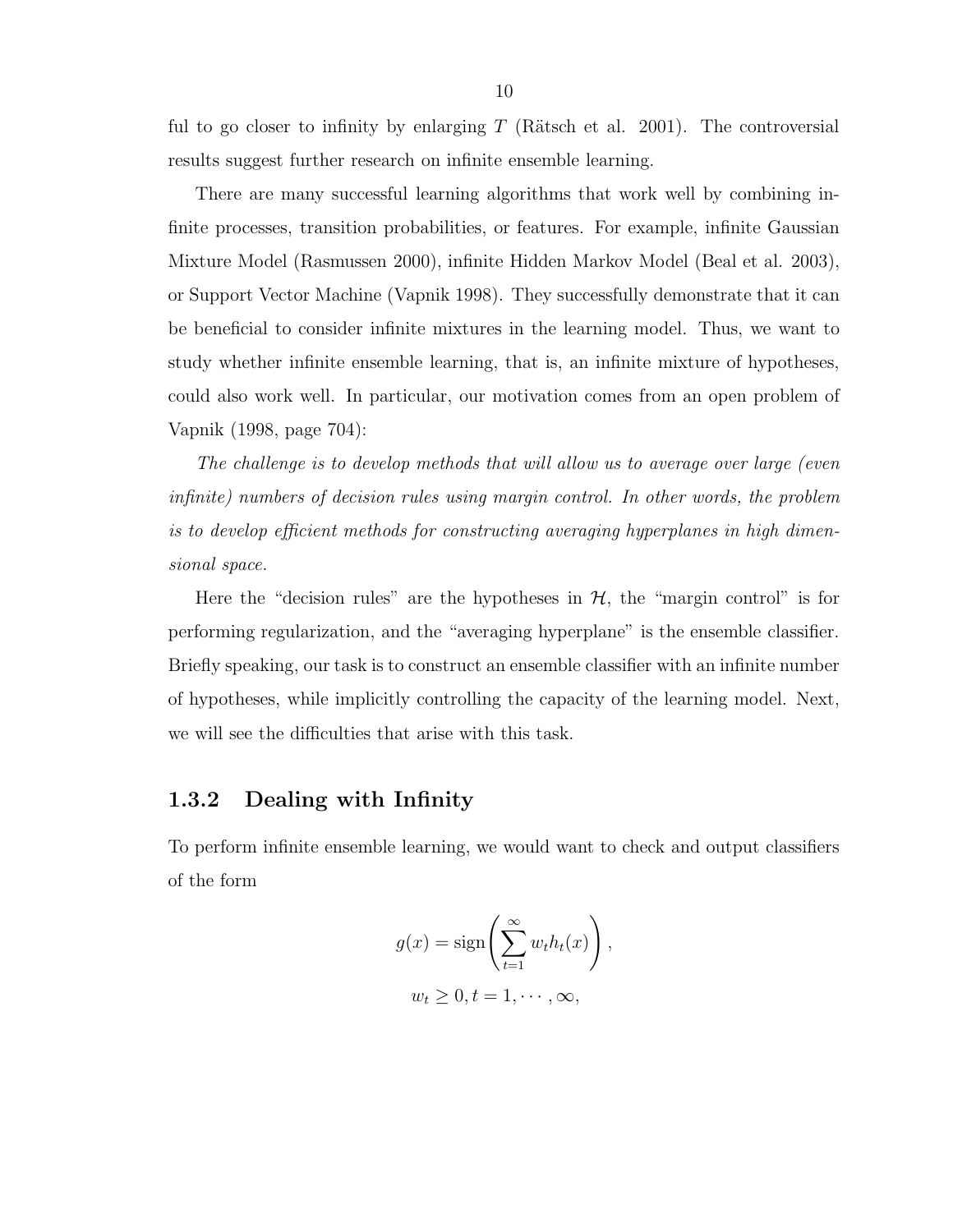ful to go closer to infinity by enlarging $T$ (Rätsch et al. 2001). The controversial results suggest further research on infinite ensemble learning.

There are many successful learning algorithms that work well by combining infinite processes, transition probabilities, or features. For example, infinite Gaussian Mixture Model (Rasmussen 2000), infinite Hidden Markov Model (Beal et al. 2003), or Support Vector Machine (Vapnik 1998). They successfully demonstrate that it can be beneficial to consider infinite mixtures in the learning model. Thus, we want to study whether infinite ensemble learning, that is, an infinite mixture of hypotheses, could also work well. In particular, our motivation comes from an open problem of Vapnik (1998, page 704):

*The challenge is to develop methods that will allow us to average over large (even infinite) numbers of decision rules using margin control. In other words, the problem is to develop efficient methods for constructing averaging hyperplanes in high dimensional space.*

Here the "decision rules" are the hypotheses in $\mathcal{H}$, the "margin control" is for performing regularization, and the "averaging hyperplane" is the ensemble classifier. Briefly speaking, our task is to construct an ensemble classifier with an infinite number of hypotheses, while implicitly controlling the capacity of the learning model. Next, we will see the difficulties that arise with this task.

### 1.3.2 Dealing with Infinity

To perform infinite ensemble learning, we would want to check and output classifiers of the form

$$g(x) = \text{sign}\left(\sum_{t=1}^{\infty} w_t h_t(x)\right),$$

$$w_t \geq 0, t = 1, \cdots, \infty,$$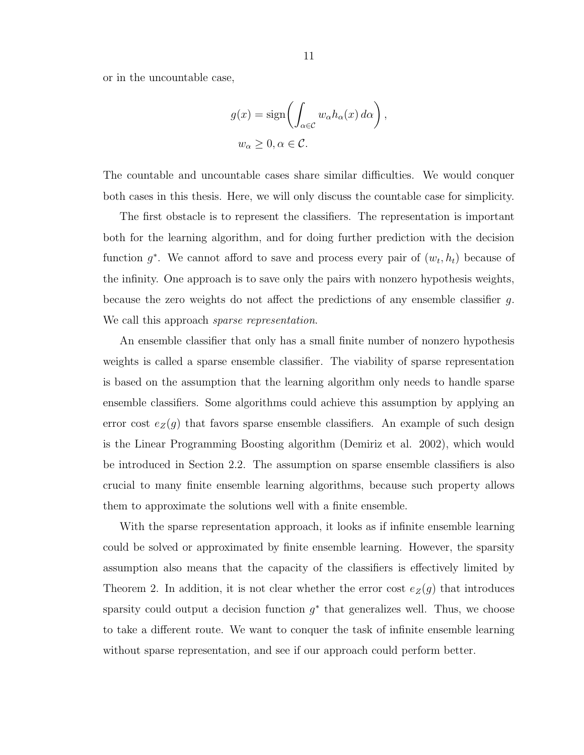or in the uncountable case,

$$
\begin{aligned}
g(x) &= \operatorname{sign}\left( \int_{\alpha \in \mathcal{C}} w_\alpha h_\alpha(x)\, d\alpha \right), \\
w_\alpha &\geq 0, \alpha \in \mathcal{C}.
\end{aligned}
$$

The countable and uncountable cases share similar difficulties. We would conquer both cases in this thesis. Here, we will only discuss the countable case for simplicity.

The first obstacle is to represent the classifiers. The representation is important both for the learning algorithm, and for doing further prediction with the decision function $g^*$. We cannot afford to save and process every pair of $(w_t, h_t)$ because of the infinity. One approach is to save only the pairs with nonzero hypothesis weights, because the zero weights do not affect the predictions of any ensemble classifier $g$. We call this approach *sparse representation*.

An ensemble classifier that only has a small finite number of nonzero hypothesis weights is called a sparse ensemble classifier. The viability of sparse representation is based on the assumption that the learning algorithm only needs to handle sparse ensemble classifiers. Some algorithms could achieve this assumption by applying an error cost $e_Z(g)$ that favors sparse ensemble classifiers. An example of such design is the Linear Programming Boosting algorithm (Demiriz et al. 2002), which would be introduced in Section 2.2. The assumption on sparse ensemble classifiers is also crucial to many finite ensemble learning algorithms, because such property allows them to approximate the solutions well with a finite ensemble.

With the sparse representation approach, it looks as if infinite ensemble learning could be solved or approximated by finite ensemble learning. However, the sparsity assumption also means that the capacity of the classifiers is effectively limited by Theorem 2. In addition, it is not clear whether the error cost $e_Z(g)$ that introduces sparsity could output a decision function $g^*$ that generalizes well. Thus, we choose to take a different route. We want to conquer the task of infinite ensemble learning without sparse representation, and see if our approach could perform better.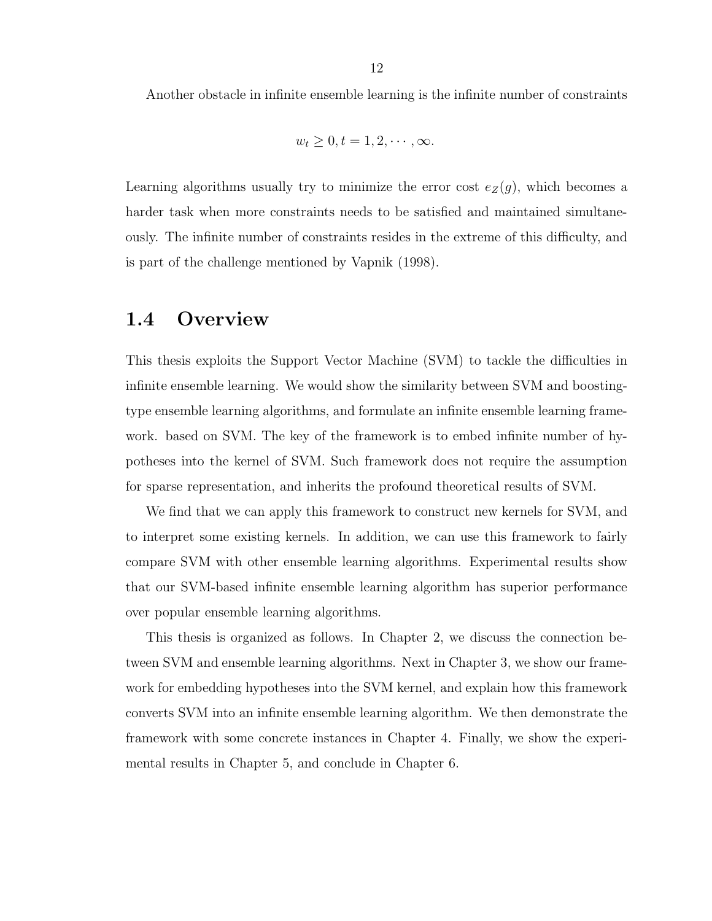Another obstacle in infinite ensemble learning is the infinite number of constraints

$$w_t \geq 0, t = 1, 2, \cdots, \infty.$$

Learning algorithms usually try to minimize the error cost $e_Z(g)$, which becomes a harder task when more constraints needs to be satisfied and maintained simultaneously. The infinite number of constraints resides in the extreme of this difficulty, and is part of the challenge mentioned by Vapnik (1998).

## 1.4 Overview

This thesis exploits the Support Vector Machine (SVM) to tackle the difficulties in infinite ensemble learning. We would show the similarity between SVM and boosting-type ensemble learning algorithms, and formulate an infinite ensemble learning framework. based on SVM. The key of the framework is to embed infinite number of hypotheses into the kernel of SVM. Such framework does not require the assumption for sparse representation, and inherits the profound theoretical results of SVM.

We find that we can apply this framework to construct new kernels for SVM, and to interpret some existing kernels. In addition, we can use this framework to fairly compare SVM with other ensemble learning algorithms. Experimental results show that our SVM-based infinite ensemble learning algorithm has superior performance over popular ensemble learning algorithms.

This thesis is organized as follows. In Chapter 2, we discuss the connection between SVM and ensemble learning algorithms. Next in Chapter 3, we show our framework for embedding hypotheses into the SVM kernel, and explain how this framework converts SVM into an infinite ensemble learning algorithm. We then demonstrate the framework with some concrete instances in Chapter 4. Finally, we show the experimental results in Chapter 5, and conclude in Chapter 6.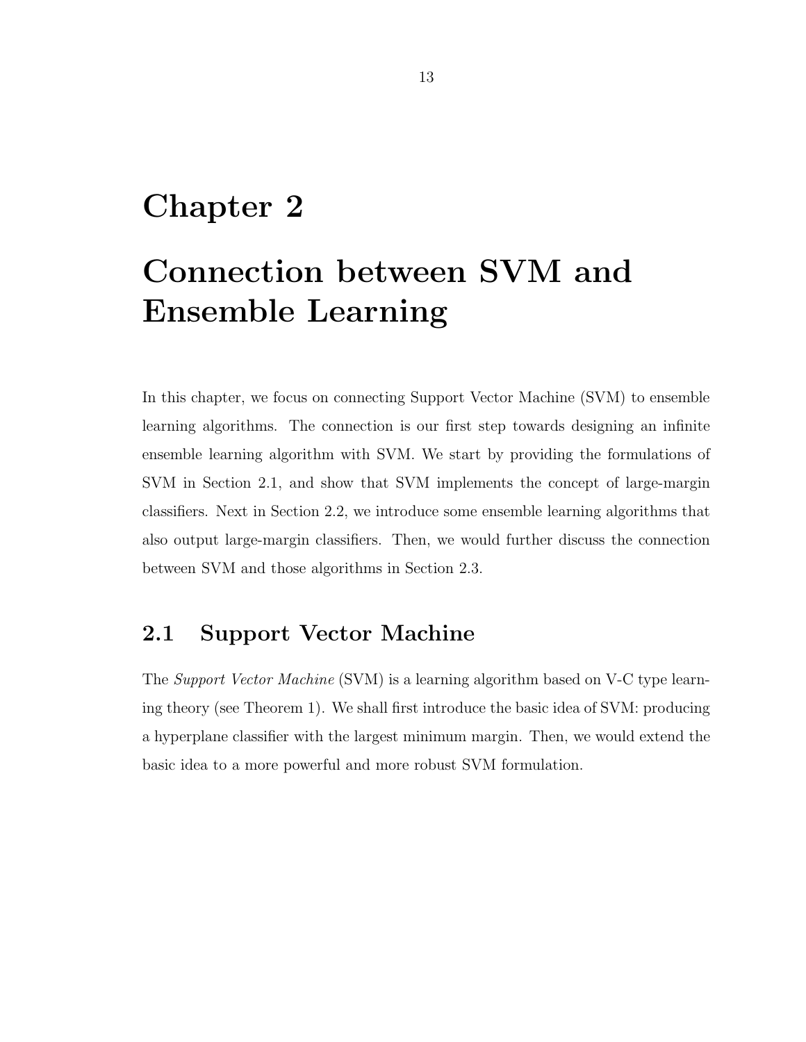# Chapter 2

# Connection between SVM and Ensemble Learning

In this chapter, we focus on connecting Support Vector Machine (SVM) to ensemble learning algorithms. The connection is our first step towards designing an infinite ensemble learning algorithm with SVM. We start by providing the formulations of SVM in Section 2.1, and show that SVM implements the concept of large-margin classifiers. Next in Section 2.2, we introduce some ensemble learning algorithms that also output large-margin classifiers. Then, we would further discuss the connection between SVM and those algorithms in Section 2.3.

## 2.1 Support Vector Machine

The *Support Vector Machine* (SVM) is a learning algorithm based on V-C type learning theory (see Theorem 1). We shall first introduce the basic idea of SVM: producing a hyperplane classifier with the largest minimum margin. Then, we would extend the basic idea to a more powerful and more robust SVM formulation.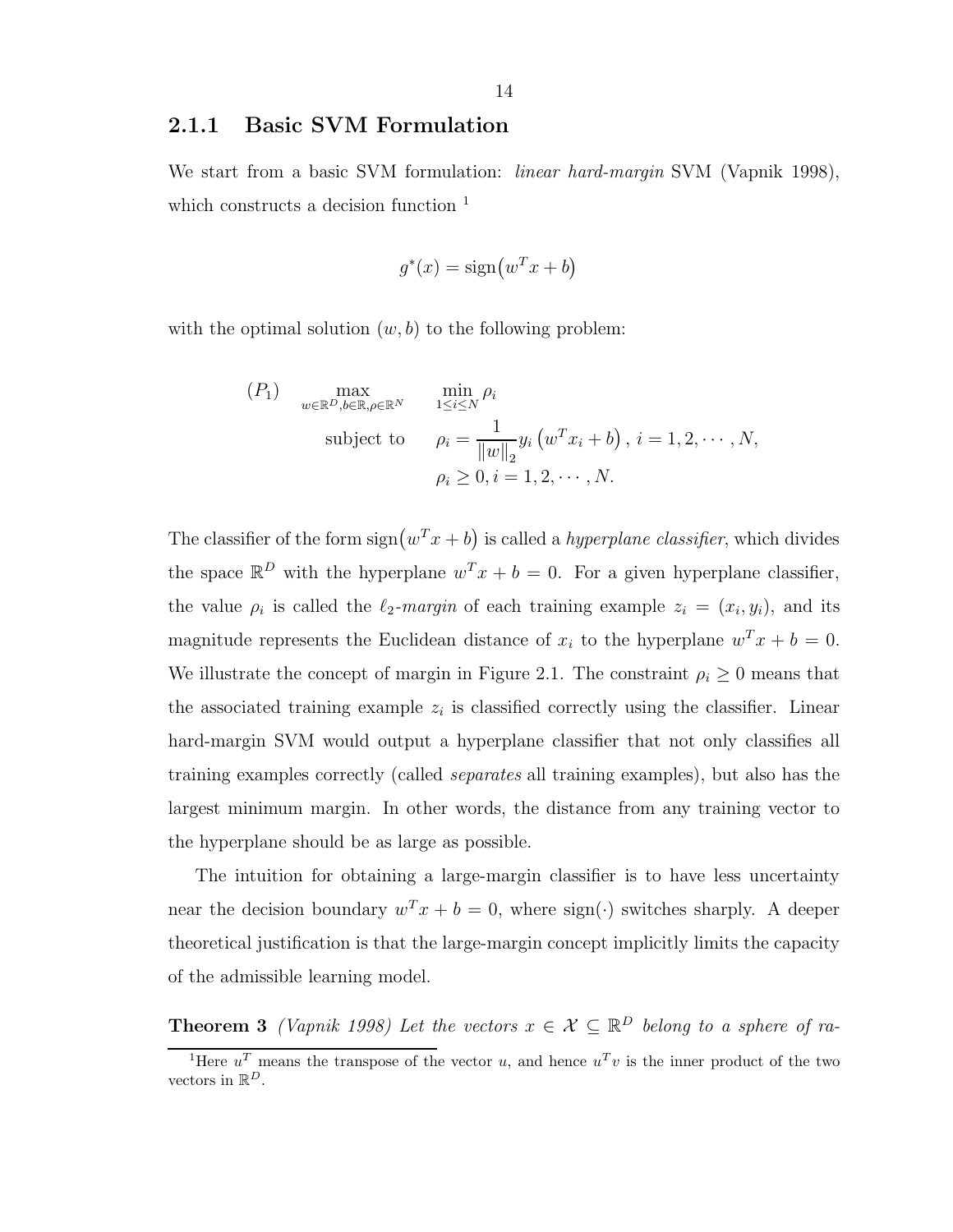### 2.1.1 Basic SVM Formulation

We start from a basic SVM formulation: *linear hard-margin* SVM (Vapnik 1998), which constructs a decision function [1]

$$g^*(x) = \text{sign}\big(w^T x + b\big)$$

with the optimal solution $(w, b)$ to the following problem:

$$
\begin{aligned}
(P_1) \qquad \max_{w \in \mathbb{R}^D, b \in \mathbb{R}, \rho \in \mathbb{R}^N} \quad & \min_{1 \le i \le N} \rho_i \\
\text{subject to} \quad & \rho_i = \frac{1}{\|w\|_2} y_i \left(w^T x_i + b\right), \; i = 1, 2, \cdots, N, \\
& \rho_i \ge 0, i = 1, 2, \cdots, N.
\end{aligned}
$$

The classifier of the form $\text{sign}\big(w^T x + b\big)$ is called a *hyperplane classifier*, which divides the space $\mathbb{R}^D$ with the hyperplane $w^T x + b = 0$. For a given hyperplane classifier, the value $\rho_i$ is called the $\ell_2$-*margin* of each training example $z_i = (x_i, y_i)$, and its magnitude represents the Euclidean distance of $x_i$ to the hyperplane $w^T x + b = 0$. We illustrate the concept of margin in Figure 2.1. The constraint $\rho_i \ge 0$ means that the associated training example $z_i$ is classified correctly using the classifier. Linear hard-margin SVM would output a hyperplane classifier that not only classifies all training examples correctly (called *separates* all training examples), but also has the largest minimum margin. In other words, the distance from any training vector to the hyperplane should be as large as possible.

The intuition for obtaining a large-margin classifier is to have less uncertainty near the decision boundary $w^T x + b = 0$, where $\text{sign}(\cdot)$ switches sharply. A deeper theoretical justification is that the large-margin concept implicitly limits the capacity of the admissible learning model.

**Theorem 3** *(Vapnik 1998) Let the vectors $x \in \mathcal{X} \subseteq \mathbb{R}^D$ belong to a sphere of ra-*

---

[1] Here $u^T$ means the transpose of the vector $u$, and hence $u^T v$ is the inner product of the two vectors in $\mathbb{R}^D$.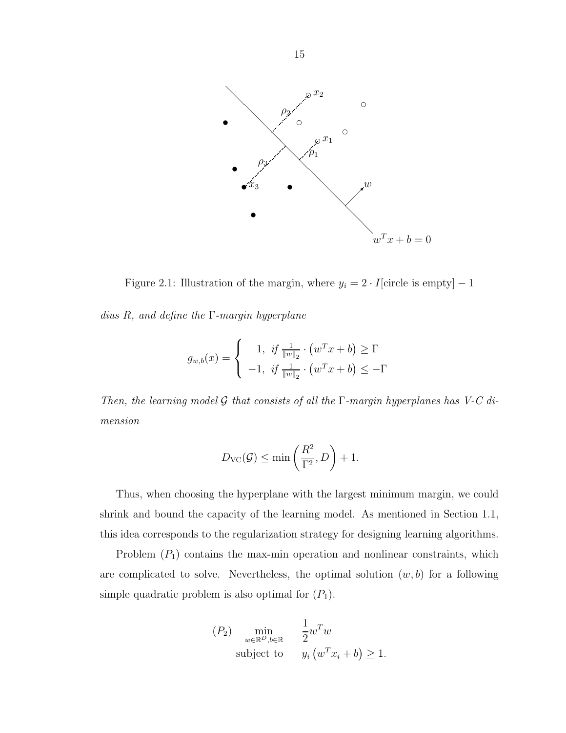Figure 2.1: Illustration of the margin, where $y_i = 2 \cdot I[\text{circle is empty}] - 1$

*dius $R$, and define the $\Gamma$-margin hyperplane*

$$g_{w,b}(x) = \begin{cases} 1, & \text{if } \frac{1}{\|w\|_2} \cdot \left(w^T x + b\right) \geq \Gamma \\ -1, & \text{if } \frac{1}{\|w\|_2} \cdot \left(w^T x + b\right) \leq -\Gamma \end{cases}$$

*Then, the learning model $\mathcal{G}$ that consists of all the $\Gamma$-margin hyperplanes has V-C dimension*

$$D_{\text{VC}}(\mathcal{G}) \leq \min\left(\frac{R^2}{\Gamma^2}, D\right) + 1.$$

Thus, when choosing the hyperplane with the largest minimum margin, we could shrink and bound the capacity of the learning model. As mentioned in Section 1.1, this idea corresponds to the regularization strategy for designing learning algorithms.

Problem $(P_1)$ contains the max-min operation and nonlinear constraints, which are complicated to solve. Nevertheless, the optimal solution $(w, b)$ for a following simple quadratic problem is also optimal for $(P_1)$.

$$(P_2) \quad \min_{w \in \mathbb{R}^D, b \in \mathbb{R}} \quad \frac{1}{2} w^T w$$
$$\text{subject to} \quad y_i \left(w^T x_i + b\right) \geq 1.$$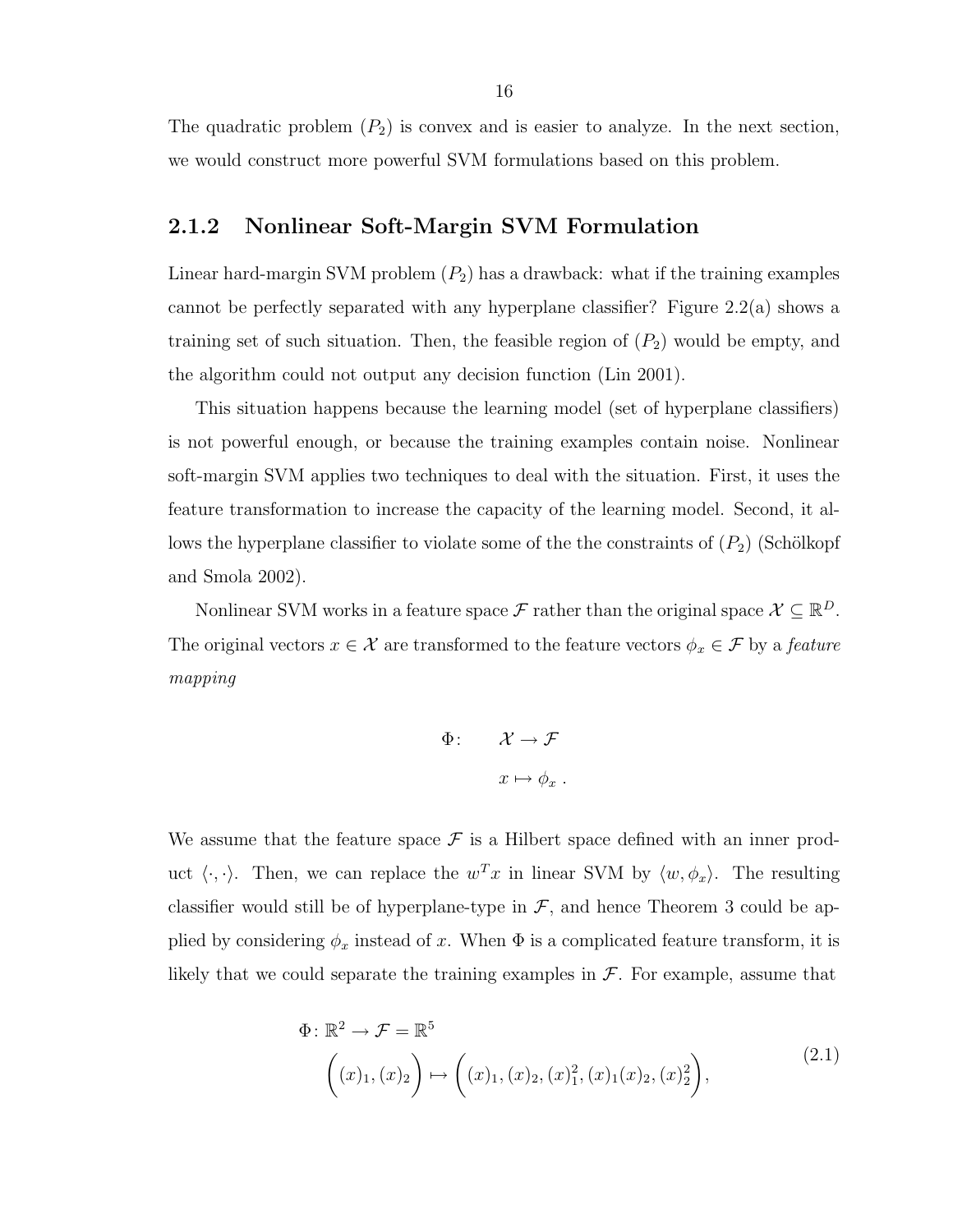The quadratic problem $(P_2)$ is convex and is easier to analyze. In the next section, we would construct more powerful SVM formulations based on this problem.

### 2.1.2 Nonlinear Soft-Margin SVM Formulation

Linear hard-margin SVM problem $(P_2)$ has a drawback: what if the training examples cannot be perfectly separated with any hyperplane classifier? Figure 2.2(a) shows a training set of such situation. Then, the feasible region of $(P_2)$ would be empty, and the algorithm could not output any decision function (Lin 2001).

This situation happens because the learning model (set of hyperplane classifiers) is not powerful enough, or because the training examples contain noise. Nonlinear soft-margin SVM applies two techniques to deal with the situation. First, it uses the feature transformation to increase the capacity of the learning model. Second, it allows the hyperplane classifier to violate some of the the constraints of $(P_2)$ (Schölkopf and Smola 2002).

Nonlinear SVM works in a feature space $\mathcal{F}$ rather than the original space $\mathcal{X} \subseteq \mathbb{R}^D$. The original vectors $x \in \mathcal{X}$ are transformed to the feature vectors $\phi_x \in \mathcal{F}$ by a *feature mapping*

$$
\begin{aligned}
\Phi\colon \qquad & \mathcal{X} \to \mathcal{F} \\
& x \mapsto \phi_x \,.
\end{aligned}
$$

We assume that the feature space $\mathcal{F}$ is a Hilbert space defined with an inner product $\langle \cdot, \cdot \rangle$. Then, we can replace the $w^T x$ in linear SVM by $\langle w, \phi_x \rangle$. The resulting classifier would still be of hyperplane-type in $\mathcal{F}$, and hence Theorem 3 could be applied by considering $\phi_x$ instead of $x$. When $\Phi$ is a complicated feature transform, it is likely that we could separate the training examples in $\mathcal{F}$. For example, assume that

$$
\begin{aligned}
&\Phi\colon \mathbb{R}^2 \to \mathcal{F} = \mathbb{R}^5 \\
&\quad \Big( (x)_1, (x)_2 \Big) \mapsto \Big( (x)_1, (x)_2, (x)_1^2, (x)_1(x)_2, (x)_2^2 \Big),
\end{aligned}
\tag{2.1}
$$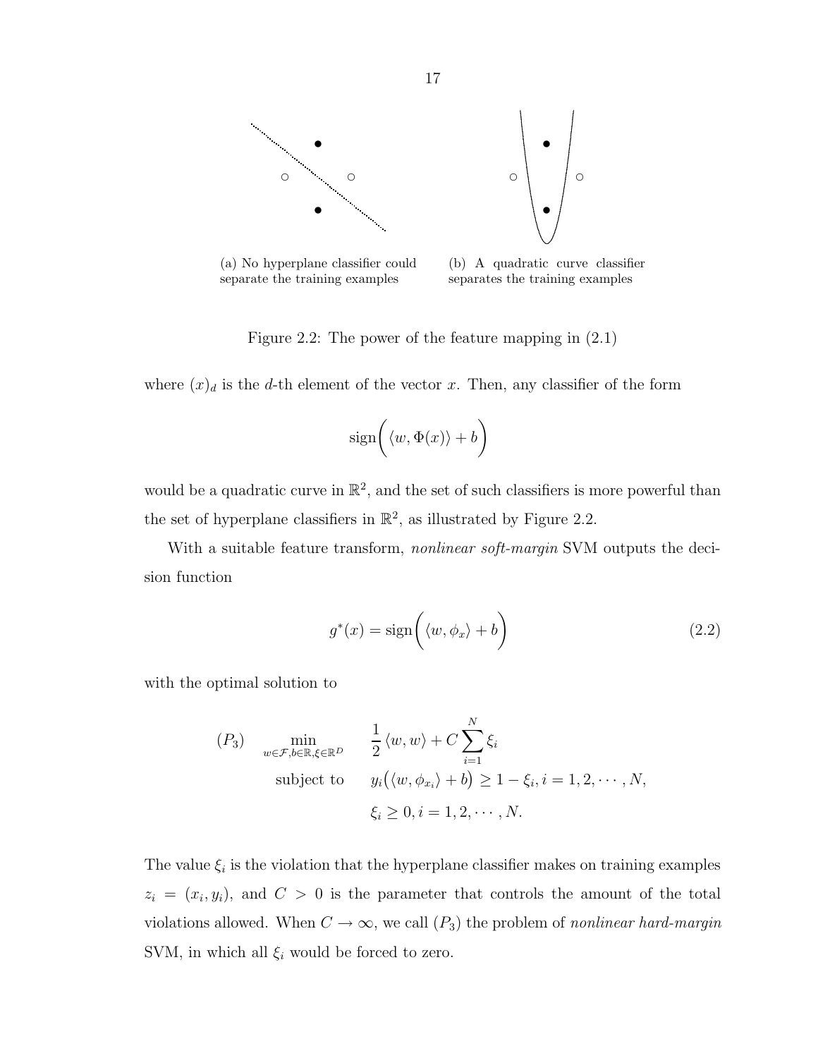(a) No hyperplane classifier could separate the training examples

(b) A quadratic curve classifier separates the training examples

Figure 2.2: The power of the feature mapping in (2.1)

where $(x)_d$ is the $d$-th element of the vector $x$. Then, any classifier of the form

$$\operatorname{sign}\bigg(\langle w, \Phi(x)\rangle + b\bigg)$$

would be a quadratic curve in $\mathbb{R}^2$, and the set of such classifiers is more powerful than the set of hyperplane classifiers in $\mathbb{R}^2$, as illustrated by Figure 2.2.

With a suitable feature transform, *nonlinear soft-margin* SVM outputs the decision function

$$g^*(x) = \operatorname{sign}\bigg(\langle w, \phi_x\rangle + b\bigg) \tag{2.2}$$

with the optimal solution to

$$
\begin{aligned}
(P_3) \quad \min_{w\in\mathcal{F}, b\in\mathbb{R}, \xi\in\mathbb{R}^D} \quad & \frac{1}{2}\langle w, w\rangle + C\sum_{i=1}^{N}\xi_i \\
\text{subject to} \quad & y_i\big(\langle w, \phi_{x_i}\rangle + b\big) \geq 1 - \xi_i, i = 1, 2, \cdots, N, \\
& \xi_i \geq 0, i = 1, 2, \cdots, N.
\end{aligned}
$$

The value $\xi_i$ is the violation that the hyperplane classifier makes on training examples $z_i = (x_i, y_i)$, and $C > 0$ is the parameter that controls the amount of the total violations allowed. When $C \to \infty$, we call $(P_3)$ the problem of *nonlinear hard-margin* SVM, in which all $\xi_i$ would be forced to zero.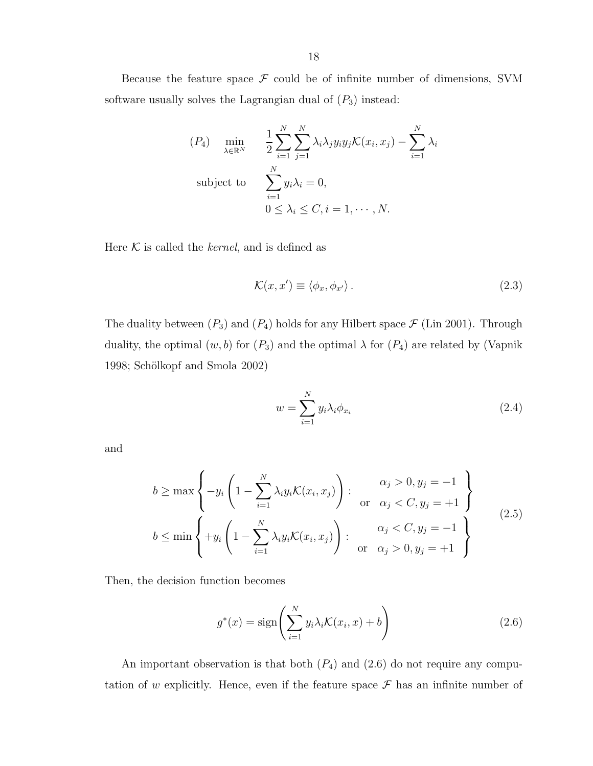Because the feature space $\mathcal{F}$ could be of infinite number of dimensions, SVM software usually solves the Lagrangian dual of $(P_3)$ instead:

$$
\begin{aligned}
(P_4) \quad \min_{\lambda \in \mathbb{R}^N} \quad & \frac{1}{2} \sum_{i=1}^{N} \sum_{j=1}^{N} \lambda_i \lambda_j y_i y_j \mathcal{K}(x_i, x_j) - \sum_{i=1}^{N} \lambda_i \\
\text{subject to} \quad & \sum_{i=1}^{N} y_i \lambda_i = 0, \\
& 0 \le \lambda_i \le C, i = 1, \cdots, N.
\end{aligned}
$$

Here $\mathcal{K}$ is called the *kernel*, and is defined as

$$
\mathcal{K}(x, x') \equiv \langle \phi_x, \phi_{x'} \rangle . \tag{2.3}
$$

The duality between $(P_3)$ and $(P_4)$ holds for any Hilbert space $\mathcal{F}$ (Lin 2001). Through duality, the optimal $(w, b)$ for $(P_3)$ and the optimal $\lambda$ for $(P_4)$ are related by (Vapnik 1998; Schölkopf and Smola 2002)

$$
w = \sum_{i=1}^{N} y_i \lambda_i \phi_{x_i} \tag{2.4}
$$

and

$$
\begin{aligned}
b &\ge \max \left\{ -y_i \left( 1 - \sum_{i=1}^{N} \lambda_i y_i \mathcal{K}(x_i, x_j) \right) : \begin{array}{c} \alpha_j > 0, y_j = -1 \\ \text{or} \quad \alpha_j < C, y_j = +1 \end{array} \right\} \\
b &\le \min \left\{ +y_i \left( 1 - \sum_{i=1}^{N} \lambda_i y_i \mathcal{K}(x_i, x_j) \right) : \begin{array}{c} \alpha_j < C, y_j = -1 \\ \text{or} \quad \alpha_j > 0, y_j = +1 \end{array} \right\}
\end{aligned} \tag{2.5}
$$

Then, the decision function becomes

$$
g^*(x) = \operatorname{sign} \left( \sum_{i=1}^{N} y_i \lambda_i \mathcal{K}(x_i, x) + b \right) \tag{2.6}
$$

An important observation is that both $(P_4)$ and (2.6) do not require any computation of $w$ explicitly. Hence, even if the feature space $\mathcal{F}$ has an infinite number of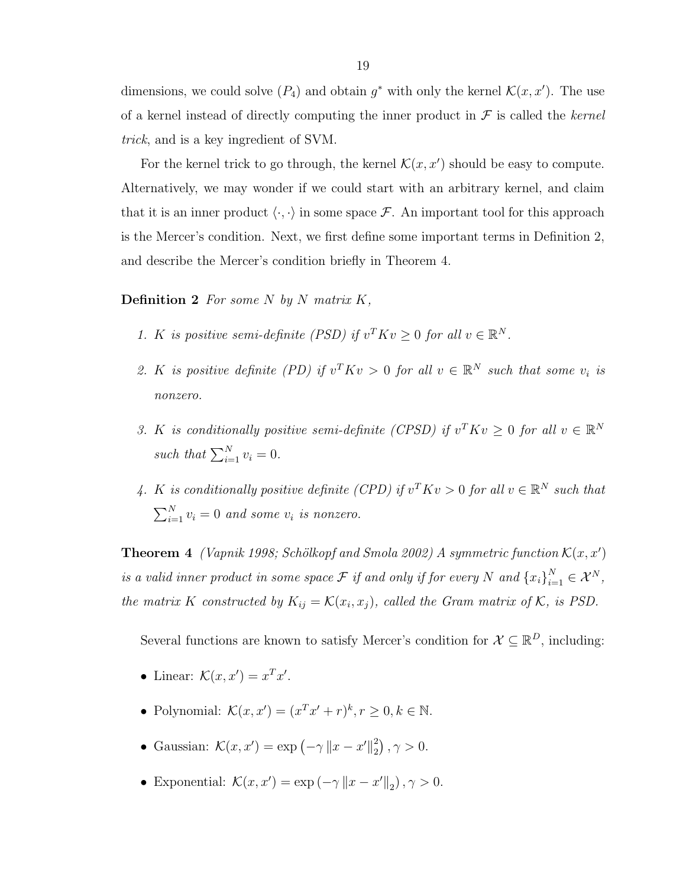dimensions, we could solve $(P_4)$ and obtain $g^*$ with only the kernel $\mathcal{K}(x, x')$. The use of a kernel instead of directly computing the inner product in $\mathcal{F}$ is called the *kernel trick*, and is a key ingredient of SVM.

For the kernel trick to go through, the kernel $\mathcal{K}(x, x')$ should be easy to compute. Alternatively, we may wonder if we could start with an arbitrary kernel, and claim that it is an inner product $\langle \cdot, \cdot \rangle$ in some space $\mathcal{F}$. An important tool for this approach is the Mercer's condition. Next, we first define some important terms in Definition 2, and describe the Mercer's condition briefly in Theorem 4.

**Definition 2** *For some $N$ by $N$ matrix $K$,*

1. *$K$ is positive semi-definite (PSD) if $v^T K v \geq 0$ for all $v \in \mathbb{R}^N$.*

2. *$K$ is positive definite (PD) if $v^T K v > 0$ for all $v \in \mathbb{R}^N$ such that some $v_i$ is nonzero.*

3. *$K$ is conditionally positive semi-definite (CPSD) if $v^T K v \geq 0$ for all $v \in \mathbb{R}^N$ such that $\sum_{i=1}^N v_i = 0$.*

4. *$K$ is conditionally positive definite (CPD) if $v^T K v > 0$ for all $v \in \mathbb{R}^N$ such that $\sum_{i=1}^N v_i = 0$ and some $v_i$ is nonzero.*

**Theorem 4** *(Vapnik 1998; Schölkopf and Smola 2002) A symmetric function $\mathcal{K}(x, x')$ is a valid inner product in some space $\mathcal{F}$ if and only if for every $N$ and $\{x_i\}_{i=1}^N \in \mathcal{X}^N$, the matrix $K$ constructed by $K_{ij} = \mathcal{K}(x_i, x_j)$, called the Gram matrix of $\mathcal{K}$, is PSD.*

Several functions are known to satisfy Mercer's condition for $\mathcal{X} \subseteq \mathbb{R}^D$, including:

- Linear: $\mathcal{K}(x, x') = x^T x'$.
- Polynomial: $\mathcal{K}(x, x') = (x^T x' + r)^k, r \geq 0, k \in \mathbb{N}$.
- Gaussian: $\mathcal{K}(x, x') = \exp\left(-\gamma \|x - x'\|_2^2\right), \gamma > 0$.
- Exponential: $\mathcal{K}(x, x') = \exp\left(-\gamma \|x - x'\|_2\right), \gamma > 0$.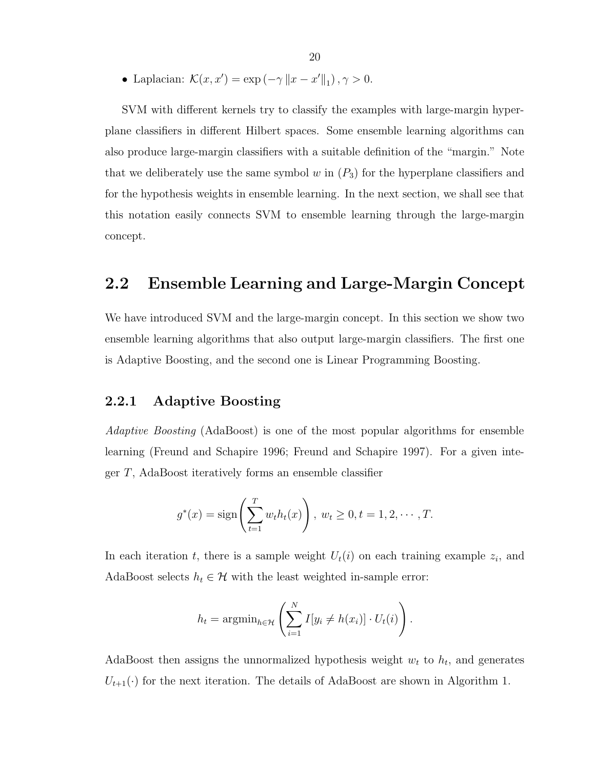- Laplacian: $\mathcal{K}(x, x') = \exp\left(-\gamma \left\|x - x'\right\|_1\right), \gamma > 0$.

SVM with different kernels try to classify the examples with large-margin hyperplane classifiers in different Hilbert spaces. Some ensemble learning algorithms can also produce large-margin classifiers with a suitable definition of the "margin." Note that we deliberately use the same symbol $w$ in $(P_3)$ for the hyperplane classifiers and for the hypothesis weights in ensemble learning. In the next section, we shall see that this notation easily connects SVM to ensemble learning through the large-margin concept.

## 2.2 Ensemble Learning and Large-Margin Concept

We have introduced SVM and the large-margin concept. In this section we show two ensemble learning algorithms that also output large-margin classifiers. The first one is Adaptive Boosting, and the second one is Linear Programming Boosting.

### 2.2.1 Adaptive Boosting

*Adaptive Boosting* (AdaBoost) is one of the most popular algorithms for ensemble learning (Freund and Schapire 1996; Freund and Schapire 1997). For a given integer $T$, AdaBoost iteratively forms an ensemble classifier

$$g^*(x) = \text{sign}\left(\sum_{t=1}^{T} w_t h_t(x)\right),\ w_t \geq 0, t = 1, 2, \cdots, T.$$

In each iteration $t$, there is a sample weight $U_t(i)$ on each training example $z_i$, and AdaBoost selects $h_t \in \mathcal{H}$ with the least weighted in-sample error:

$$h_t = \text{argmin}_{h \in \mathcal{H}} \left(\sum_{i=1}^{N} I[y_i \neq h(x_i)] \cdot U_t(i)\right).$$

AdaBoost then assigns the unnormalized hypothesis weight $w_t$ to $h_t$, and generates $U_{t+1}(\cdot)$ for the next iteration. The details of AdaBoost are shown in Algorithm 1.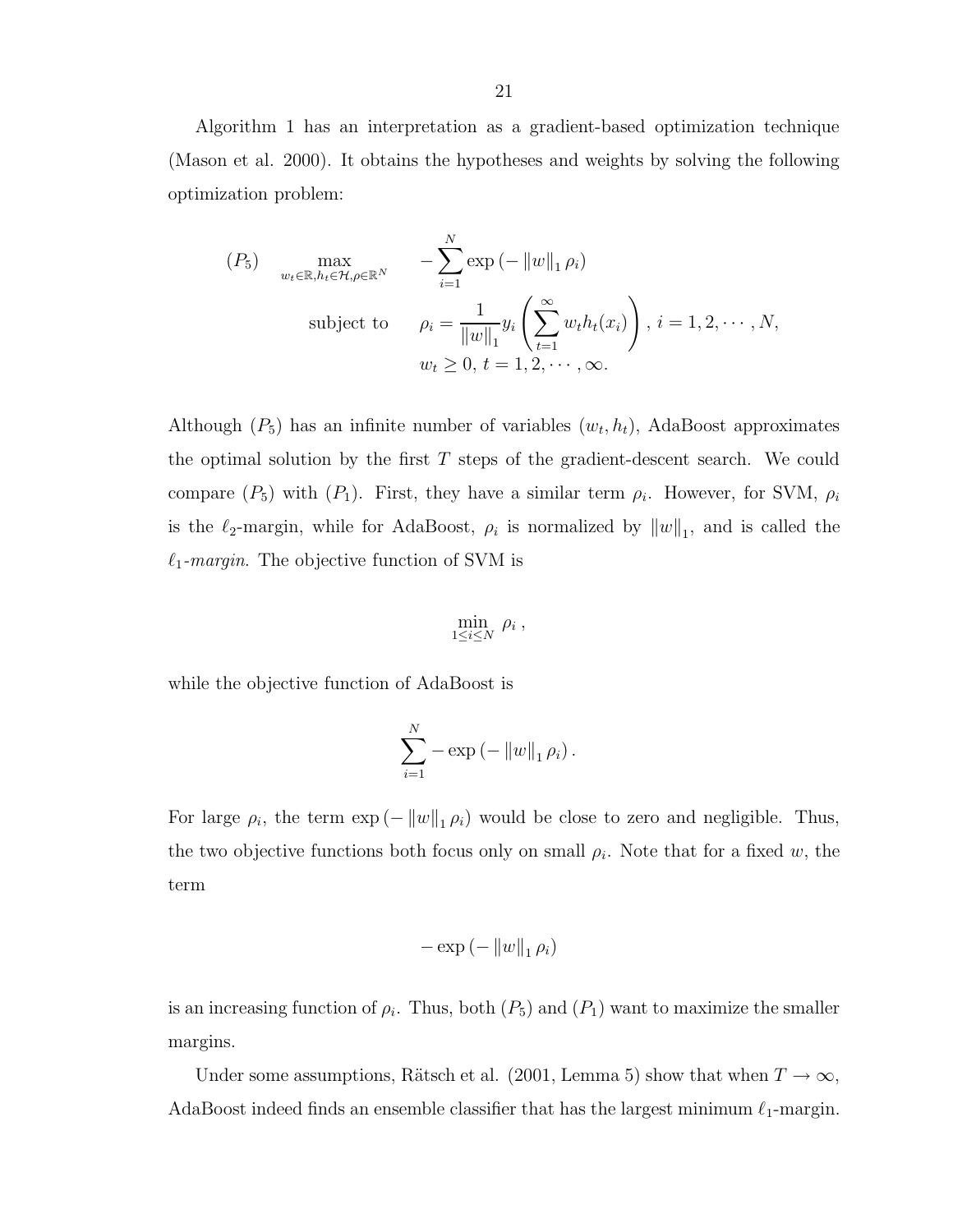Algorithm 1 has an interpretation as a gradient-based optimization technique (Mason et al. 2000). It obtains the hypotheses and weights by solving the following optimization problem:

$$
\begin{aligned}
(P_5) \qquad & \max_{w_t \in \mathbb{R}, h_t \in \mathcal{H}, \rho \in \mathbb{R}^N} \quad -\sum_{i=1}^{N} \exp\left(-\|w\|_1 \rho_i\right) \\
& \text{subject to} \quad \rho_i = \frac{1}{\|w\|_1} y_i \left( \sum_{t=1}^{\infty} w_t h_t(x_i) \right), \; i = 1, 2, \cdots, N, \\
& \qquad\qquad\quad\;\; w_t \geq 0, \; t = 1, 2, \cdots, \infty.
\end{aligned}
$$

Although $(P_5)$ has an infinite number of variables $(w_t, h_t)$, AdaBoost approximates the optimal solution by the first $T$ steps of the gradient-descent search. We could compare $(P_5)$ with $(P_1)$. First, they have a similar term $\rho_i$. However, for SVM, $\rho_i$ is the $\ell_2$-margin, while for AdaBoost, $\rho_i$ is normalized by $\|w\|_1$, and is called the *$\ell_1$-margin*. The objective function of SVM is

$$
\min_{1 \leq i \leq N} \rho_i \,,
$$

while the objective function of AdaBoost is

$$
\sum_{i=1}^{N} -\exp\left(-\|w\|_1 \rho_i\right).
$$

For large $\rho_i$, the term $\exp\left(-\|w\|_1 \rho_i\right)$ would be close to zero and negligible. Thus, the two objective functions both focus only on small $\rho_i$. Note that for a fixed $w$, the term

$$
-\exp\left(-\|w\|_1 \rho_i\right)
$$

is an increasing function of $\rho_i$. Thus, both $(P_5)$ and $(P_1)$ want to maximize the smaller margins.

Under some assumptions, Rätsch et al. (2001, Lemma 5) show that when $T \to \infty$, AdaBoost indeed finds an ensemble classifier that has the largest minimum $\ell_1$-margin.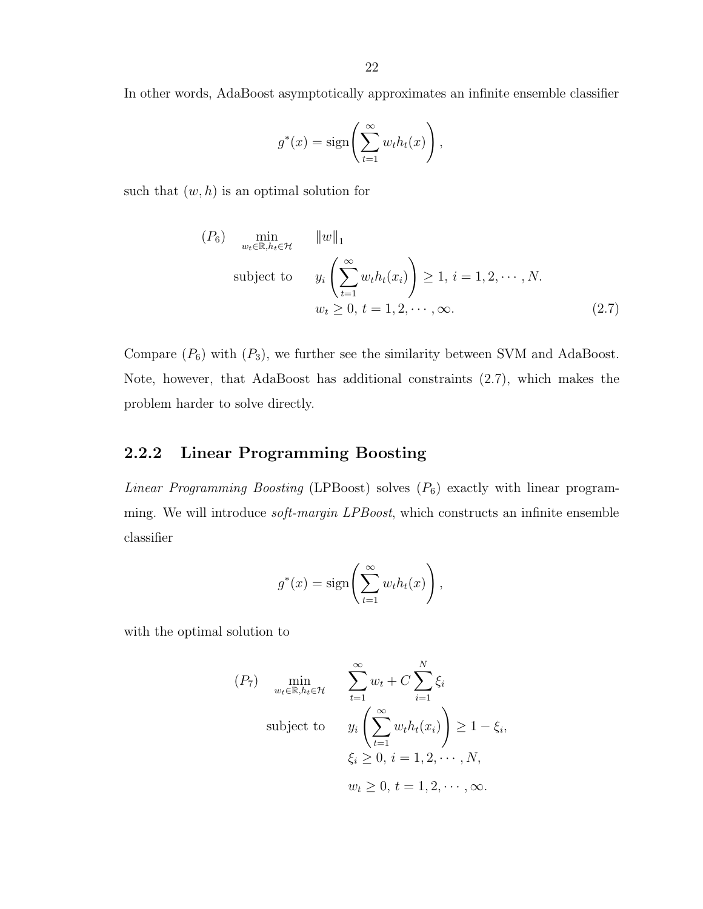In other words, AdaBoost asymptotically approximates an infinite ensemble classifier

$$g^*(x) = \text{sign}\left(\sum_{t=1}^{\infty} w_t h_t(x)\right),$$

such that $(w, h)$ is an optimal solution for

$$
\begin{aligned}
(P_6) \quad \min_{w_t \in \mathbb{R}, h_t \in \mathcal{H}} \quad & \|w\|_1 \\
\text{subject to} \quad & y_i \left(\sum_{t=1}^{\infty} w_t h_t(x_i)\right) \geq 1, \; i = 1, 2, \cdots, N. \\
& w_t \geq 0, \; t = 1, 2, \cdots, \infty. \qquad (2.7)
\end{aligned}
$$

Compare $(P_6)$ with $(P_3)$, we further see the similarity between SVM and AdaBoost. Note, however, that AdaBoost has additional constraints (2.7), which makes the problem harder to solve directly.

### 2.2.2 Linear Programming Boosting

*Linear Programming Boosting* (LPBoost) solves $(P_6)$ exactly with linear programming. We will introduce *soft-margin LPBoost*, which constructs an infinite ensemble classifier

$$g^*(x) = \text{sign}\left(\sum_{t=1}^{\infty} w_t h_t(x)\right),$$

with the optimal solution to

$$
\begin{aligned}
(P_7) \quad \min_{w_t \in \mathbb{R}, h_t \in \mathcal{H}} \quad & \sum_{t=1}^{\infty} w_t + C \sum_{i=1}^{N} \xi_i \\
\text{subject to} \quad & y_i \left(\sum_{t=1}^{\infty} w_t h_t(x_i)\right) \geq 1 - \xi_i, \\
& \xi_i \geq 0, \; i = 1, 2, \cdots, N, \\
& w_t \geq 0, \; t = 1, 2, \cdots, \infty.
\end{aligned}
$$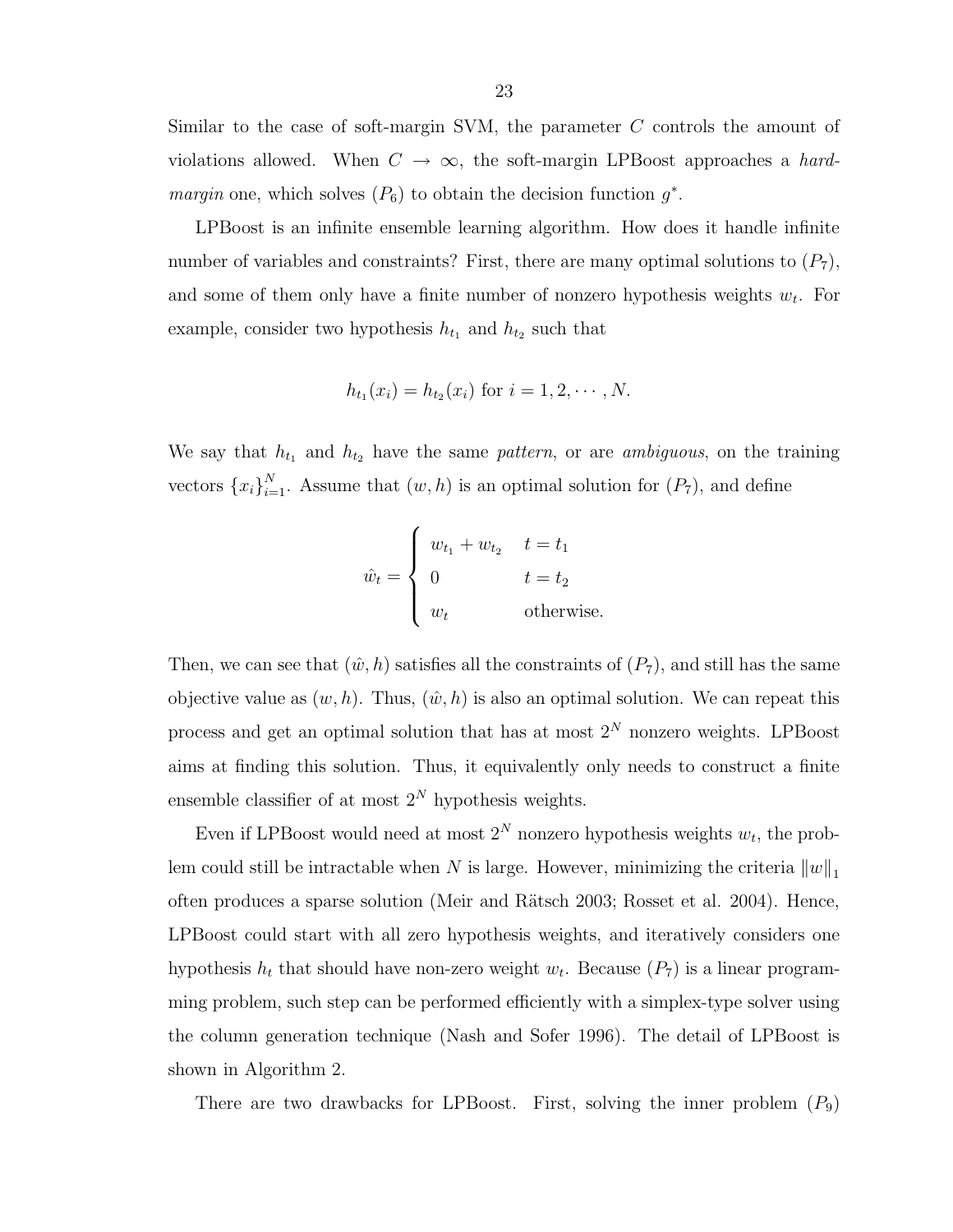Similar to the case of soft-margin SVM, the parameter $C$ controls the amount of violations allowed. When $C \to \infty$, the soft-margin LPBoost approaches a *hard-margin* one, which solves $(P_6)$ to obtain the decision function $g^*$.

LPBoost is an infinite ensemble learning algorithm. How does it handle infinite number of variables and constraints? First, there are many optimal solutions to $(P_7)$, and some of them only have a finite number of nonzero hypothesis weights $w_t$. For example, consider two hypothesis $h_{t_1}$ and $h_{t_2}$ such that

$$h_{t_1}(x_i) = h_{t_2}(x_i) \text{ for } i = 1, 2, \cdots, N.$$

We say that $h_{t_1}$ and $h_{t_2}$ have the same *pattern*, or are *ambiguous*, on the training vectors $\{x_i\}_{i=1}^N$. Assume that $(w, h)$ is an optimal solution for $(P_7)$, and define

$$\hat{w}_t = \begin{cases} w_{t_1} + w_{t_2} & t = t_1 \\ 0 & t = t_2 \\ w_t & \text{otherwise.} \end{cases}$$

Then, we can see that $(\hat{w}, h)$ satisfies all the constraints of $(P_7)$, and still has the same objective value as $(w, h)$. Thus, $(\hat{w}, h)$ is also an optimal solution. We can repeat this process and get an optimal solution that has at most $2^N$ nonzero weights. LPBoost aims at finding this solution. Thus, it equivalently only needs to construct a finite ensemble classifier of at most $2^N$ hypothesis weights.

Even if LPBoost would need at most $2^N$ nonzero hypothesis weights $w_t$, the problem could still be intractable when $N$ is large. However, minimizing the criteria $\|w\|_1$ often produces a sparse solution (Meir and Rätsch 2003; Rosset et al. 2004). Hence, LPBoost could start with all zero hypothesis weights, and iteratively considers one hypothesis $h_t$ that should have non-zero weight $w_t$. Because $(P_7)$ is a linear programming problem, such step can be performed efficiently with a simplex-type solver using the column generation technique (Nash and Sofer 1996). The detail of LPBoost is shown in Algorithm 2.

There are two drawbacks for LPBoost. First, solving the inner problem $(P_9)$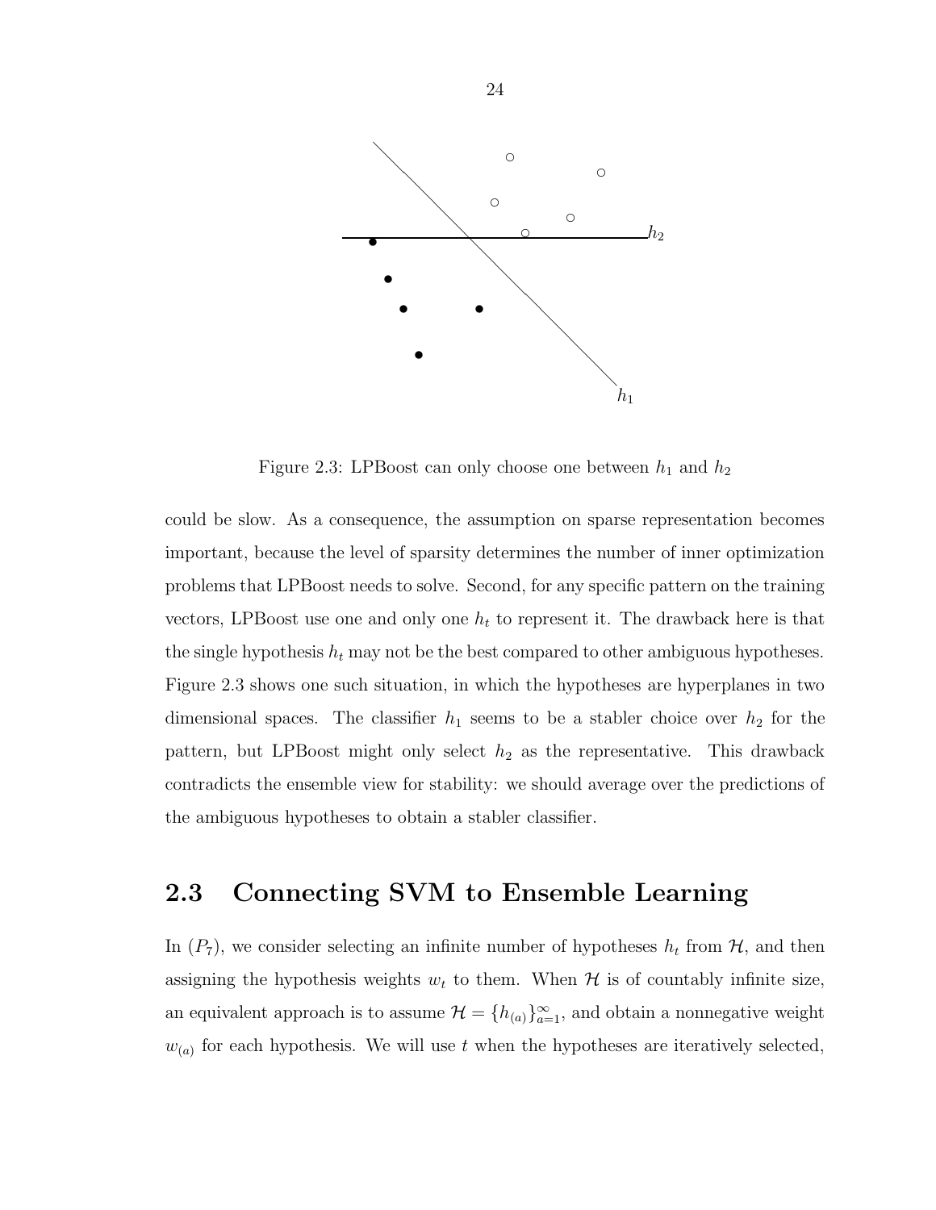Figure 2.3: LPBoost can only choose one between $h_1$ and $h_2$

could be slow. As a consequence, the assumption on sparse representation becomes important, because the level of sparsity determines the number of inner optimization problems that LPBoost needs to solve. Second, for any specific pattern on the training vectors, LPBoost use one and only one $h_t$ to represent it. The drawback here is that the single hypothesis $h_t$ may not be the best compared to other ambiguous hypotheses. Figure 2.3 shows one such situation, in which the hypotheses are hyperplanes in two dimensional spaces. The classifier $h_1$ seems to be a stabler choice over $h_2$ for the pattern, but LPBoost might only select $h_2$ as the representative. This drawback contradicts the ensemble view for stability: we should average over the predictions of the ambiguous hypotheses to obtain a stabler classifier.

## 2.3 Connecting SVM to Ensemble Learning

In $(P_7)$, we consider selecting an infinite number of hypotheses $h_t$ from $\mathcal{H}$, and then assigning the hypothesis weights $w_t$ to them. When $\mathcal{H}$ is of countably infinite size, an equivalent approach is to assume $\mathcal{H} = \{h_{(a)}\}_{a=1}^{\infty}$, and obtain a nonnegative weight $w_{(a)}$ for each hypothesis. We will use $t$ when the hypotheses are iteratively selected,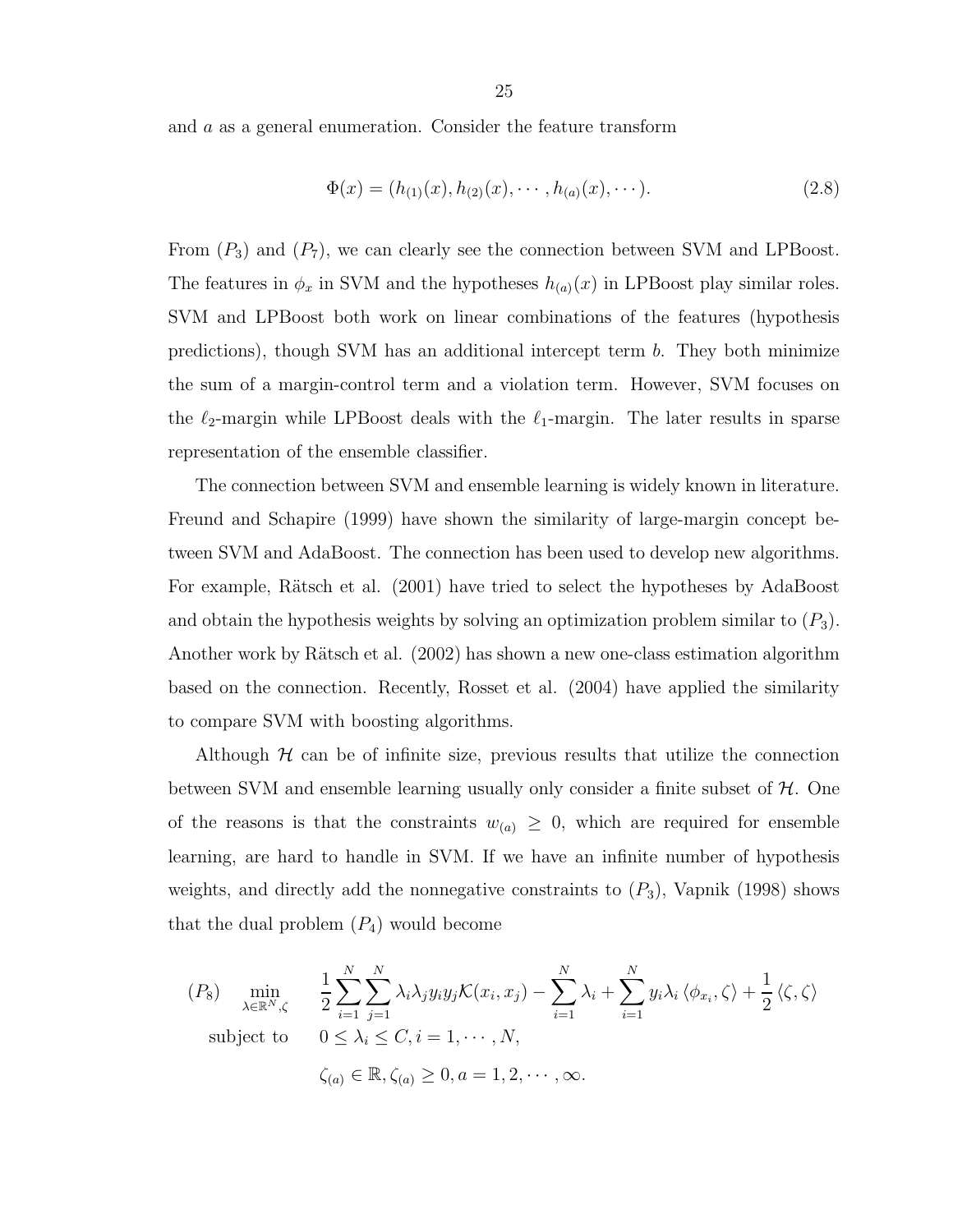and $a$ as a general enumeration. Consider the feature transform

$$\Phi(x) = (h_{(1)}(x), h_{(2)}(x), \cdots, h_{(a)}(x), \cdots). \tag{2.8}$$

From $(P_3)$ and $(P_7)$, we can clearly see the connection between SVM and LPBoost. The features in $\phi_x$ in SVM and the hypotheses $h_{(a)}(x)$ in LPBoost play similar roles. SVM and LPBoost both work on linear combinations of the features (hypothesis predictions), though SVM has an additional intercept term $b$. They both minimize the sum of a margin-control term and a violation term. However, SVM focuses on the $\ell_2$-margin while LPBoost deals with the $\ell_1$-margin. The later results in sparse representation of the ensemble classifier.

The connection between SVM and ensemble learning is widely known in literature. Freund and Schapire (1999) have shown the similarity of large-margin concept between SVM and AdaBoost. The connection has been used to develop new algorithms. For example, Rätsch et al. (2001) have tried to select the hypotheses by AdaBoost and obtain the hypothesis weights by solving an optimization problem similar to $(P_3)$. Another work by Rätsch et al. (2002) has shown a new one-class estimation algorithm based on the connection. Recently, Rosset et al. (2004) have applied the similarity to compare SVM with boosting algorithms.

Although $\mathcal{H}$ can be of infinite size, previous results that utilize the connection between SVM and ensemble learning usually only consider a finite subset of $\mathcal{H}$. One of the reasons is that the constraints $w_{(a)} \geq 0$, which are required for ensemble learning, are hard to handle in SVM. If we have an infinite number of hypothesis weights, and directly add the nonnegative constraints to $(P_3)$, Vapnik (1998) shows that the dual problem $(P_4)$ would become

$$
\begin{aligned}
(P_8) \quad \min_{\lambda \in \mathbb{R}^N, \zeta} \quad & \frac{1}{2}\sum_{i=1}^{N}\sum_{j=1}^{N} \lambda_i \lambda_j y_i y_j \mathcal{K}(x_i, x_j) - \sum_{i=1}^{N} \lambda_i + \sum_{i=1}^{N} y_i \lambda_i \langle \phi_{x_i}, \zeta \rangle + \frac{1}{2}\langle \zeta, \zeta \rangle \\
\text{subject to} \quad & 0 \leq \lambda_i \leq C, i = 1, \cdots, N, \\
& \zeta_{(a)} \in \mathbb{R}, \zeta_{(a)} \geq 0, a = 1, 2, \cdots, \infty.
\end{aligned}
$$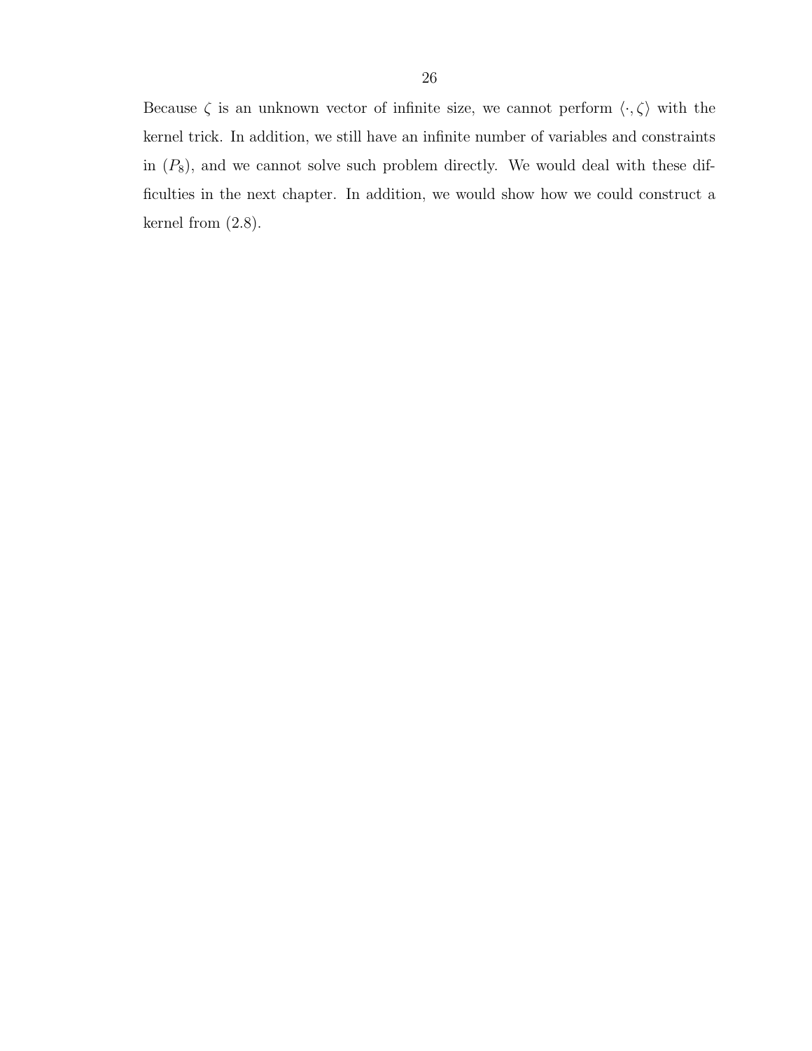Because $\zeta$ is an unknown vector of infinite size, we cannot perform $\langle \cdot, \zeta \rangle$ with the kernel trick. In addition, we still have an infinite number of variables and constraints in $(P_8)$, and we cannot solve such problem directly. We would deal with these difficulties in the next chapter. In addition, we would show how we could construct a kernel from (2.8).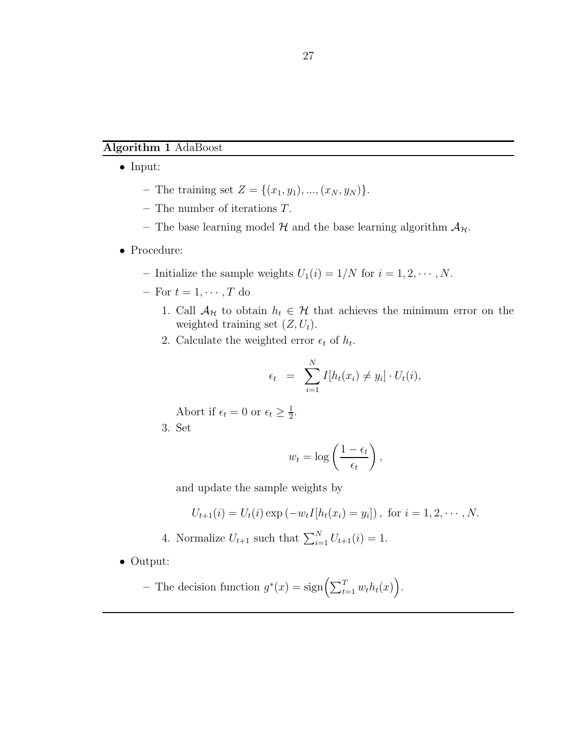**Algorithm 1** AdaBoost

- Input:
  - The training set $Z = \{(x_1, y_1), ..., (x_N, y_N)\}$.
  - The number of iterations $T$.
  - The base learning model $\mathcal{H}$ and the base learning algorithm $\mathcal{A}_{\mathcal{H}}$.
- Procedure:
  - Initialize the sample weights $U_1(i) = 1/N$ for $i = 1, 2, \cdots, N$.
  - For $t = 1, \cdots, T$ do
    1. Call $\mathcal{A}_{\mathcal{H}}$ to obtain $h_t \in \mathcal{H}$ that achieves the minimum error on the weighted training set $(Z, U_t)$.
    2. Calculate the weighted error $\epsilon_t$ of $h_t$.

       $$\epsilon_t = \sum_{i=1}^{N} I[h_t(x_i) \neq y_i] \cdot U_t(i),$$

       Abort if $\epsilon_t = 0$ or $\epsilon_t \geq \frac{1}{2}$.
    3. Set

       $$w_t = \log\left(\frac{1 - \epsilon_t}{\epsilon_t}\right),$$

       and update the sample weights by

       $$U_{t+1}(i) = U_t(i) \exp\left(-w_t I[h_t(x_i) = y_i]\right), \text{ for } i = 1, 2, \cdots, N.$$

    4. Normalize $U_{t+1}$ such that $\sum_{i=1}^{N} U_{t+1}(i) = 1$.
- Output:
  - The decision function $g^*(x) = \text{sign}\Big(\sum_{t=1}^{T} w_t h_t(x)\Big)$.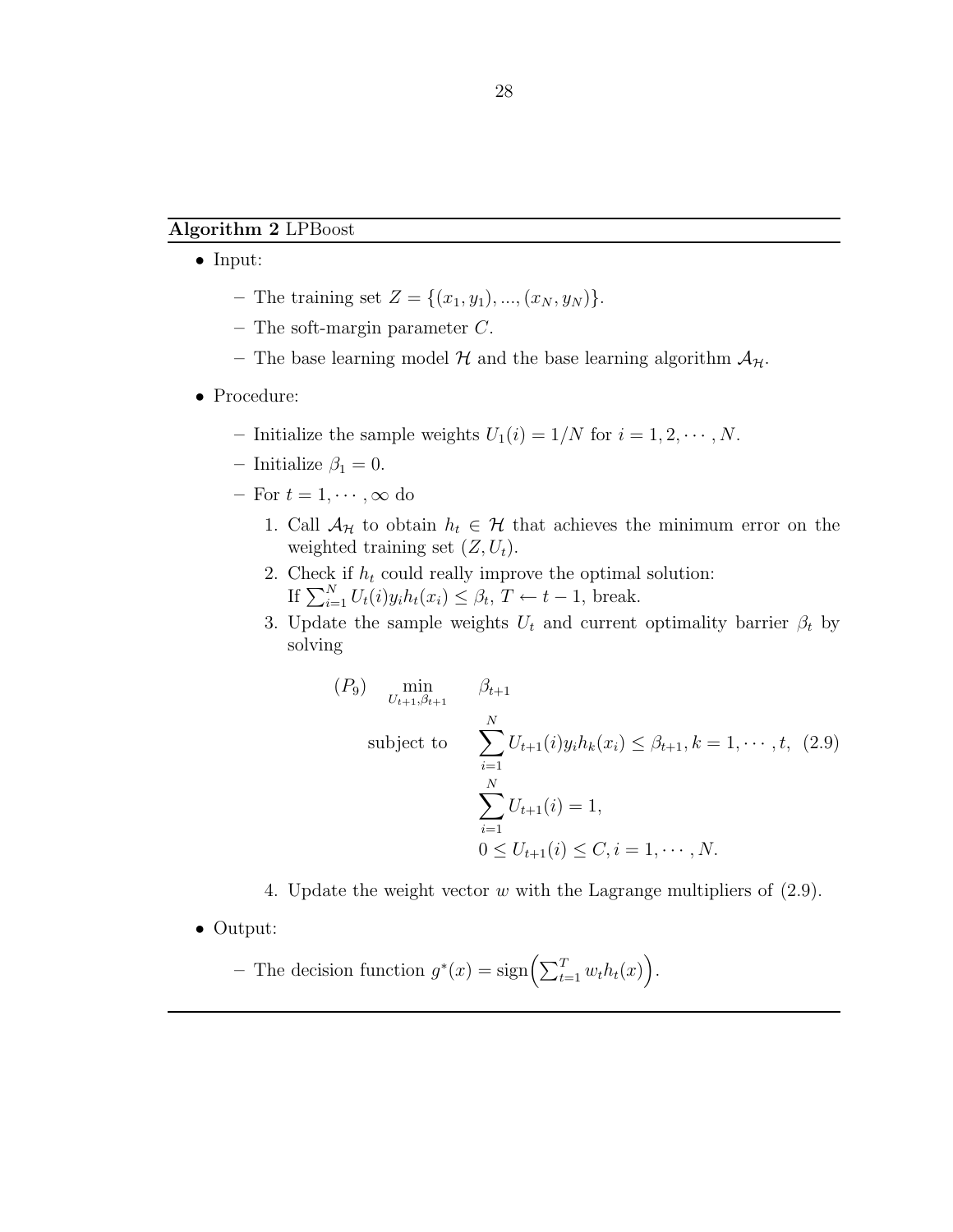**Algorithm 2** LPBoost

- Input:
  - The training set $Z = \{(x_1, y_1), ..., (x_N, y_N)\}$.
  - The soft-margin parameter $C$.
  - The base learning model $\mathcal{H}$ and the base learning algorithm $\mathcal{A}_{\mathcal{H}}$.
- Procedure:
  - Initialize the sample weights $U_1(i) = 1/N$ for $i = 1, 2, \cdots, N$.
  - Initialize $\beta_1 = 0$.
  - For $t = 1, \cdots, \infty$ do
    1. Call $\mathcal{A}_{\mathcal{H}}$ to obtain $h_t \in \mathcal{H}$ that achieves the minimum error on the weighted training set $(Z, U_t)$.
    2. Check if $h_t$ could really improve the optimal solution:
       If $\sum_{i=1}^{N} U_t(i) y_i h_t(x_i) \leq \beta_t$, $T \leftarrow t - 1$, break.
    3. Update the sample weights $U_t$ and current optimality barrier $\beta_t$ by solving

$$
\begin{aligned}
(P_9) \quad & \min_{U_{t+1}, \beta_{t+1}} && \beta_{t+1} \\
& \text{subject to} && \sum_{i=1}^{N} U_{t+1}(i) y_i h_k(x_i) \leq \beta_{t+1}, k = 1, \cdots, t, \quad (2.9) \\
& && \sum_{i=1}^{N} U_{t+1}(i) = 1, \\
& && 0 \leq U_{t+1}(i) \leq C, i = 1, \cdots, N.
\end{aligned}
$$

    4. Update the weight vector $w$ with the Lagrange multipliers of (2.9).
- Output:
  - The decision function $g^*(x) = \text{sign}\Big(\sum_{t=1}^{T} w_t h_t(x)\Big)$.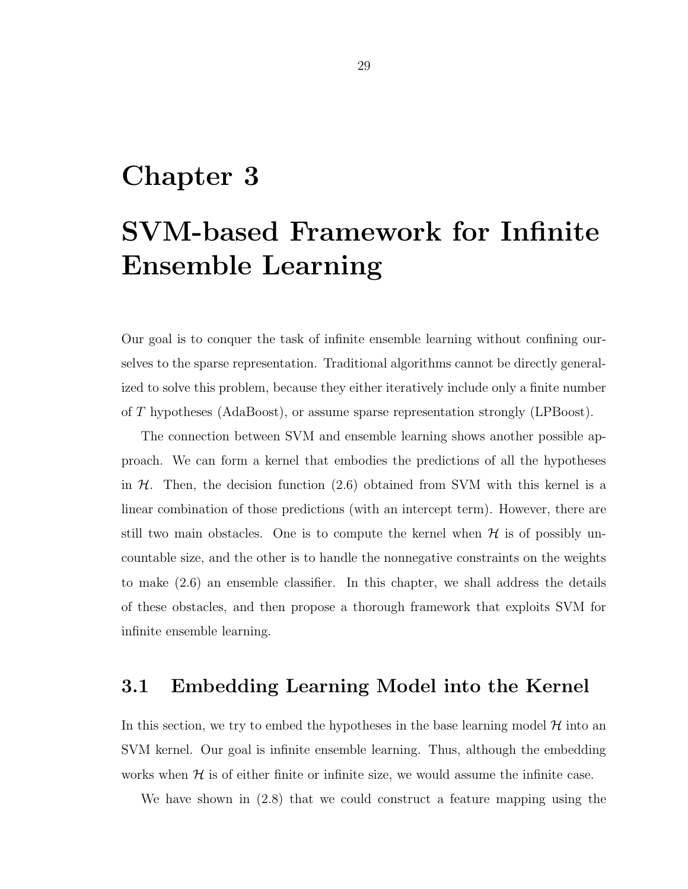# Chapter 3

# SVM-based Framework for Infinite Ensemble Learning

Our goal is to conquer the task of infinite ensemble learning without confining ourselves to the sparse representation. Traditional algorithms cannot be directly generalized to solve this problem, because they either iteratively include only a finite number of $T$ hypotheses (AdaBoost), or assume sparse representation strongly (LPBoost).

The connection between SVM and ensemble learning shows another possible approach. We can form a kernel that embodies the predictions of all the hypotheses in $\mathcal{H}$. Then, the decision function (2.6) obtained from SVM with this kernel is a linear combination of those predictions (with an intercept term). However, there are still two main obstacles. One is to compute the kernel when $\mathcal{H}$ is of possibly uncountable size, and the other is to handle the nonnegative constraints on the weights to make (2.6) an ensemble classifier. In this chapter, we shall address the details of these obstacles, and then propose a thorough framework that exploits SVM for infinite ensemble learning.

## 3.1 Embedding Learning Model into the Kernel

In this section, we try to embed the hypotheses in the base learning model $\mathcal{H}$ into an SVM kernel. Our goal is infinite ensemble learning. Thus, although the embedding works when $\mathcal{H}$ is of either finite or infinite size, we would assume the infinite case.

We have shown in (2.8) that we could construct a feature mapping using the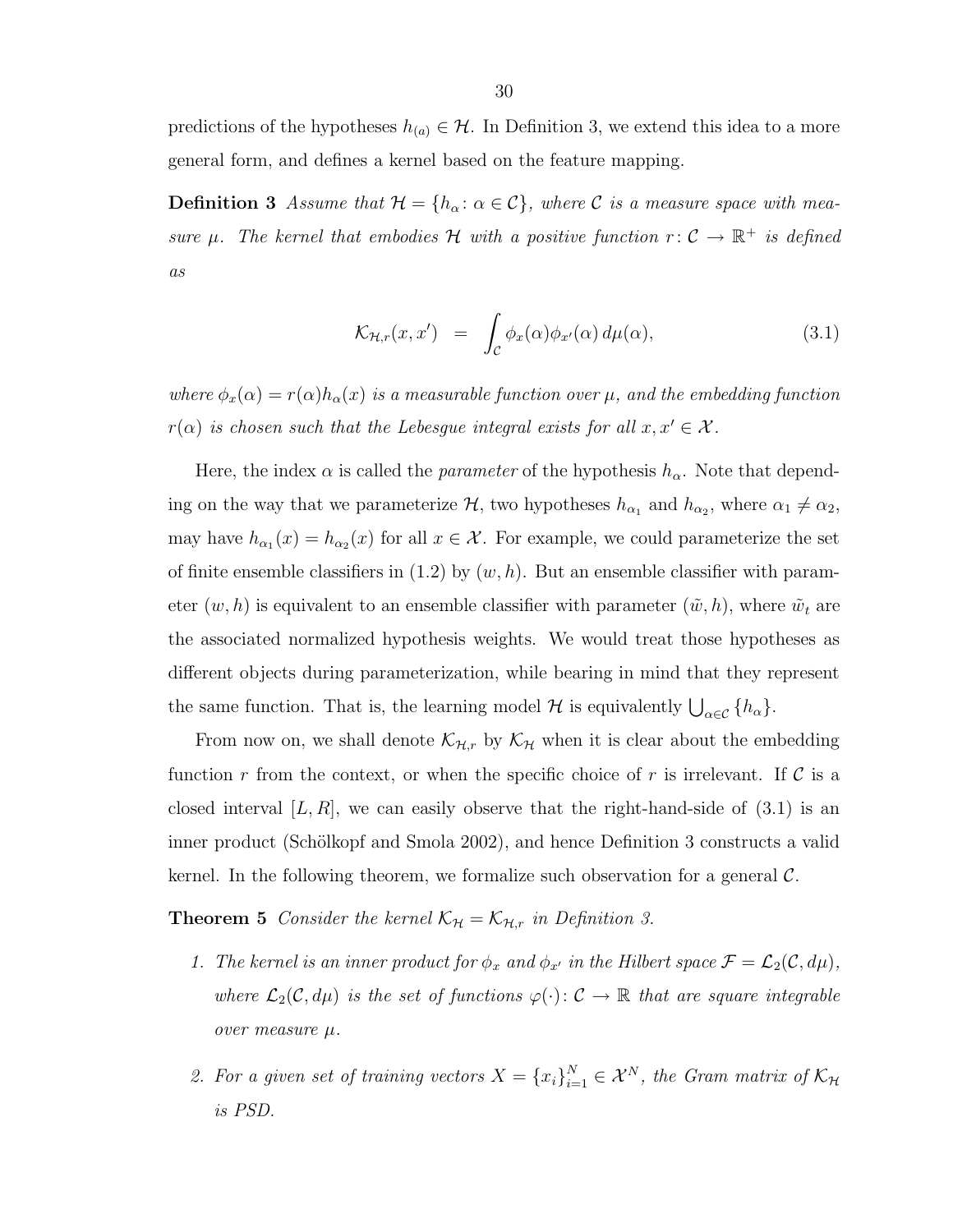predictions of the hypotheses $h_{(a)} \in \mathcal{H}$. In Definition 3, we extend this idea to a more general form, and defines a kernel based on the feature mapping.

**Definition 3** *Assume that $\mathcal{H} = \{h_\alpha \colon \alpha \in \mathcal{C}\}$, where $\mathcal{C}$ is a measure space with measure $\mu$. The kernel that embodies $\mathcal{H}$ with a positive function $r \colon \mathcal{C} \to \mathbb{R}^+$ is defined as*

$$\mathcal{K}_{\mathcal{H},r}(x, x') \quad = \quad \int_{\mathcal{C}} \phi_x(\alpha)\phi_{x'}(\alpha)\, d\mu(\alpha), \tag{3.1}$$

*where $\phi_x(\alpha) = r(\alpha)h_\alpha(x)$ is a measurable function over $\mu$, and the embedding function $r(\alpha)$ is chosen such that the Lebesgue integral exists for all $x, x' \in \mathcal{X}$.*

Here, the index $\alpha$ is called the *parameter* of the hypothesis $h_\alpha$. Note that depending on the way that we parameterize $\mathcal{H}$, two hypotheses $h_{\alpha_1}$ and $h_{\alpha_2}$, where $\alpha_1 \neq \alpha_2$, may have $h_{\alpha_1}(x) = h_{\alpha_2}(x)$ for all $x \in \mathcal{X}$. For example, we could parameterize the set of finite ensemble classifiers in (1.2) by $(w, h)$. But an ensemble classifier with parameter $(w, h)$ is equivalent to an ensemble classifier with parameter $(\tilde{w}, h)$, where $\tilde{w}_t$ are the associated normalized hypothesis weights. We would treat those hypotheses as different objects during parameterization, while bearing in mind that they represent the same function. That is, the learning model $\mathcal{H}$ is equivalently $\bigcup_{\alpha \in \mathcal{C}} \{h_\alpha\}$.

From now on, we shall denote $\mathcal{K}_{\mathcal{H},r}$ by $\mathcal{K}_{\mathcal{H}}$ when it is clear about the embedding function $r$ from the context, or when the specific choice of $r$ is irrelevant. If $\mathcal{C}$ is a closed interval $[L, R]$, we can easily observe that the right-hand-side of (3.1) is an inner product (Schölkopf and Smola 2002), and hence Definition 3 constructs a valid kernel. In the following theorem, we formalize such observation for a general $\mathcal{C}$.

**Theorem 5** *Consider the kernel $\mathcal{K}_{\mathcal{H}} = \mathcal{K}_{\mathcal{H},r}$ in Definition 3.*

1. *The kernel is an inner product for $\phi_x$ and $\phi_{x'}$ in the Hilbert space $\mathcal{F} = \mathcal{L}_2(\mathcal{C}, d\mu)$, where $\mathcal{L}_2(\mathcal{C}, d\mu)$ is the set of functions $\varphi(\cdot) \colon \mathcal{C} \to \mathbb{R}$ that are square integrable over measure $\mu$.*

2. *For a given set of training vectors $X = \{x_i\}_{i=1}^N \in \mathcal{X}^N$, the Gram matrix of $\mathcal{K}_{\mathcal{H}}$ is PSD.*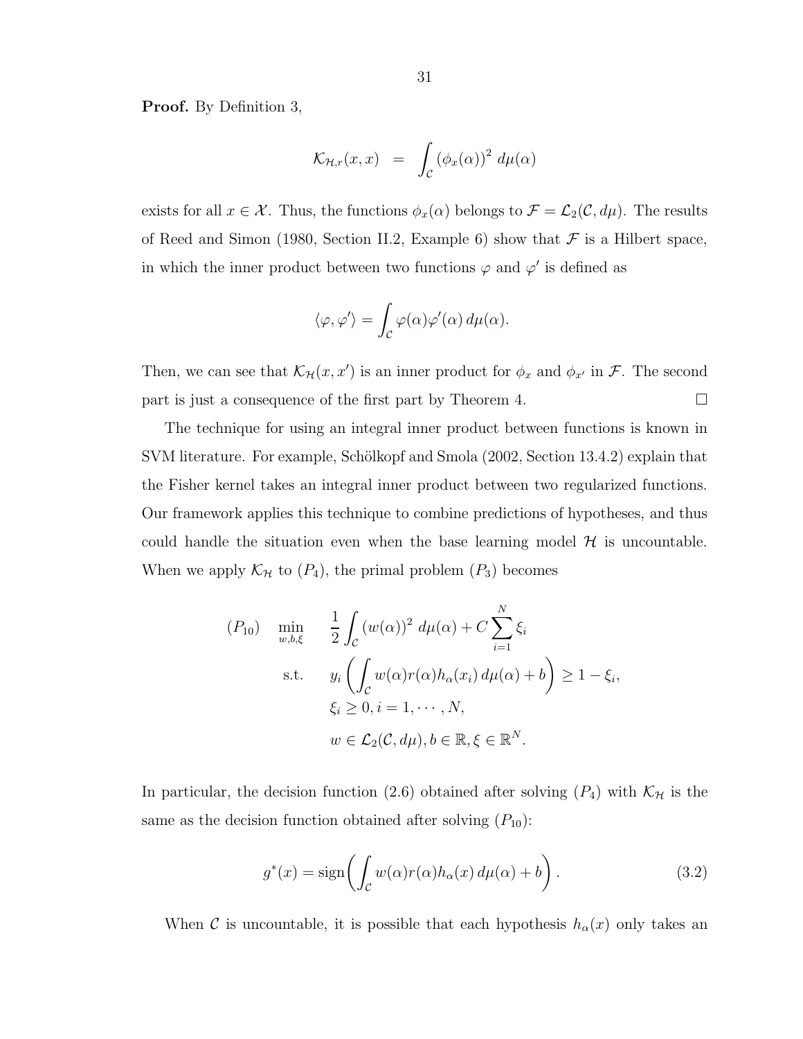**Proof.** By Definition 3,

$$\mathcal{K}_{\mathcal{H},r}(x,x) = \int_{\mathcal{C}} (\phi_x(\alpha))^2 \, d\mu(\alpha)$$

exists for all $x \in \mathcal{X}$. Thus, the functions $\phi_x(\alpha)$ belongs to $\mathcal{F} = \mathcal{L}_2(\mathcal{C}, d\mu)$. The results of Reed and Simon (1980, Section II.2, Example 6) show that $\mathcal{F}$ is a Hilbert space, in which the inner product between two functions $\varphi$ and $\varphi'$ is defined as

$$\langle \varphi, \varphi' \rangle = \int_{\mathcal{C}} \varphi(\alpha)\varphi'(\alpha) \, d\mu(\alpha).$$

Then, we can see that $\mathcal{K}_{\mathcal{H}}(x, x')$ is an inner product for $\phi_x$ and $\phi_{x'}$ in $\mathcal{F}$. The second part is just a consequence of the first part by Theorem 4. $\square$

The technique for using an integral inner product between functions is known in SVM literature. For example, Schölkopf and Smola (2002, Section 13.4.2) explain that the Fisher kernel takes an integral inner product between two regularized functions. Our framework applies this technique to combine predictions of hypotheses, and thus could handle the situation even when the base learning model $\mathcal{H}$ is uncountable. When we apply $\mathcal{K}_{\mathcal{H}}$ to $(P_4)$, the primal problem $(P_3)$ becomes

$$
\begin{aligned}
(P_{10}) \quad \min_{w,b,\xi} \quad & \frac{1}{2} \int_{\mathcal{C}} (w(\alpha))^2 \, d\mu(\alpha) + C \sum_{i=1}^{N} \xi_i \\
\text{s.t.} \quad & y_i \left( \int_{\mathcal{C}} w(\alpha) r(\alpha) h_\alpha(x_i) \, d\mu(\alpha) + b \right) \geq 1 - \xi_i, \\
& \xi_i \geq 0, i = 1, \cdots, N, \\
& w \in \mathcal{L}_2(\mathcal{C}, d\mu), b \in \mathbb{R}, \xi \in \mathbb{R}^N.
\end{aligned}
$$

In particular, the decision function (2.6) obtained after solving $(P_4)$ with $\mathcal{K}_{\mathcal{H}}$ is the same as the decision function obtained after solving $(P_{10})$:

$$g^*(x) = \text{sign}\left( \int_{\mathcal{C}} w(\alpha) r(\alpha) h_\alpha(x) \, d\mu(\alpha) + b \right). \tag{3.2}$$

When $\mathcal{C}$ is uncountable, it is possible that each hypothesis $h_\alpha(x)$ only takes an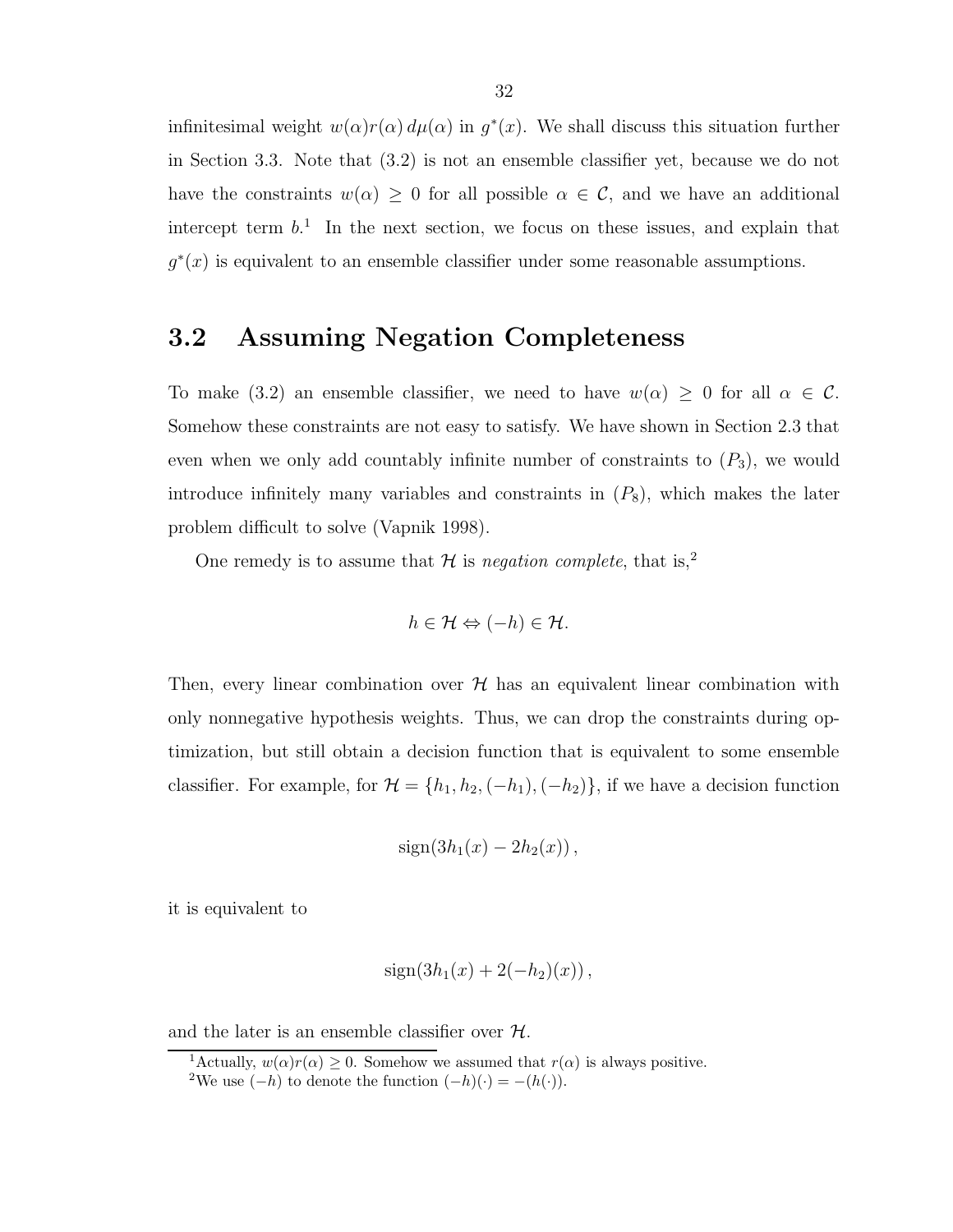infinitesimal weight $w(\alpha)r(\alpha)\,d\mu(\alpha)$ in $g^*(x)$. We shall discuss this situation further in Section 3.3. Note that (3.2) is not an ensemble classifier yet, because we do not have the constraints $w(\alpha) \geq 0$ for all possible $\alpha \in \mathcal{C}$, and we have an additional intercept term $b$.[1] In the next section, we focus on these issues, and explain that $g^*(x)$ is equivalent to an ensemble classifier under some reasonable assumptions.

## 3.2 Assuming Negation Completeness

To make (3.2) an ensemble classifier, we need to have $w(\alpha) \geq 0$ for all $\alpha \in \mathcal{C}$. Somehow these constraints are not easy to satisfy. We have shown in Section 2.3 that even when we only add countably infinite number of constraints to $(P_3)$, we would introduce infinitely many variables and constraints in $(P_8)$, which makes the later problem difficult to solve (Vapnik 1998).

One remedy is to assume that $\mathcal{H}$ is *negation complete*, that is,[2]

$$h \in \mathcal{H} \Leftrightarrow (-h) \in \mathcal{H}.$$

Then, every linear combination over $\mathcal{H}$ has an equivalent linear combination with only nonnegative hypothesis weights. Thus, we can drop the constraints during optimization, but still obtain a decision function that is equivalent to some ensemble classifier. For example, for $\mathcal{H} = \{h_1, h_2, (-h_1), (-h_2)\}$, if we have a decision function

$$\text{sign}(3h_1(x) - 2h_2(x)),$$

it is equivalent to

$$\text{sign}(3h_1(x) + 2(-h_2)(x)),$$

and the later is an ensemble classifier over $\mathcal{H}$.

[1] Actually, $w(\alpha)r(\alpha) \geq 0$. Somehow we assumed that $r(\alpha)$ is always positive.

[2] We use $(-h)$ to denote the function $(-h)(\cdot) = -(h(\cdot))$.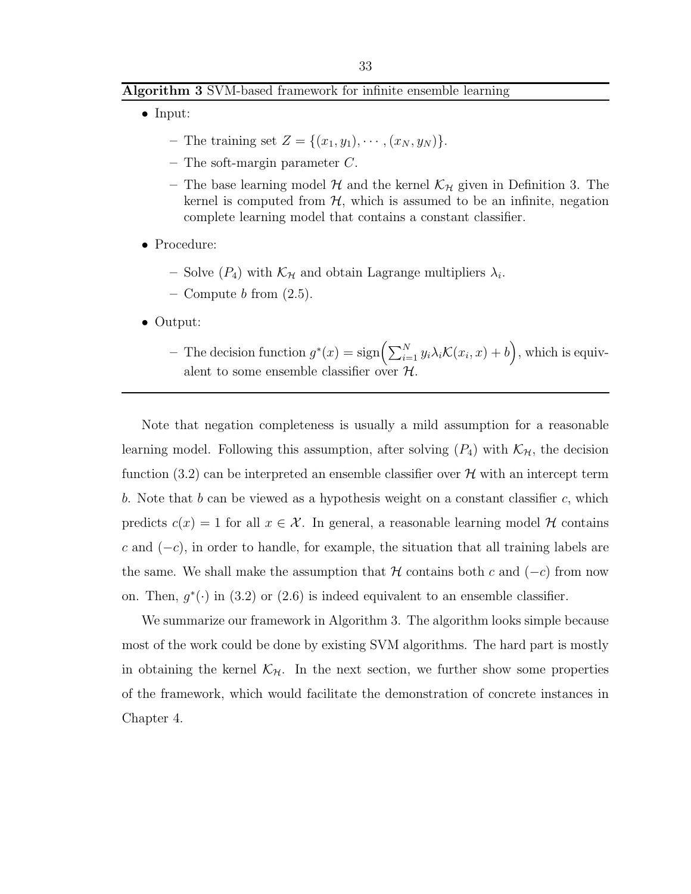**Algorithm 3** SVM-based framework for infinite ensemble learning

- Input:
  - The training set $Z = \{(x_1, y_1), \cdots, (x_N, y_N)\}$.
  - The soft-margin parameter $C$.
  - The base learning model $\mathcal{H}$ and the kernel $\mathcal{K}_{\mathcal{H}}$ given in Definition 3. The kernel is computed from $\mathcal{H}$, which is assumed to be an infinite, negation complete learning model that contains a constant classifier.
- Procedure:
  - Solve $(P_4)$ with $\mathcal{K}_{\mathcal{H}}$ and obtain Lagrange multipliers $\lambda_i$.
  - Compute $b$ from (2.5).
- Output:
  - The decision function $g^*(x) = \text{sign}\Big(\sum_{i=1}^{N} y_i \lambda_i \mathcal{K}(x_i, x) + b\Big)$, which is equivalent to some ensemble classifier over $\mathcal{H}$.

Note that negation completeness is usually a mild assumption for a reasonable learning model. Following this assumption, after solving $(P_4)$ with $\mathcal{K}_{\mathcal{H}}$, the decision function (3.2) can be interpreted an ensemble classifier over $\mathcal{H}$ with an intercept term $b$. Note that $b$ can be viewed as a hypothesis weight on a constant classifier $c$, which predicts $c(x) = 1$ for all $x \in \mathcal{X}$. In general, a reasonable learning model $\mathcal{H}$ contains $c$ and $(-c)$, in order to handle, for example, the situation that all training labels are the same. We shall make the assumption that $\mathcal{H}$ contains both $c$ and $(-c)$ from now on. Then, $g^*(\cdot)$ in (3.2) or (2.6) is indeed equivalent to an ensemble classifier.

We summarize our framework in Algorithm 3. The algorithm looks simple because most of the work could be done by existing SVM algorithms. The hard part is mostly in obtaining the kernel $\mathcal{K}_{\mathcal{H}}$. In the next section, we further show some properties of the framework, which would facilitate the demonstration of concrete instances in Chapter 4.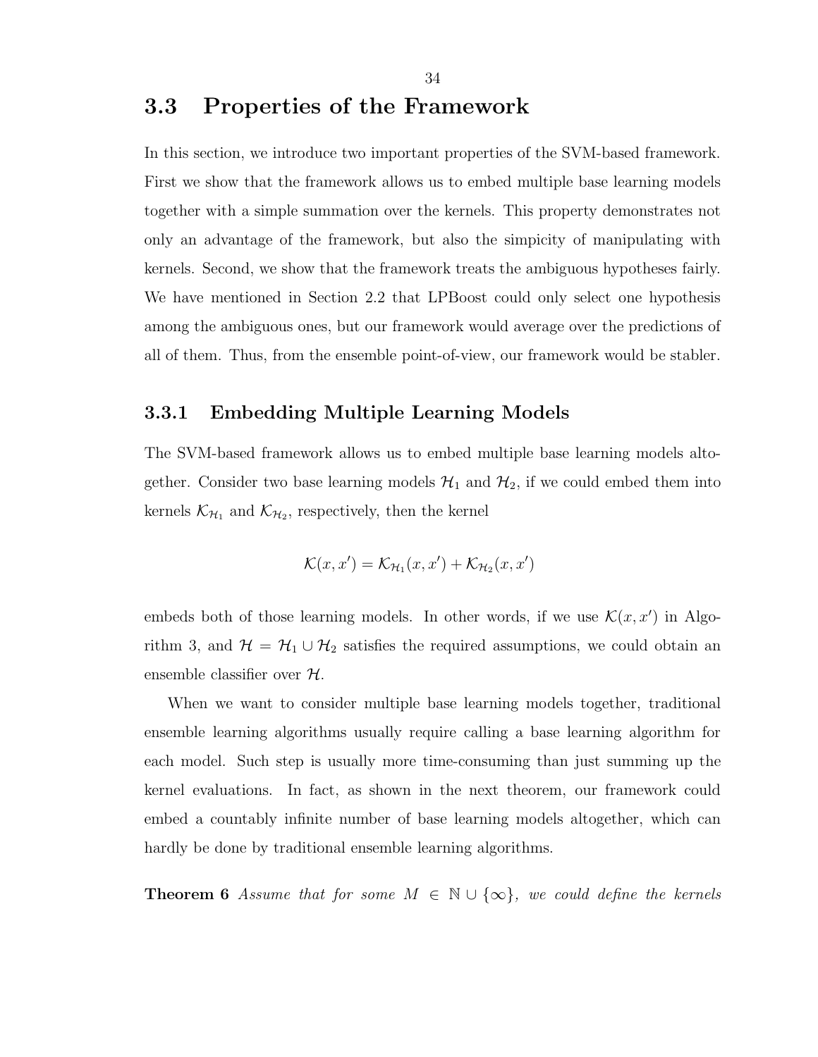## 3.3 Properties of the Framework

In this section, we introduce two important properties of the SVM-based framework. First we show that the framework allows us to embed multiple base learning models together with a simple summation over the kernels. This property demonstrates not only an advantage of the framework, but also the simpicity of manipulating with kernels. Second, we show that the framework treats the ambiguous hypotheses fairly. We have mentioned in Section 2.2 that LPBoost could only select one hypothesis among the ambiguous ones, but our framework would average over the predictions of all of them. Thus, from the ensemble point-of-view, our framework would be stabler.

### 3.3.1 Embedding Multiple Learning Models

The SVM-based framework allows us to embed multiple base learning models altogether. Consider two base learning models $\mathcal{H}_1$ and $\mathcal{H}_2$, if we could embed them into kernels $\mathcal{K}_{\mathcal{H}_1}$ and $\mathcal{K}_{\mathcal{H}_2}$, respectively, then the kernel

$$\mathcal{K}(x, x') = \mathcal{K}_{\mathcal{H}_1}(x, x') + \mathcal{K}_{\mathcal{H}_2}(x, x')$$

embeds both of those learning models. In other words, if we use $\mathcal{K}(x, x')$ in Algorithm 3, and $\mathcal{H} = \mathcal{H}_1 \cup \mathcal{H}_2$ satisfies the required assumptions, we could obtain an ensemble classifier over $\mathcal{H}$.

When we want to consider multiple base learning models together, traditional ensemble learning algorithms usually require calling a base learning algorithm for each model. Such step is usually more time-consuming than just summing up the kernel evaluations. In fact, as shown in the next theorem, our framework could embed a countably infinite number of base learning models altogether, which can hardly be done by traditional ensemble learning algorithms.

**Theorem 6** *Assume that for some $M \in \mathbb{N} \cup \{\infty\}$, we could define the kernels*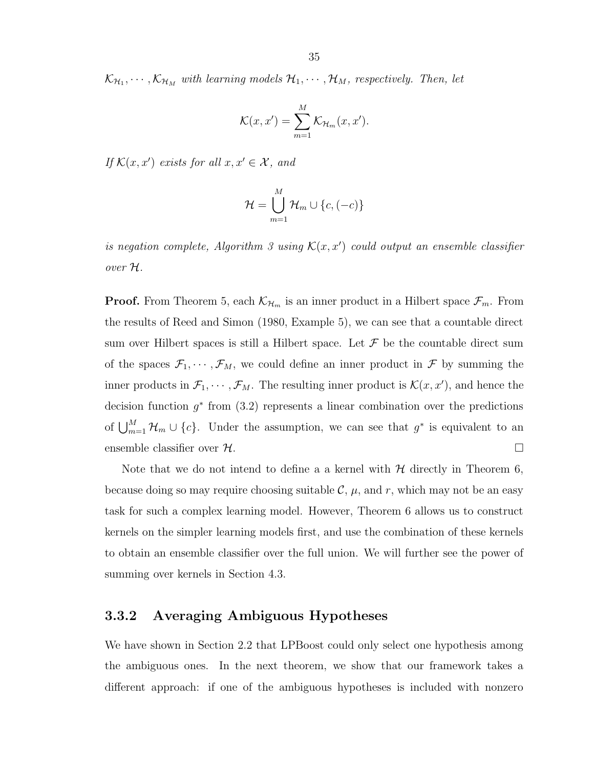*$\mathcal{K}_{\mathcal{H}_1}, \cdots, \mathcal{K}_{\mathcal{H}_M}$ with learning models $\mathcal{H}_1, \cdots, \mathcal{H}_M$, respectively. Then, let*

$$\mathcal{K}(x, x') = \sum_{m=1}^{M} \mathcal{K}_{\mathcal{H}_m}(x, x').$$

*If $\mathcal{K}(x, x')$ exists for all $x, x' \in \mathcal{X}$, and*

$$\mathcal{H} = \bigcup_{m=1}^{M} \mathcal{H}_m \cup \{c, (-c)\}$$

*is negation complete, Algorithm 3 using $\mathcal{K}(x, x')$ could output an ensemble classifier over $\mathcal{H}$.*

**Proof.** From Theorem 5, each $\mathcal{K}_{\mathcal{H}_m}$ is an inner product in a Hilbert space $\mathcal{F}_m$. From the results of Reed and Simon (1980, Example 5), we can see that a countable direct sum over Hilbert spaces is still a Hilbert space. Let $\mathcal{F}$ be the countable direct sum of the spaces $\mathcal{F}_1, \cdots, \mathcal{F}_M$, we could define an inner product in $\mathcal{F}$ by summing the inner products in $\mathcal{F}_1, \cdots, \mathcal{F}_M$. The resulting inner product is $\mathcal{K}(x, x')$, and hence the decision function $g^*$ from (3.2) represents a linear combination over the predictions of $\bigcup_{m=1}^{M} \mathcal{H}_m \cup \{c\}$. Under the assumption, we can see that $g^*$ is equivalent to an ensemble classifier over $\mathcal{H}$. □

Note that we do not intend to define a a kernel with $\mathcal{H}$ directly in Theorem 6, because doing so may require choosing suitable $\mathcal{C}$, $\mu$, and $r$, which may not be an easy task for such a complex learning model. However, Theorem 6 allows us to construct kernels on the simpler learning models first, and use the combination of these kernels to obtain an ensemble classifier over the full union. We will further see the power of summing over kernels in Section 4.3.

### 3.3.2 Averaging Ambiguous Hypotheses

We have shown in Section 2.2 that LPBoost could only select one hypothesis among the ambiguous ones. In the next theorem, we show that our framework takes a different approach: if one of the ambiguous hypotheses is included with nonzero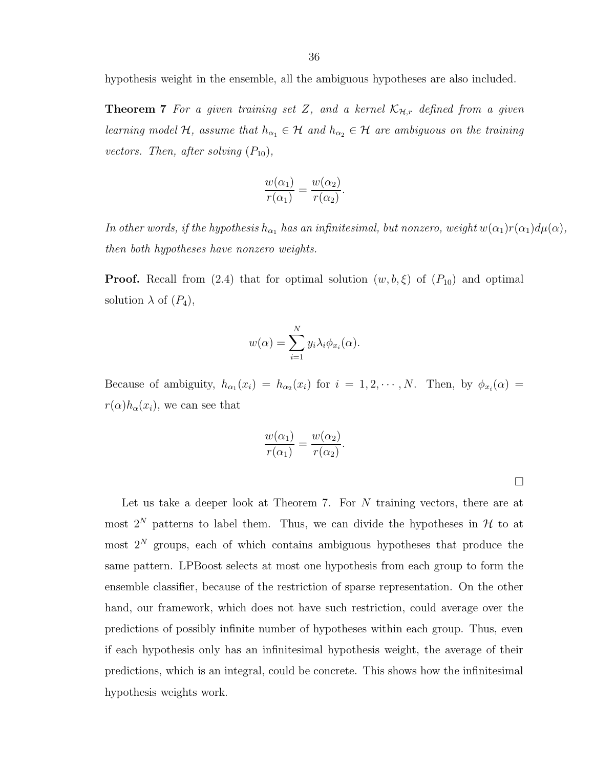hypothesis weight in the ensemble, all the ambiguous hypotheses are also included.

**Theorem 7** *For a given training set $Z$, and a kernel $\mathcal{K}_{\mathcal{H},r}$ defined from a given learning model $\mathcal{H}$, assume that $h_{\alpha_1} \in \mathcal{H}$ and $h_{\alpha_2} \in \mathcal{H}$ are ambiguous on the training vectors. Then, after solving $(P_{10})$,*

$$\frac{w(\alpha_1)}{r(\alpha_1)} = \frac{w(\alpha_2)}{r(\alpha_2)}.$$

*In other words, if the hypothesis $h_{\alpha_1}$ has an infinitesimal, but nonzero, weight $w(\alpha_1)r(\alpha_1)d\mu(\alpha)$, then both hypotheses have nonzero weights.*

**Proof.** Recall from (2.4) that for optimal solution $(w, b, \xi)$ of $(P_{10})$ and optimal solution $\lambda$ of $(P_4)$,

$$w(\alpha) = \sum_{i=1}^{N} y_i \lambda_i \phi_{x_i}(\alpha).$$

Because of ambiguity, $h_{\alpha_1}(x_i) = h_{\alpha_2}(x_i)$ for $i = 1, 2, \cdots, N$. Then, by $\phi_{x_i}(\alpha) = r(\alpha)h_\alpha(x_i)$, we can see that

$$\frac{w(\alpha_1)}{r(\alpha_1)} = \frac{w(\alpha_2)}{r(\alpha_2)}.$$

$\square$

Let us take a deeper look at Theorem 7. For $N$ training vectors, there are at most $2^N$ patterns to label them. Thus, we can divide the hypotheses in $\mathcal{H}$ to at most $2^N$ groups, each of which contains ambiguous hypotheses that produce the same pattern. LPBoost selects at most one hypothesis from each group to form the ensemble classifier, because of the restriction of sparse representation. On the other hand, our framework, which does not have such restriction, could average over the predictions of possibly infinite number of hypotheses within each group. Thus, even if each hypothesis only has an infinitesimal hypothesis weight, the average of their predictions, which is an integral, could be concrete. This shows how the infinitesimal hypothesis weights work.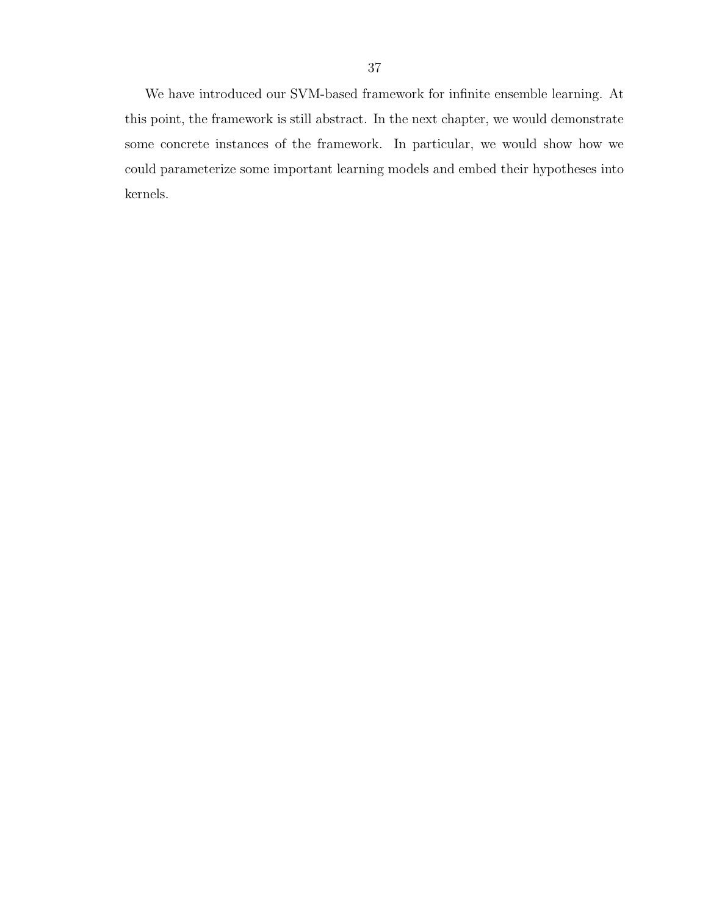We have introduced our SVM-based framework for infinite ensemble learning. At this point, the framework is still abstract. In the next chapter, we would demonstrate some concrete instances of the framework. In particular, we would show how we could parameterize some important learning models and embed their hypotheses into kernels.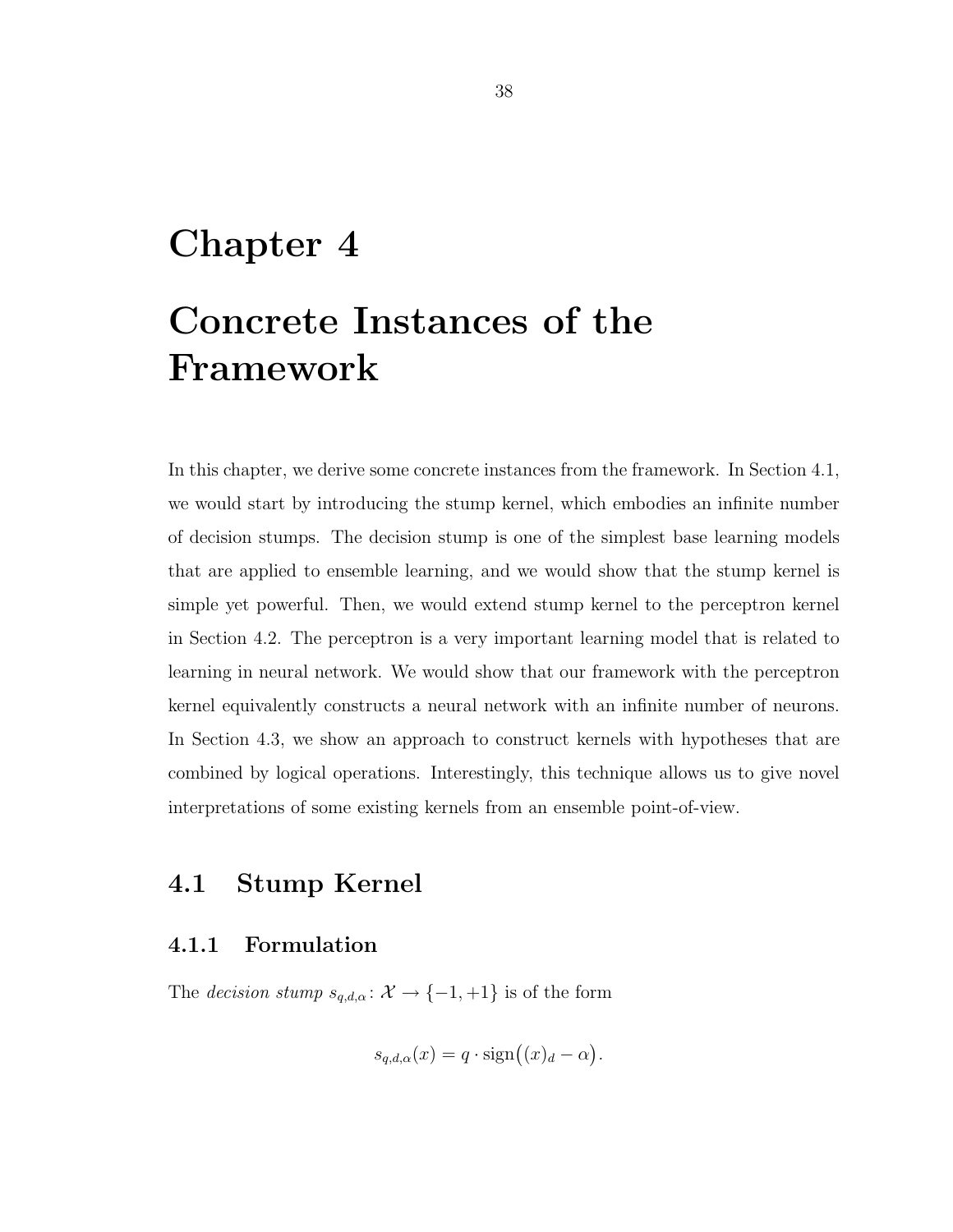# Chapter 4

# Concrete Instances of the Framework

In this chapter, we derive some concrete instances from the framework. In Section 4.1, we would start by introducing the stump kernel, which embodies an infinite number of decision stumps. The decision stump is one of the simplest base learning models that are applied to ensemble learning, and we would show that the stump kernel is simple yet powerful. Then, we would extend stump kernel to the perceptron kernel in Section 4.2. The perceptron is a very important learning model that is related to learning in neural network. We would show that our framework with the perceptron kernel equivalently constructs a neural network with an infinite number of neurons. In Section 4.3, we show an approach to construct kernels with hypotheses that are combined by logical operations. Interestingly, this technique allows us to give novel interpretations of some existing kernels from an ensemble point-of-view.

## 4.1 Stump Kernel

### 4.1.1 Formulation

The *decision stump* $s_{q,d,\alpha} \colon \mathcal{X} \to \{-1, +1\}$ is of the form

$$s_{q,d,\alpha}(x) = q \cdot \operatorname{sign}\big((x)_d - \alpha\big).$$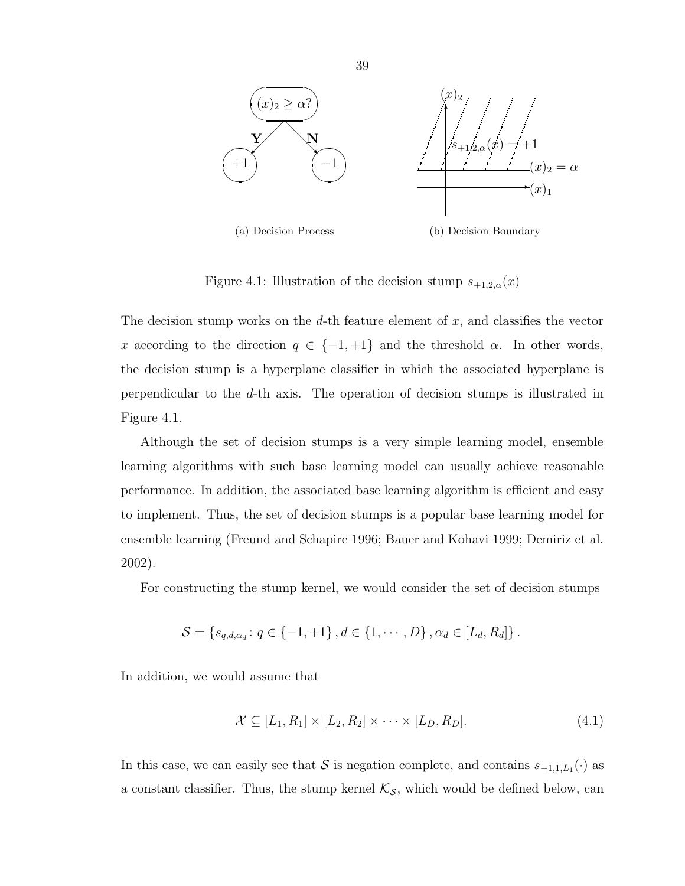(a) Decision Process

(b) Decision Boundary

Figure 4.1: Illustration of the decision stump $s_{+1,2,\alpha}(x)$

The decision stump works on the $d$-th feature element of $x$, and classifies the vector $x$ according to the direction $q \in \{-1, +1\}$ and the threshold $\alpha$. In other words, the decision stump is a hyperplane classifier in which the associated hyperplane is perpendicular to the $d$-th axis. The operation of decision stumps is illustrated in Figure 4.1.

Although the set of decision stumps is a very simple learning model, ensemble learning algorithms with such base learning model can usually achieve reasonable performance. In addition, the associated base learning algorithm is efficient and easy to implement. Thus, the set of decision stumps is a popular base learning model for ensemble learning (Freund and Schapire 1996; Bauer and Kohavi 1999; Demiriz et al. 2002).

For constructing the stump kernel, we would consider the set of decision stumps

$$\mathcal{S} = \left\{ s_{q,d,\alpha_d} \colon q \in \{-1, +1\}, d \in \{1, \cdots, D\}, \alpha_d \in [L_d, R_d] \right\}.$$

In addition, we would assume that

$$\mathcal{X} \subseteq [L_1, R_1] \times [L_2, R_2] \times \cdots \times [L_D, R_D]. \tag{4.1}$$

In this case, we can easily see that $\mathcal{S}$ is negation complete, and contains $s_{+1,1,L_1}(\cdot)$ as a constant classifier. Thus, the stump kernel $\mathcal{K}_{\mathcal{S}}$, which would be defined below, can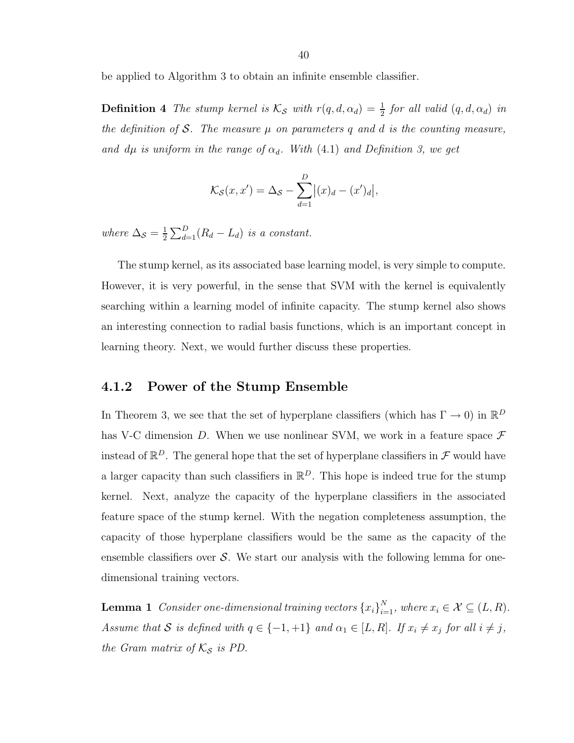be applied to Algorithm 3 to obtain an infinite ensemble classifier.

**Definition 4** *The stump kernel is $\mathcal{K}_{\mathcal{S}}$ with $r(q, d, \alpha_d) = \frac{1}{2}$ for all valid $(q, d, \alpha_d)$ in the definition of $\mathcal{S}$. The measure $\mu$ on parameters $q$ and $d$ is the counting measure, and $d\mu$ is uniform in the range of $\alpha_d$. With (4.1) and Definition 3, we get*

$$\mathcal{K}_{\mathcal{S}}(x, x') = \Delta_{\mathcal{S}} - \sum_{d=1}^{D} \left|(x)_d - (x')_d\right|,$$

*where $\Delta_{\mathcal{S}} = \frac{1}{2}\sum_{d=1}^{D}(R_d - L_d)$ is a constant.*

The stump kernel, as its associated base learning model, is very simple to compute. However, it is very powerful, in the sense that SVM with the kernel is equivalently searching within a learning model of infinite capacity. The stump kernel also shows an interesting connection to radial basis functions, which is an important concept in learning theory. Next, we would further discuss these properties.

### 4.1.2 Power of the Stump Ensemble

In Theorem 3, we see that the set of hyperplane classifiers (which has $\Gamma \to 0$) in $\mathbb{R}^D$ has V-C dimension $D$. When we use nonlinear SVM, we work in a feature space $\mathcal{F}$ instead of $\mathbb{R}^D$. The general hope that the set of hyperplane classifiers in $\mathcal{F}$ would have a larger capacity than such classifiers in $\mathbb{R}^D$. This hope is indeed true for the stump kernel. Next, analyze the capacity of the hyperplane classifiers in the associated feature space of the stump kernel. With the negation completeness assumption, the capacity of those hyperplane classifiers would be the same as the capacity of the ensemble classifiers over $\mathcal{S}$. We start our analysis with the following lemma for one-dimensional training vectors.

**Lemma 1** *Consider one-dimensional training vectors $\{x_i\}_{i=1}^{N}$, where $x_i \in \mathcal{X} \subseteq (L, R)$. Assume that $\mathcal{S}$ is defined with $q \in \{-1, +1\}$ and $\alpha_1 \in [L, R]$. If $x_i \neq x_j$ for all $i \neq j$, the Gram matrix of $\mathcal{K}_{\mathcal{S}}$ is PD.*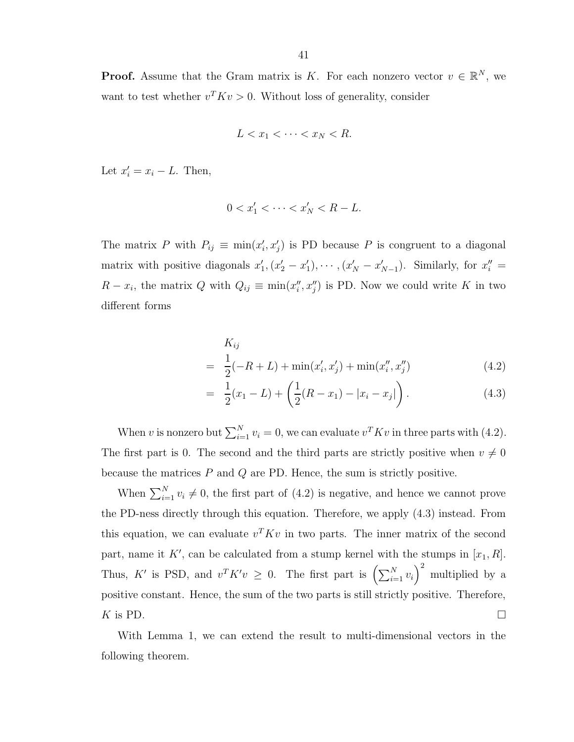**Proof.** Assume that the Gram matrix is $K$. For each nonzero vector $v \in \mathbb{R}^N$, we want to test whether $v^T K v > 0$. Without loss of generality, consider

$$L < x_1 < \cdots < x_N < R.$$

Let $x'_i = x_i - L$. Then,

$$0 < x'_1 < \cdots < x'_N < R - L.$$

The matrix $P$ with $P_{ij} \equiv \min(x'_i, x'_j)$ is PD because $P$ is congruent to a diagonal matrix with positive diagonals $x'_1, (x'_2 - x'_1), \cdots, (x'_N - x'_{N-1})$. Similarly, for $x''_i = R - x_i$, the matrix $Q$ with $Q_{ij} \equiv \min(x''_i, x''_j)$ is PD. Now we could write $K$ in two different forms

$$
\begin{aligned}
& K_{ij} \\
= \;& \frac{1}{2}(-R + L) + \min(x'_i, x'_j) + \min(x''_i, x''_j) && (4.2) \\
= \;& \frac{1}{2}(x_1 - L) + \left( \frac{1}{2}(R - x_1) - |x_i - x_j| \right). && (4.3)
\end{aligned}
$$

When $v$ is nonzero but $\sum_{i=1}^{N} v_i = 0$, we can evaluate $v^T K v$ in three parts with (4.2). The first part is 0. The second and the third parts are strictly positive when $v \neq 0$ because the matrices $P$ and $Q$ are PD. Hence, the sum is strictly positive.

When $\sum_{i=1}^{N} v_i \neq 0$, the first part of (4.2) is negative, and hence we cannot prove the PD-ness directly through this equation. Therefore, we apply (4.3) instead. From this equation, we can evaluate $v^T K v$ in two parts. The inner matrix of the second part, name it $K'$, can be calculated from a stump kernel with the stumps in $[x_1, R]$. Thus, $K'$ is PSD, and $v^T K' v \geq 0$. The first part is $\left( \sum_{i=1}^{N} v_i \right)^2$ multiplied by a positive constant. Hence, the sum of the two parts is still strictly positive. Therefore, $K$ is PD. $\square$

With Lemma 1, we can extend the result to multi-dimensional vectors in the following theorem.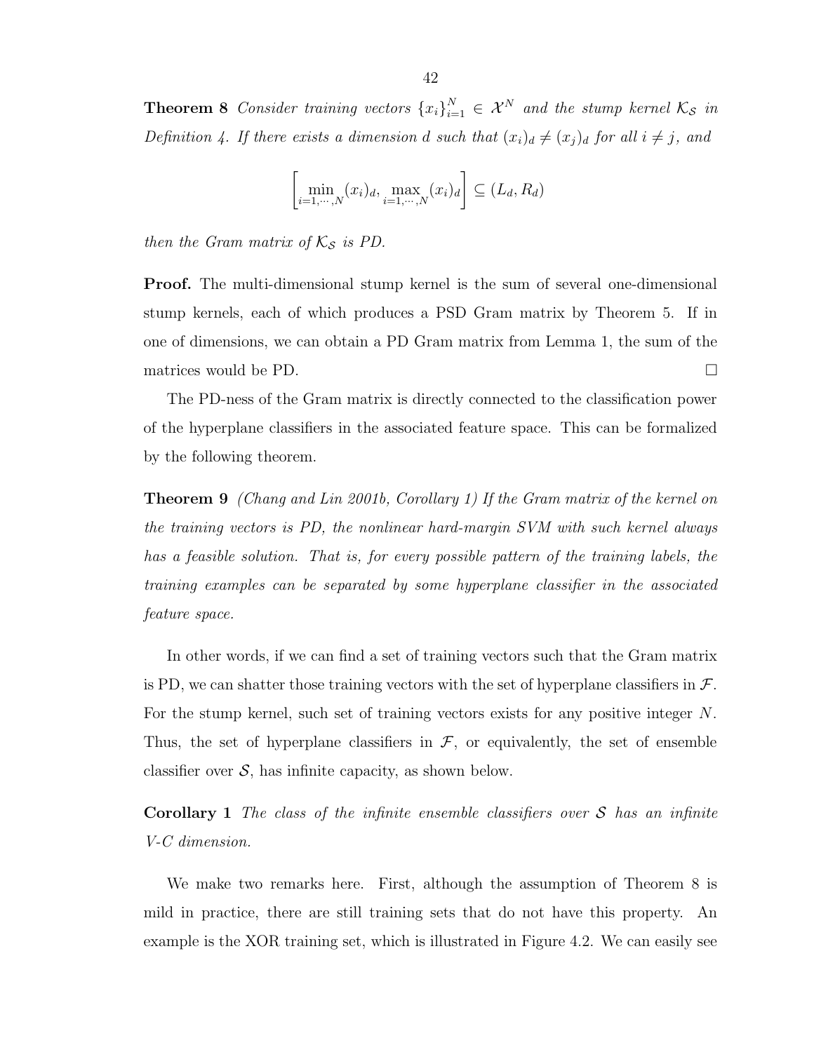**Theorem 8** *Consider training vectors* $\{x_i\}_{i=1}^N \in \mathcal{X}^N$ *and the stump kernel* $\mathcal{K}_\mathcal{S}$ *in Definition 4. If there exists a dimension* $d$ *such that* $(x_i)_d \neq (x_j)_d$ *for all* $i \neq j$*, and*

$$\left[\min_{i=1,\cdots,N}(x_i)_d, \max_{i=1,\cdots,N}(x_i)_d\right] \subseteq (L_d, R_d)$$

*then the Gram matrix of* $\mathcal{K}_\mathcal{S}$ *is PD.*

**Proof.** The multi-dimensional stump kernel is the sum of several one-dimensional stump kernels, each of which produces a PSD Gram matrix by Theorem 5. If in one of dimensions, we can obtain a PD Gram matrix from Lemma 1, the sum of the matrices would be PD. □

The PD-ness of the Gram matrix is directly connected to the classification power of the hyperplane classifiers in the associated feature space. This can be formalized by the following theorem.

**Theorem 9** *(Chang and Lin 2001b, Corollary 1) If the Gram matrix of the kernel on the training vectors is PD, the nonlinear hard-margin SVM with such kernel always has a feasible solution. That is, for every possible pattern of the training labels, the training examples can be separated by some hyperplane classifier in the associated feature space.*

In other words, if we can find a set of training vectors such that the Gram matrix is PD, we can shatter those training vectors with the set of hyperplane classifiers in $\mathcal{F}$. For the stump kernel, such set of training vectors exists for any positive integer $N$. Thus, the set of hyperplane classifiers in $\mathcal{F}$, or equivalently, the set of ensemble classifier over $\mathcal{S}$, has infinite capacity, as shown below.

**Corollary 1** *The class of the infinite ensemble classifiers over* $\mathcal{S}$ *has an infinite V-C dimension.*

We make two remarks here. First, although the assumption of Theorem 8 is mild in practice, there are still training sets that do not have this property. An example is the XOR training set, which is illustrated in Figure 4.2. We can easily see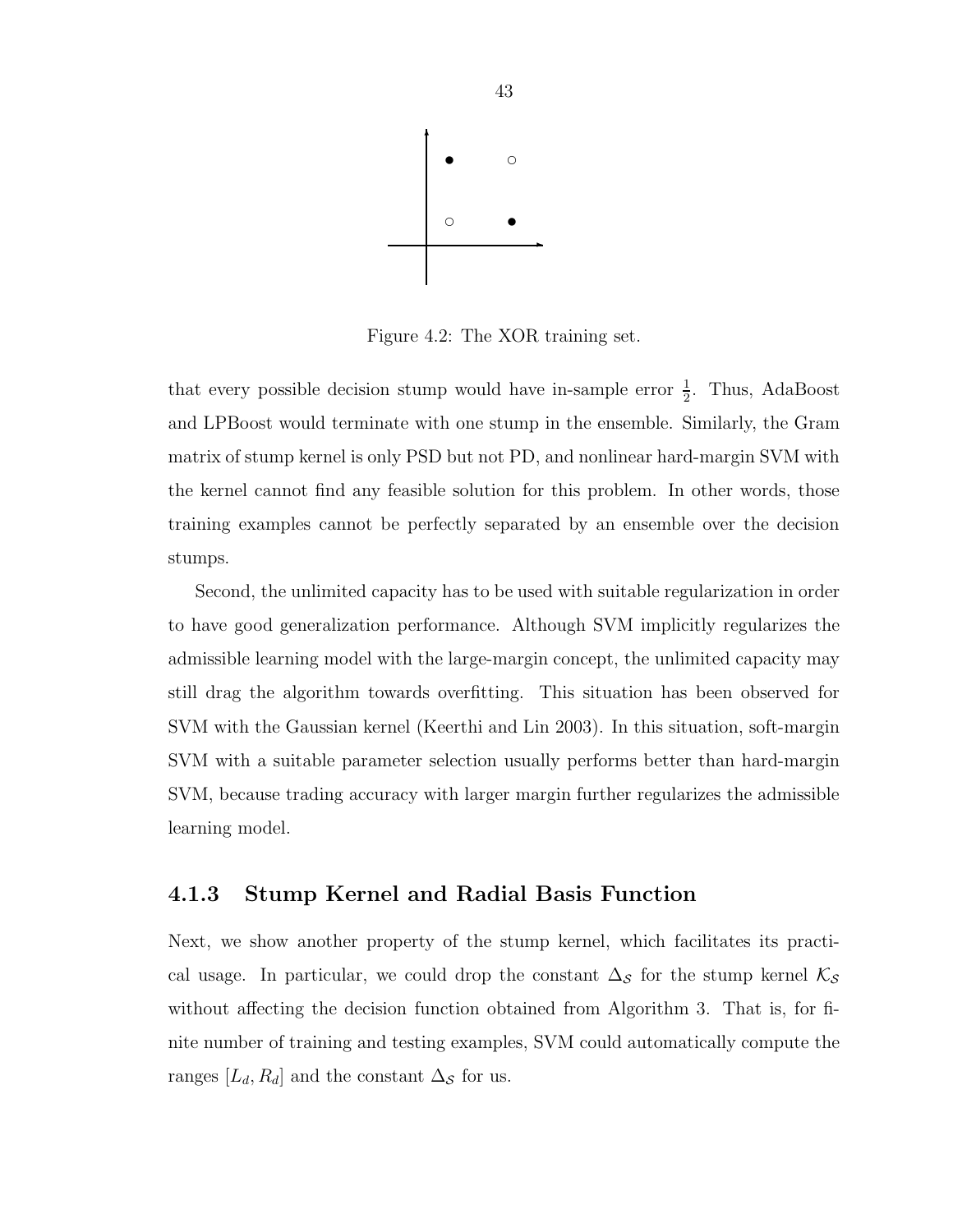Figure 4.2: The XOR training set.

that every possible decision stump would have in-sample error $\frac{1}{2}$. Thus, AdaBoost and LPBoost would terminate with one stump in the ensemble. Similarly, the Gram matrix of stump kernel is only PSD but not PD, and nonlinear hard-margin SVM with the kernel cannot find any feasible solution for this problem. In other words, those training examples cannot be perfectly separated by an ensemble over the decision stumps.

Second, the unlimited capacity has to be used with suitable regularization in order to have good generalization performance. Although SVM implicitly regularizes the admissible learning model with the large-margin concept, the unlimited capacity may still drag the algorithm towards overfitting. This situation has been observed for SVM with the Gaussian kernel (Keerthi and Lin 2003). In this situation, soft-margin SVM with a suitable parameter selection usually performs better than hard-margin SVM, because trading accuracy with larger margin further regularizes the admissible learning model.

### 4.1.3 Stump Kernel and Radial Basis Function

Next, we show another property of the stump kernel, which facilitates its practical usage. In particular, we could drop the constant $\Delta_{\mathcal{S}}$ for the stump kernel $\mathcal{K}_{\mathcal{S}}$ without affecting the decision function obtained from Algorithm 3. That is, for finite number of training and testing examples, SVM could automatically compute the ranges $[L_d, R_d]$ and the constant $\Delta_{\mathcal{S}}$ for us.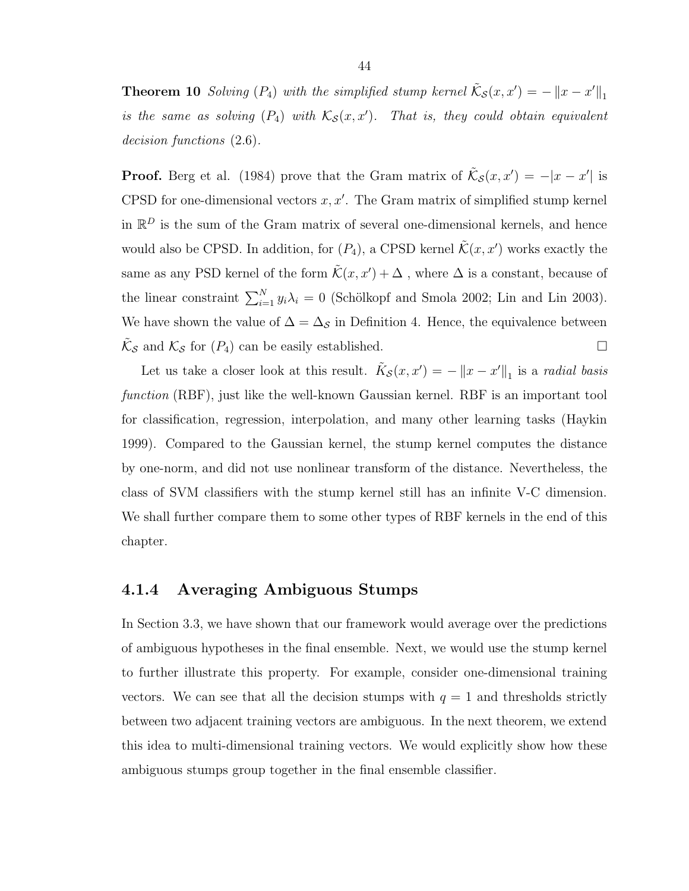**Theorem 10** *Solving* $(P_4)$ *with the simplified stump kernel* $\tilde{\mathcal{K}}_{\mathcal{S}}(x, x') = -\|x - x'\|_1$ *is the same as solving* $(P_4)$ *with* $\mathcal{K}_{\mathcal{S}}(x, x')$*. That is, they could obtain equivalent decision functions* (2.6)*.*

**Proof.** Berg et al. (1984) prove that the Gram matrix of $\tilde{\mathcal{K}}_{\mathcal{S}}(x, x') = -|x - x'|$ is CPSD for one-dimensional vectors $x, x'$. The Gram matrix of simplified stump kernel in $\mathbb{R}^D$ is the sum of the Gram matrix of several one-dimensional kernels, and hence would also be CPSD. In addition, for $(P_4)$, a CPSD kernel $\tilde{\mathcal{K}}(x, x')$ works exactly the same as any PSD kernel of the form $\tilde{\mathcal{K}}(x, x') + \Delta$ , where $\Delta$ is a constant, because of the linear constraint $\sum_{i=1}^{N} y_i \lambda_i = 0$ (Schölkopf and Smola 2002; Lin and Lin 2003). We have shown the value of $\Delta = \Delta_{\mathcal{S}}$ in Definition 4. Hence, the equivalence between $\tilde{\mathcal{K}}_{\mathcal{S}}$ and $\mathcal{K}_{\mathcal{S}}$ for $(P_4)$ can be easily established. $\square$

Let us take a closer look at this result. $\tilde{K}_{\mathcal{S}}(x, x') = -\|x - x'\|_1$ is a *radial basis function* (RBF), just like the well-known Gaussian kernel. RBF is an important tool for classification, regression, interpolation, and many other learning tasks (Haykin 1999). Compared to the Gaussian kernel, the stump kernel computes the distance by one-norm, and did not use nonlinear transform of the distance. Nevertheless, the class of SVM classifiers with the stump kernel still has an infinite V-C dimension. We shall further compare them to some other types of RBF kernels in the end of this chapter.

### 4.1.4 Averaging Ambiguous Stumps

In Section 3.3, we have shown that our framework would average over the predictions of ambiguous hypotheses in the final ensemble. Next, we would use the stump kernel to further illustrate this property. For example, consider one-dimensional training vectors. We can see that all the decision stumps with $q = 1$ and thresholds strictly between two adjacent training vectors are ambiguous. In the next theorem, we extend this idea to multi-dimensional training vectors. We would explicitly show how these ambiguous stumps group together in the final ensemble classifier.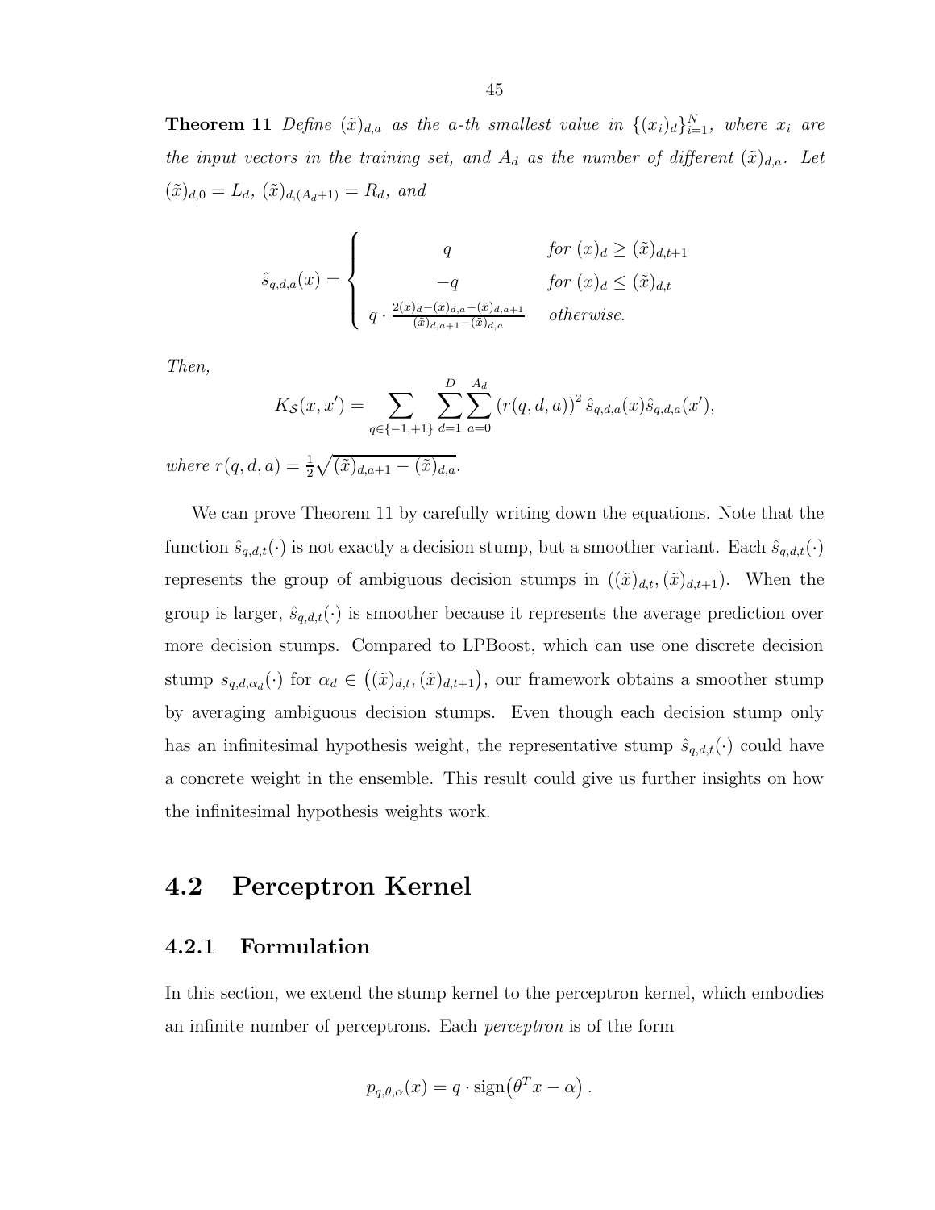**Theorem 11** *Define $(\tilde{x})_{d,a}$ as the $a$-th smallest value in $\{(x_i)_d\}_{i=1}^N$, where $x_i$ are the input vectors in the training set, and $A_d$ as the number of different $(\tilde{x})_{d,a}$. Let $(\tilde{x})_{d,0} = L_d$, $(\tilde{x})_{d,(A_d+1)} = R_d$, and*

$$\hat{s}_{q,d,a}(x) = \begin{cases} q & \textit{for } (x)_d \geq (\tilde{x})_{d,t+1} \\ -q & \textit{for } (x)_d \leq (\tilde{x})_{d,t} \\ q \cdot \frac{2(x)_d - (\tilde{x})_{d,a} - (\tilde{x})_{d,a+1}}{(\tilde{x})_{d,a+1} - (\tilde{x})_{d,a}} & \textit{otherwise.} \end{cases}$$

*Then,*

$$K_{\mathcal{S}}(x, x') = \sum_{q \in \{-1,+1\}} \sum_{d=1}^{D} \sum_{a=0}^{A_d} (r(q,d,a))^2 \, \hat{s}_{q,d,a}(x) \hat{s}_{q,d,a}(x'),$$

*where $r(q,d,a) = \frac{1}{2}\sqrt{(\tilde{x})_{d,a+1} - (\tilde{x})_{d,a}}$.*

We can prove Theorem 11 by carefully writing down the equations. Note that the function $\hat{s}_{q,d,t}(\cdot)$ is not exactly a decision stump, but a smoother variant. Each $\hat{s}_{q,d,t}(\cdot)$ represents the group of ambiguous decision stumps in $((\tilde{x})_{d,t}, (\tilde{x})_{d,t+1})$. When the group is larger, $\hat{s}_{q,d,t}(\cdot)$ is smoother because it represents the average prediction over more decision stumps. Compared to LPBoost, which can use one discrete decision stump $s_{q,d,\alpha_d}(\cdot)$ for $\alpha_d \in \big((\tilde{x})_{d,t}, (\tilde{x})_{d,t+1}\big)$, our framework obtains a smoother stump by averaging ambiguous decision stumps. Even though each decision stump only has an infinitesimal hypothesis weight, the representative stump $\hat{s}_{q,d,t}(\cdot)$ could have a concrete weight in the ensemble. This result could give us further insights on how the infinitesimal hypothesis weights work.

## 4.2 Perceptron Kernel

### 4.2.1 Formulation

In this section, we extend the stump kernel to the perceptron kernel, which embodies an infinite number of perceptrons. Each *perceptron* is of the form

$$p_{q,\theta,\alpha}(x) = q \cdot \operatorname{sign}\big(\theta^T x - \alpha\big)\,.$$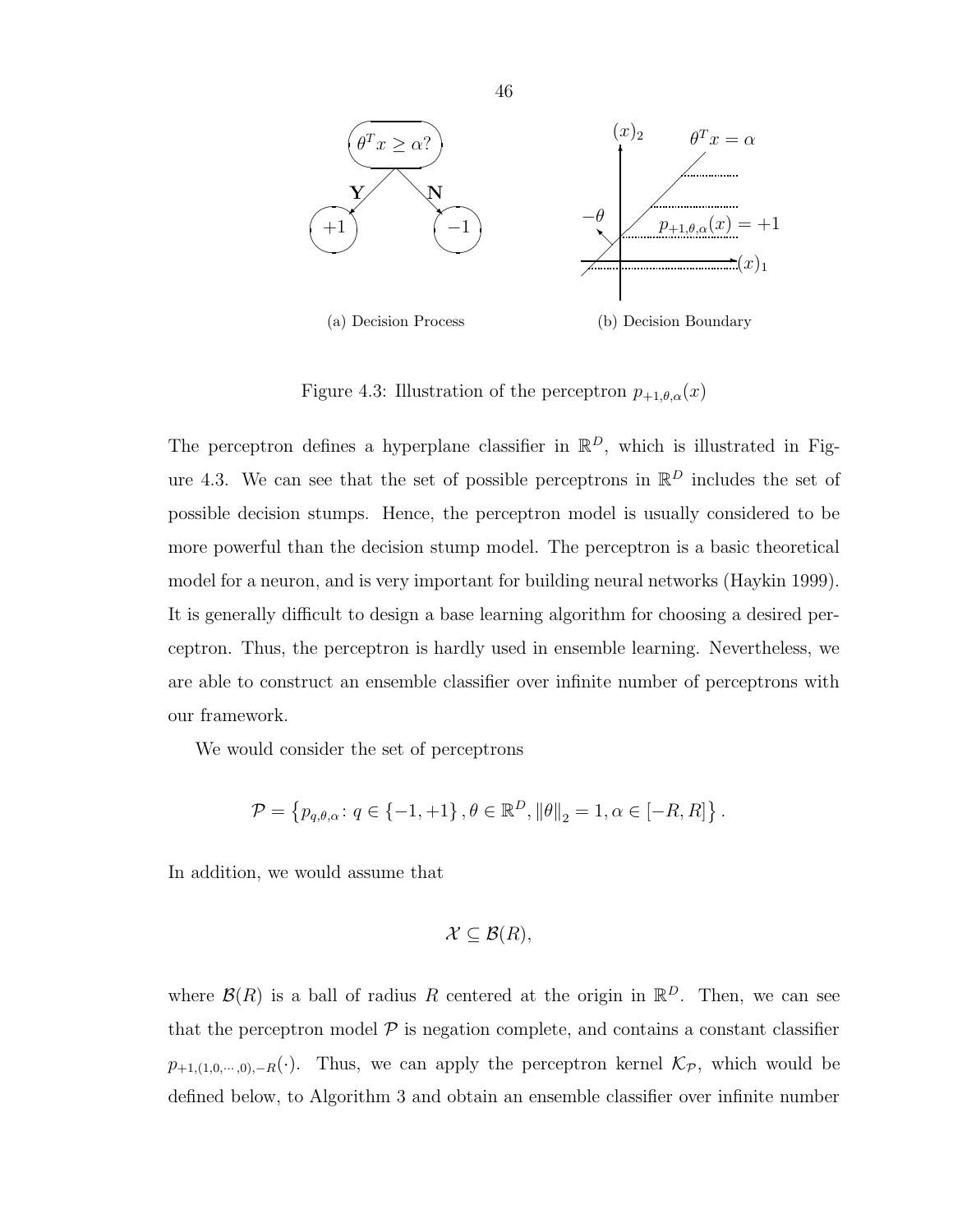(a) Decision Process

(b) Decision Boundary

Figure 4.3: Illustration of the perceptron $p_{+1,\theta,\alpha}(x)$

The perceptron defines a hyperplane classifier in $\mathbb{R}^D$, which is illustrated in Figure 4.3. We can see that the set of possible perceptrons in $\mathbb{R}^D$ includes the set of possible decision stumps. Hence, the perceptron model is usually considered to be more powerful than the decision stump model. The perceptron is a basic theoretical model for a neuron, and is very important for building neural networks (Haykin 1999). It is generally difficult to design a base learning algorithm for choosing a desired perceptron. Thus, the perceptron is hardly used in ensemble learning. Nevertheless, we are able to construct an ensemble classifier over infinite number of perceptrons with our framework.

We would consider the set of perceptrons

$$\mathcal{P} = \left\{ p_{q,\theta,\alpha} \colon q \in \{-1, +1\}, \theta \in \mathbb{R}^D, \|\theta\|_2 = 1, \alpha \in [-R, R] \right\}.$$

In addition, we would assume that

$$\mathcal{X} \subseteq \mathcal{B}(R),$$

where $\mathcal{B}(R)$ is a ball of radius $R$ centered at the origin in $\mathbb{R}^D$. Then, we can see that the perceptron model $\mathcal{P}$ is negation complete, and contains a constant classifier $p_{+1,(1,0,\cdots,0),-R}(\cdot)$. Thus, we can apply the perceptron kernel $\mathcal{K}_{\mathcal{P}}$, which would be defined below, to Algorithm 3 and obtain an ensemble classifier over infinite number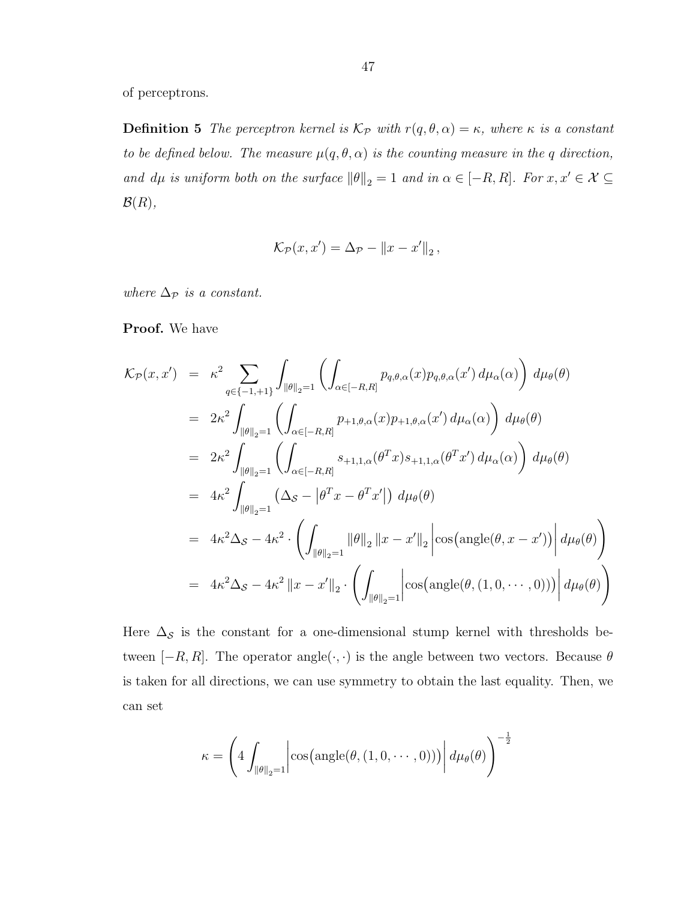of perceptrons.

**Definition 5** *The perceptron kernel is $\mathcal{K}_{\mathcal{P}}$ with $r(q, \theta, \alpha) = \kappa$, where $\kappa$ is a constant to be defined below. The measure $\mu(q, \theta, \alpha)$ is the counting measure in the $q$ direction, and $d\mu$ is uniform both on the surface $\|\theta\|_2 = 1$ and in $\alpha \in [-R, R]$. For $x, x' \in \mathcal{X} \subseteq \mathcal{B}(R)$,*

$$\mathcal{K}_{\mathcal{P}}(x, x') = \Delta_{\mathcal{P}} - \|x - x'\|_2 \,,$$

*where $\Delta_{\mathcal{P}}$ is a constant.*

**Proof.** We have

$$\begin{aligned}
\mathcal{K}_{\mathcal{P}}(x, x') &= \kappa^2 \sum_{q \in \{-1,+1\}} \int_{\|\theta\|_2=1} \left( \int_{\alpha \in [-R,R]} p_{q,\theta,\alpha}(x) p_{q,\theta,\alpha}(x') \, d\mu_\alpha(\alpha) \right) \, d\mu_\theta(\theta) \\
&= 2\kappa^2 \int_{\|\theta\|_2=1} \left( \int_{\alpha \in [-R,R]} p_{+1,\theta,\alpha}(x) p_{+1,\theta,\alpha}(x') \, d\mu_\alpha(\alpha) \right) \, d\mu_\theta(\theta) \\
&= 2\kappa^2 \int_{\|\theta\|_2=1} \left( \int_{\alpha \in [-R,R]} s_{+1,1,\alpha}(\theta^T x) s_{+1,1,\alpha}(\theta^T x') \, d\mu_\alpha(\alpha) \right) \, d\mu_\theta(\theta) \\
&= 4\kappa^2 \int_{\|\theta\|_2=1} \left( \Delta_{\mathcal{S}} - \left| \theta^T x - \theta^T x' \right| \right) \, d\mu_\theta(\theta) \\
&= 4\kappa^2 \Delta_{\mathcal{S}} - 4\kappa^2 \cdot \left( \int_{\|\theta\|_2=1} \|\theta\|_2 \, \|x - x'\|_2 \left| \cos\bigl(\text{angle}(\theta, x - x')\bigr) \right| d\mu_\theta(\theta) \right) \\
&= 4\kappa^2 \Delta_{\mathcal{S}} - 4\kappa^2 \, \|x - x'\|_2 \cdot \left( \int_{\|\theta\|_2=1} \left| \cos\bigl(\text{angle}(\theta, (1, 0, \cdots, 0))\bigr) \right| d\mu_\theta(\theta) \right)
\end{aligned}$$

Here $\Delta_{\mathcal{S}}$ is the constant for a one-dimensional stump kernel with thresholds between $[-R, R]$. The operator $\text{angle}(\cdot, \cdot)$ is the angle between two vectors. Because $\theta$ is taken for all directions, we can use symmetry to obtain the last equality. Then, we can set

$$\kappa = \left( 4 \int_{\|\theta\|_2=1} \left| \cos\bigl(\text{angle}(\theta, (1, 0, \cdots, 0))\bigr) \right| d\mu_\theta(\theta) \right)^{-\frac{1}{2}}$$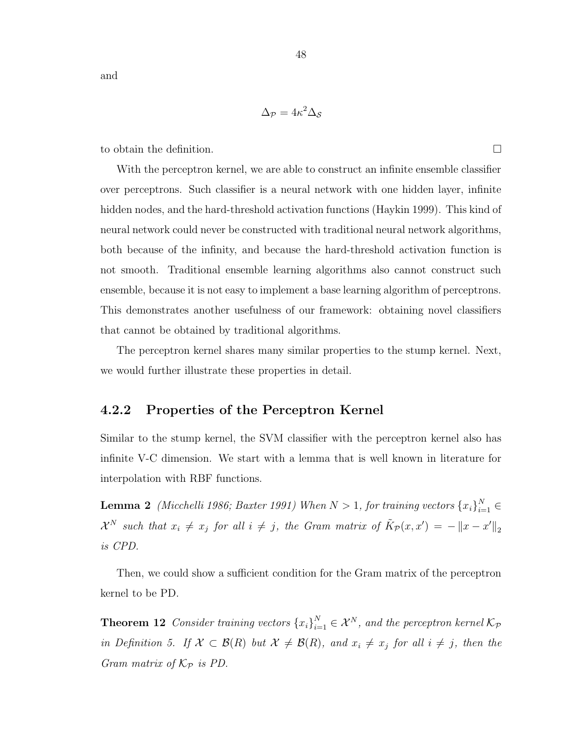and

$$\Delta_{\mathcal{P}} = 4\kappa^2 \Delta_{\mathcal{S}}$$

to obtain the definition. $\square$

With the perceptron kernel, we are able to construct an infinite ensemble classifier over perceptrons. Such classifier is a neural network with one hidden layer, infinite hidden nodes, and the hard-threshold activation functions (Haykin 1999). This kind of neural network could never be constructed with traditional neural network algorithms, both because of the infinity, and because the hard-threshold activation function is not smooth. Traditional ensemble learning algorithms also cannot construct such ensemble, because it is not easy to implement a base learning algorithm of perceptrons. This demonstrates another usefulness of our framework: obtaining novel classifiers that cannot be obtained by traditional algorithms.

The perceptron kernel shares many similar properties to the stump kernel. Next, we would further illustrate these properties in detail.

### 4.2.2 Properties of the Perceptron Kernel

Similar to the stump kernel, the SVM classifier with the perceptron kernel also has infinite V-C dimension. We start with a lemma that is well known in literature for interpolation with RBF functions.

**Lemma 2** *(Micchelli 1986; Baxter 1991) When $N > 1$, for training vectors $\{x_i\}_{i=1}^N \in \mathcal{X}^N$ such that $x_i \neq x_j$ for all $i \neq j$, the Gram matrix of $\tilde{K}_{\mathcal{P}}(x, x') = -\|x - x'\|_2$ is CPD.*

Then, we could show a sufficient condition for the Gram matrix of the perceptron kernel to be PD.

**Theorem 12** *Consider training vectors $\{x_i\}_{i=1}^N \in \mathcal{X}^N$, and the perceptron kernel $\mathcal{K}_{\mathcal{P}}$ in Definition 5. If $\mathcal{X} \subset \mathcal{B}(R)$ but $\mathcal{X} \neq \mathcal{B}(R)$, and $x_i \neq x_j$ for all $i \neq j$, then the Gram matrix of $\mathcal{K}_{\mathcal{P}}$ is PD.*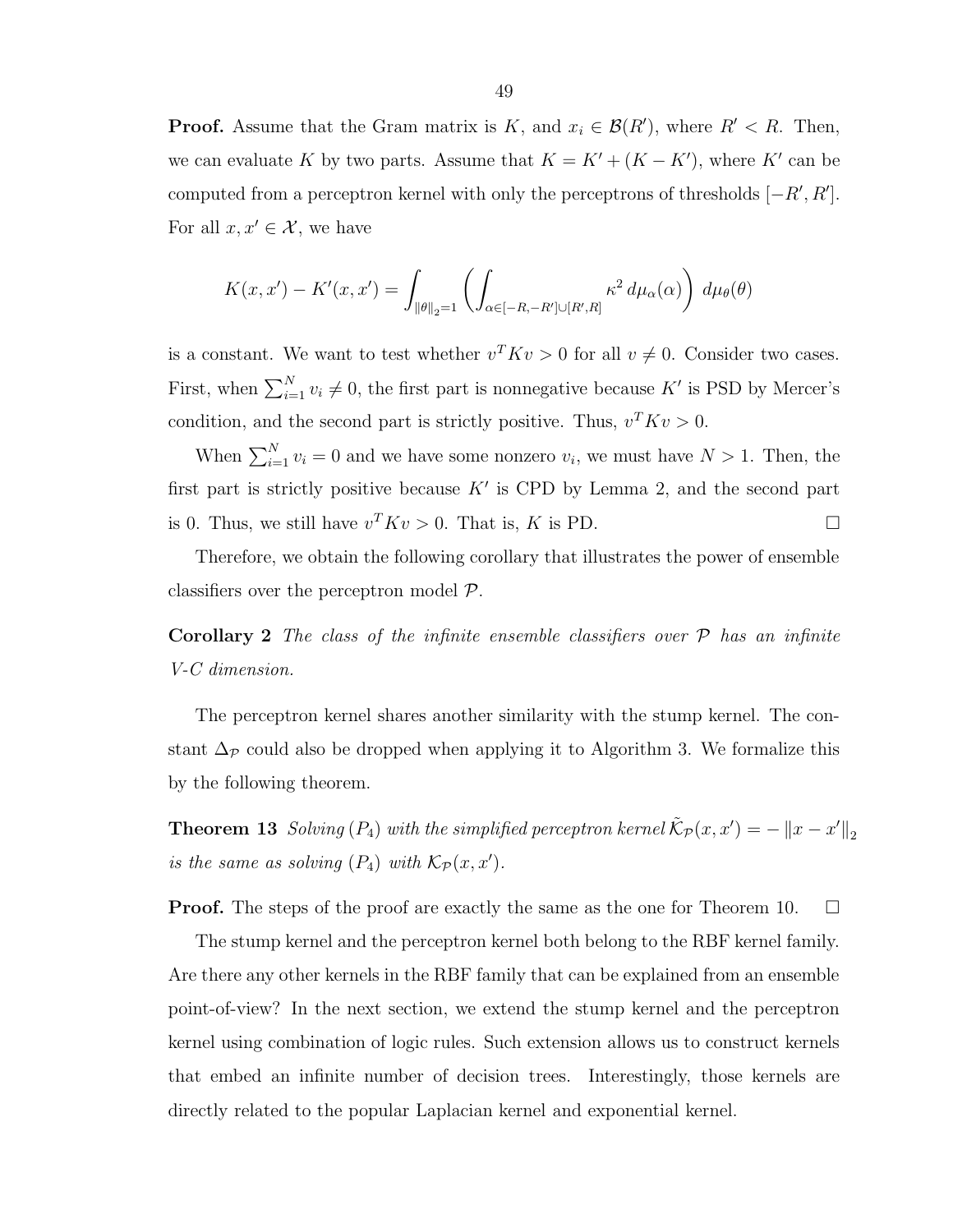**Proof.** Assume that the Gram matrix is $K$, and $x_i \in \mathcal{B}(R')$, where $R' < R$. Then, we can evaluate $K$ by two parts. Assume that $K = K' + (K - K')$, where $K'$ can be computed from a perceptron kernel with only the perceptrons of thresholds $[-R', R']$. For all $x, x' \in \mathcal{X}$, we have

$$K(x, x') - K'(x, x') = \int_{\|\theta\|_2 = 1} \left( \int_{\alpha \in [-R, -R'] \cup [R', R]} \kappa^2 \, d\mu_\alpha(\alpha) \right) \, d\mu_\theta(\theta)$$

is a constant. We want to test whether $v^T K v > 0$ for all $v \neq 0$. Consider two cases. First, when $\sum_{i=1}^N v_i \neq 0$, the first part is nonnegative because $K'$ is PSD by Mercer's condition, and the second part is strictly positive. Thus, $v^T K v > 0$.

When $\sum_{i=1}^N v_i = 0$ and we have some nonzero $v_i$, we must have $N > 1$. Then, the first part is strictly positive because $K'$ is CPD by Lemma 2, and the second part is 0. Thus, we still have $v^T K v > 0$. That is, $K$ is PD. $\square$

Therefore, we obtain the following corollary that illustrates the power of ensemble classifiers over the perceptron model $\mathcal{P}$.

**Corollary 2** *The class of the infinite ensemble classifiers over $\mathcal{P}$ has an infinite V-C dimension.*

The perceptron kernel shares another similarity with the stump kernel. The constant $\Delta_{\mathcal{P}}$ could also be dropped when applying it to Algorithm 3. We formalize this by the following theorem.

**Theorem 13** *Solving $(P_4)$ with the simplified perceptron kernel $\tilde{\mathcal{K}}_{\mathcal{P}}(x, x') = -\|x - x'\|_2$ is the same as solving $(P_4)$ with $\mathcal{K}_{\mathcal{P}}(x, x')$.*

**Proof.** The steps of the proof are exactly the same as the one for Theorem 10. $\square$

The stump kernel and the perceptron kernel both belong to the RBF kernel family. Are there any other kernels in the RBF family that can be explained from an ensemble point-of-view? In the next section, we extend the stump kernel and the perceptron kernel using combination of logic rules. Such extension allows us to construct kernels that embed an infinite number of decision trees. Interestingly, those kernels are directly related to the popular Laplacian kernel and exponential kernel.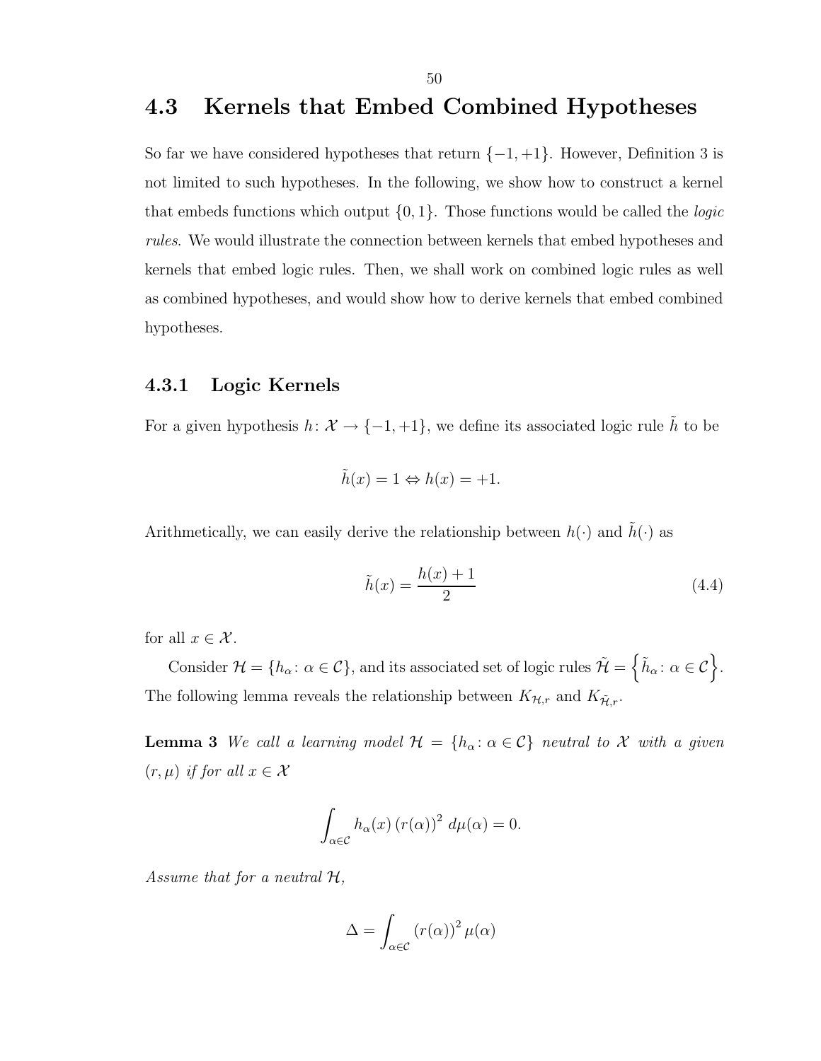## 4.3 Kernels that Embed Combined Hypotheses

So far we have considered hypotheses that return $\{-1, +1\}$. However, Definition 3 is not limited to such hypotheses. In the following, we show how to construct a kernel that embeds functions which output $\{0, 1\}$. Those functions would be called the *logic rules*. We would illustrate the connection between kernels that embed hypotheses and kernels that embed logic rules. Then, we shall work on combined logic rules as well as combined hypotheses, and would show how to derive kernels that embed combined hypotheses.

### 4.3.1 Logic Kernels

For a given hypothesis $h\colon \mathcal{X} \to \{-1, +1\}$, we define its associated logic rule $\tilde{h}$ to be

$$\tilde{h}(x) = 1 \Leftrightarrow h(x) = +1.$$

Arithmetically, we can easily derive the relationship between $h(\cdot)$ and $\tilde{h}(\cdot)$ as

$$\tilde{h}(x) = \frac{h(x) + 1}{2} \tag{4.4}$$

for all $x \in \mathcal{X}$.

Consider $\mathcal{H} = \{h_\alpha\colon \alpha \in \mathcal{C}\}$, and its associated set of logic rules $\tilde{\mathcal{H}} = \left\{\tilde{h}_\alpha\colon \alpha \in \mathcal{C}\right\}$. The following lemma reveals the relationship between $K_{\mathcal{H},r}$ and $K_{\tilde{\mathcal{H}},r}$.

**Lemma 3** *We call a learning model $\mathcal{H} = \{h_\alpha\colon \alpha \in \mathcal{C}\}$ neutral to $\mathcal{X}$ with a given $(r, \mu)$ if for all $x \in \mathcal{X}$*

$$\int_{\alpha \in \mathcal{C}} h_\alpha(x) \left(r(\alpha)\right)^2 \, d\mu(\alpha) = 0.$$

*Assume that for a neutral $\mathcal{H}$,*

$$\Delta = \int_{\alpha \in \mathcal{C}} \left(r(\alpha)\right)^2 \mu(\alpha)$$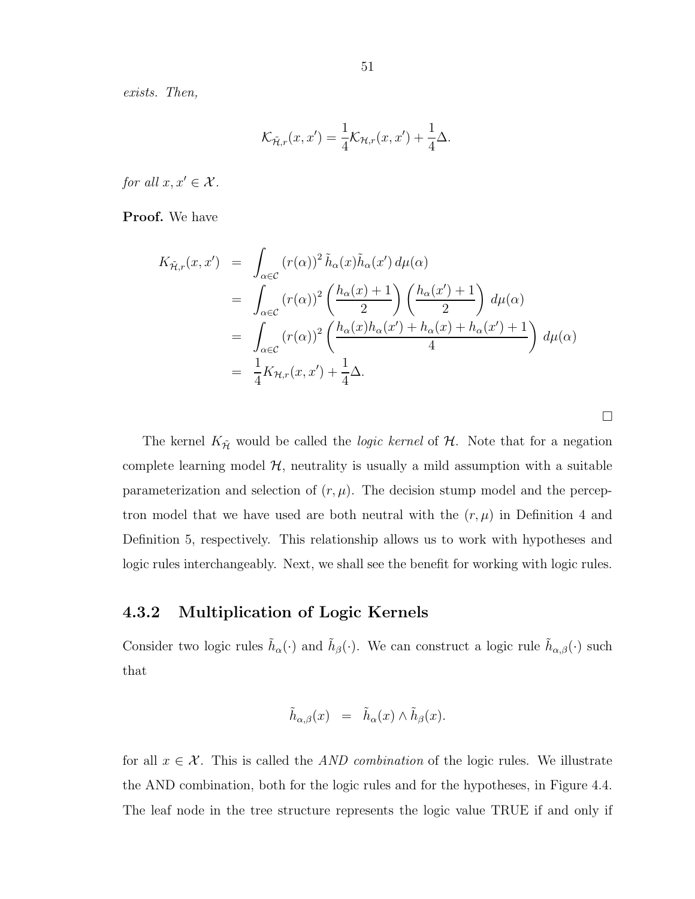*exists. Then,*

$$\mathcal{K}_{\tilde{\mathcal{H}},r}(x,x') = \frac{1}{4}\mathcal{K}_{\mathcal{H},r}(x,x') + \frac{1}{4}\Delta.$$

*for all $x, x' \in \mathcal{X}$.*

**Proof.** We have

$$\begin{aligned}
K_{\tilde{\mathcal{H}},r}(x,x') &= \int_{\alpha\in\mathcal{C}} (r(\alpha))^2\, \tilde{h}_\alpha(x)\tilde{h}_\alpha(x')\, d\mu(\alpha) \\
&= \int_{\alpha\in\mathcal{C}} (r(\alpha))^2 \left(\frac{h_\alpha(x)+1}{2}\right)\left(\frac{h_\alpha(x')+1}{2}\right)\, d\mu(\alpha) \\
&= \int_{\alpha\in\mathcal{C}} (r(\alpha))^2 \left(\frac{h_\alpha(x)h_\alpha(x') + h_\alpha(x) + h_\alpha(x') + 1}{4}\right)\, d\mu(\alpha) \\
&= \frac{1}{4}K_{\mathcal{H},r}(x,x') + \frac{1}{4}\Delta.
\end{aligned}$$

□

The kernel $K_{\tilde{\mathcal{H}}}$ would be called the *logic kernel* of $\mathcal{H}$. Note that for a negation complete learning model $\mathcal{H}$, neutrality is usually a mild assumption with a suitable parameterization and selection of $(r, \mu)$. The decision stump model and the perceptron model that we have used are both neutral with the $(r, \mu)$ in Definition 4 and Definition 5, respectively. This relationship allows us to work with hypotheses and logic rules interchangeably. Next, we shall see the benefit for working with logic rules.

### 4.3.2 Multiplication of Logic Kernels

Consider two logic rules $\tilde{h}_\alpha(\cdot)$ and $\tilde{h}_\beta(\cdot)$. We can construct a logic rule $\tilde{h}_{\alpha,\beta}(\cdot)$ such that

$$\tilde{h}_{\alpha,\beta}(x) \;=\; \tilde{h}_\alpha(x) \wedge \tilde{h}_\beta(x).$$

for all $x \in \mathcal{X}$. This is called the *AND combination* of the logic rules. We illustrate the AND combination, both for the logic rules and for the hypotheses, in Figure 4.4. The leaf node in the tree structure represents the logic value TRUE if and only if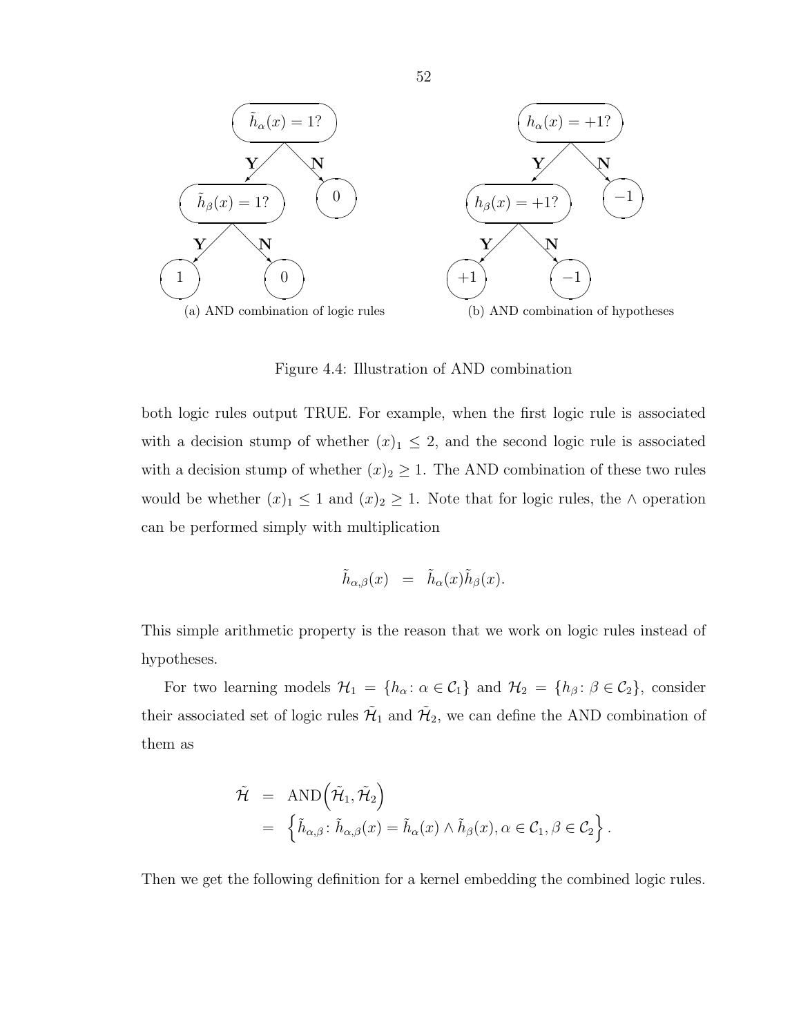(a) AND combination of logic rules

(b) AND combination of hypotheses

Figure 4.4: Illustration of AND combination

both logic rules output TRUE. For example, when the first logic rule is associated with a decision stump of whether $(x)_1 \leq 2$, and the second logic rule is associated with a decision stump of whether $(x)_2 \geq 1$. The AND combination of these two rules would be whether $(x)_1 \leq 1$ and $(x)_2 \geq 1$. Note that for logic rules, the $\wedge$ operation can be performed simply with multiplication

$$\tilde{h}_{\alpha,\beta}(x) \;\; = \;\; \tilde{h}_{\alpha}(x)\tilde{h}_{\beta}(x).$$

This simple arithmetic property is the reason that we work on logic rules instead of hypotheses.

For two learning models $\mathcal{H}_1 = \{h_\alpha \colon \alpha \in \mathcal{C}_1\}$ and $\mathcal{H}_2 = \{h_\beta \colon \beta \in \mathcal{C}_2\}$, consider their associated set of logic rules $\tilde{\mathcal{H}}_1$ and $\tilde{\mathcal{H}}_2$, we can define the AND combination of them as

$$\begin{aligned}
\tilde{\mathcal{H}} &= \text{AND}\Big(\tilde{\mathcal{H}}_1, \tilde{\mathcal{H}}_2\Big) \\
&= \Big\{\tilde{h}_{\alpha,\beta} \colon \tilde{h}_{\alpha,\beta}(x) = \tilde{h}_{\alpha}(x) \wedge \tilde{h}_{\beta}(x), \alpha \in \mathcal{C}_1, \beta \in \mathcal{C}_2\Big\}.
\end{aligned}$$

Then we get the following definition for a kernel embedding the combined logic rules.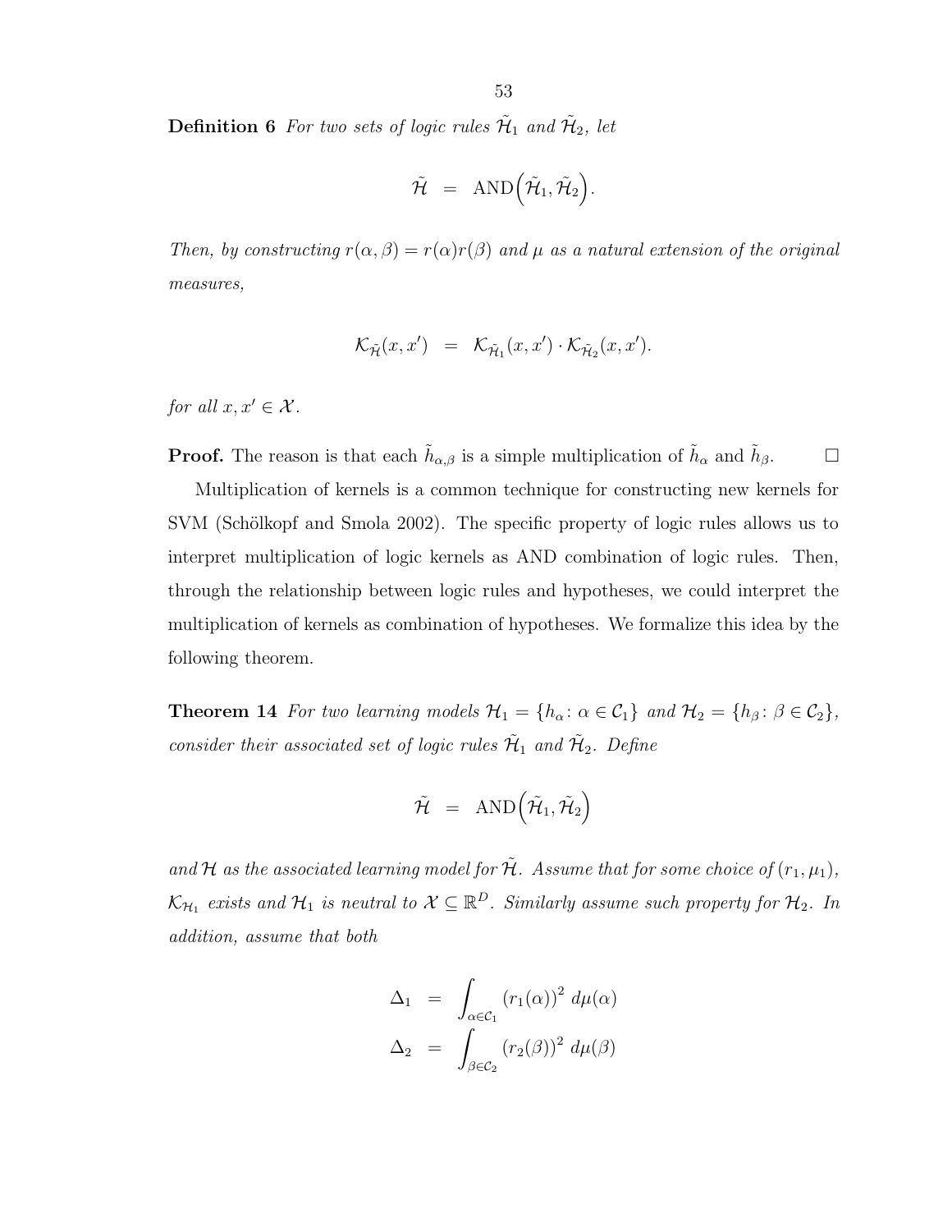**Definition 6** *For two sets of logic rules $\tilde{\mathcal{H}}_1$ and $\tilde{\mathcal{H}}_2$, let*

$$\tilde{\mathcal{H}} \;=\; \text{AND}\Big(\tilde{\mathcal{H}}_1, \tilde{\mathcal{H}}_2\Big).$$

*Then, by constructing $r(\alpha, \beta) = r(\alpha)r(\beta)$ and $\mu$ as a natural extension of the original measures,*

$$\mathcal{K}_{\tilde{\mathcal{H}}}(x, x') \;=\; \mathcal{K}_{\tilde{\mathcal{H}}_1}(x, x') \cdot \mathcal{K}_{\tilde{\mathcal{H}}_2}(x, x').$$

*for all $x, x' \in \mathcal{X}$.*

**Proof.** The reason is that each $\tilde{h}_{\alpha,\beta}$ is a simple multiplication of $\tilde{h}_\alpha$ and $\tilde{h}_\beta$. □

Multiplication of kernels is a common technique for constructing new kernels for SVM (Schölkopf and Smola 2002). The specific property of logic rules allows us to interpret multiplication of logic kernels as AND combination of logic rules. Then, through the relationship between logic rules and hypotheses, we could interpret the multiplication of kernels as combination of hypotheses. We formalize this idea by the following theorem.

**Theorem 14** *For two learning models $\mathcal{H}_1 = \{h_\alpha \colon \alpha \in \mathcal{C}_1\}$ and $\mathcal{H}_2 = \{h_\beta \colon \beta \in \mathcal{C}_2\}$, consider their associated set of logic rules $\tilde{\mathcal{H}}_1$ and $\tilde{\mathcal{H}}_2$. Define*

$$\tilde{\mathcal{H}} \;=\; \text{AND}\Big(\tilde{\mathcal{H}}_1, \tilde{\mathcal{H}}_2\Big)$$

*and $\mathcal{H}$ as the associated learning model for $\tilde{\mathcal{H}}$. Assume that for some choice of $(r_1, \mu_1)$, $\mathcal{K}_{\mathcal{H}_1}$ exists and $\mathcal{H}_1$ is neutral to $\mathcal{X} \subseteq \mathbb{R}^D$. Similarly assume such property for $\mathcal{H}_2$. In addition, assume that both*

$$\begin{aligned}
\Delta_1 &= \int_{\alpha \in \mathcal{C}_1} (r_1(\alpha))^2 \, d\mu(\alpha) \\
\Delta_2 &= \int_{\beta \in \mathcal{C}_2} (r_2(\beta))^2 \, d\mu(\beta)
\end{aligned}$$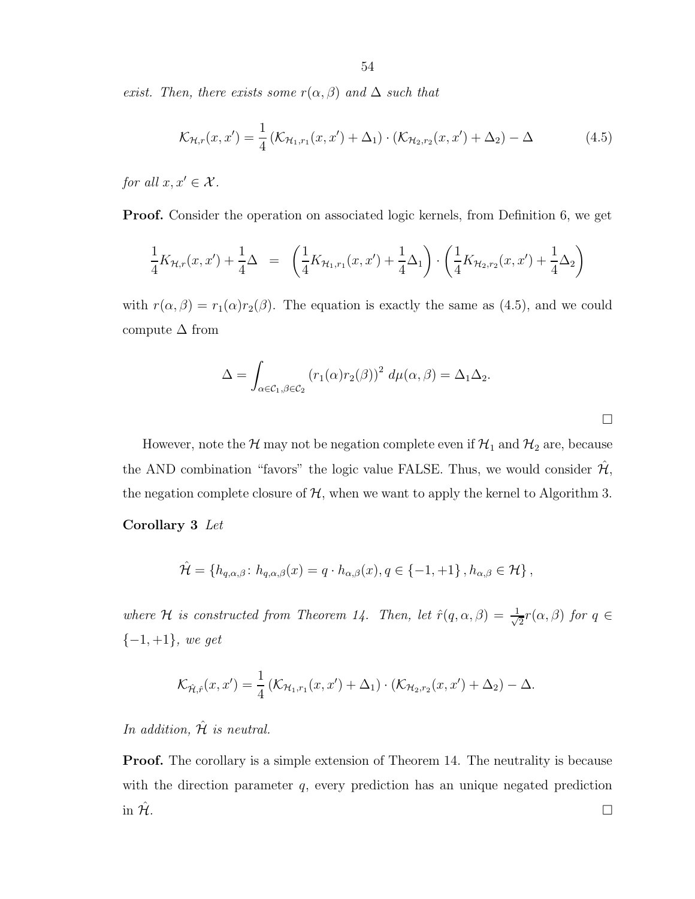*exist. Then, there exists some $r(\alpha, \beta)$ and $\Delta$ such that*

$$\mathcal{K}_{\mathcal{H},r}(x, x') = \frac{1}{4} \left(\mathcal{K}_{\mathcal{H}_1,r_1}(x, x') + \Delta_1\right) \cdot \left(\mathcal{K}_{\mathcal{H}_2,r_2}(x, x') + \Delta_2\right) - \Delta \tag{4.5}$$

*for all $x, x' \in \mathcal{X}$.*

**Proof.** Consider the operation on associated logic kernels, from Definition 6, we get

$$\frac{1}{4} K_{\mathcal{H},r}(x, x') + \frac{1}{4}\Delta \;\;=\;\; \left(\frac{1}{4} K_{\mathcal{H}_1,r_1}(x, x') + \frac{1}{4}\Delta_1\right) \cdot \left(\frac{1}{4} K_{\mathcal{H}_2,r_2}(x, x') + \frac{1}{4}\Delta_2\right)$$

with $r(\alpha, \beta) = r_1(\alpha) r_2(\beta)$. The equation is exactly the same as (4.5), and we could compute $\Delta$ from

$$\Delta = \int_{\alpha \in \mathcal{C}_1, \beta \in \mathcal{C}_2} \left(r_1(\alpha) r_2(\beta)\right)^2 \, d\mu(\alpha, \beta) = \Delta_1 \Delta_2.$$

$\square$

However, note the $\mathcal{H}$ may not be negation complete even if $\mathcal{H}_1$ and $\mathcal{H}_2$ are, because the AND combination "favors" the logic value FALSE. Thus, we would consider $\hat{\mathcal{H}}$, the negation complete closure of $\mathcal{H}$, when we want to apply the kernel to Algorithm 3.

**Corollary 3** *Let*

$$\hat{\mathcal{H}} = \left\{h_{q,\alpha,\beta} \colon h_{q,\alpha,\beta}(x) = q \cdot h_{\alpha,\beta}(x), q \in \{-1, +1\}, h_{\alpha,\beta} \in \mathcal{H}\right\},$$

*where $\mathcal{H}$ is constructed from Theorem 14. Then, let $\hat{r}(q, \alpha, \beta) = \frac{1}{\sqrt{2}} r(\alpha, \beta)$ for $q \in \{-1, +1\}$, we get*

$$\mathcal{K}_{\hat{\mathcal{H}},\hat{r}}(x, x') = \frac{1}{4} \left(\mathcal{K}_{\mathcal{H}_1,r_1}(x, x') + \Delta_1\right) \cdot \left(\mathcal{K}_{\mathcal{H}_2,r_2}(x, x') + \Delta_2\right) - \Delta.$$

*In addition, $\hat{\mathcal{H}}$ is neutral.*

**Proof.** The corollary is a simple extension of Theorem 14. The neutrality is because with the direction parameter $q$, every prediction has an unique negated prediction in $\hat{\mathcal{H}}$. $\square$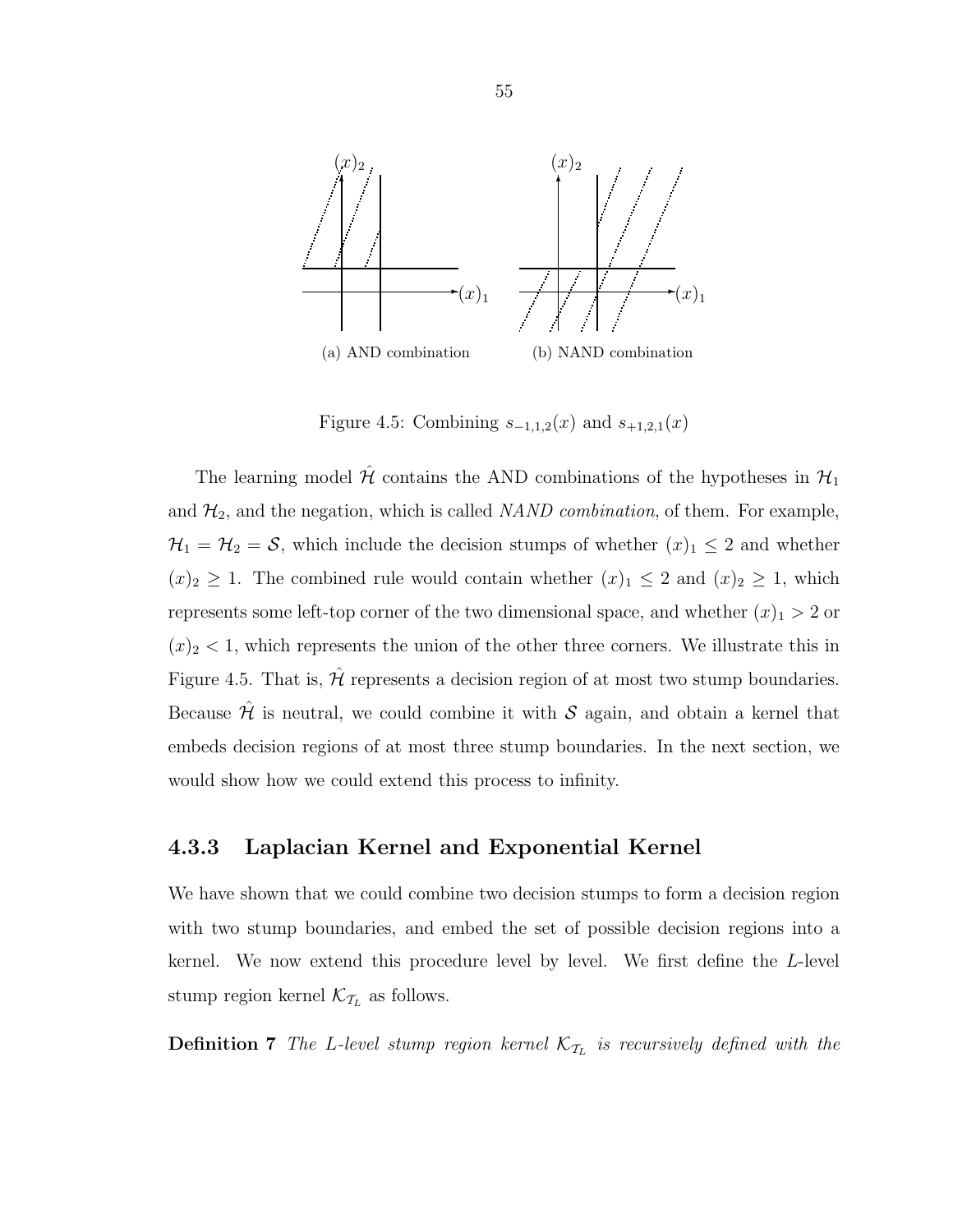(a) AND combination

(b) NAND combination

Figure 4.5: Combining $s_{-1,1,2}(x)$ and $s_{+1,2,1}(x)$

The learning model $\hat{\mathcal{H}}$ contains the AND combinations of the hypotheses in $\mathcal{H}_1$ and $\mathcal{H}_2$, and the negation, which is called *NAND combination*, of them. For example, $\mathcal{H}_1 = \mathcal{H}_2 = \mathcal{S}$, which include the decision stumps of whether $(x)_1 \leq 2$ and whether $(x)_2 \geq 1$. The combined rule would contain whether $(x)_1 \leq 2$ and $(x)_2 \geq 1$, which represents some left-top corner of the two dimensional space, and whether $(x)_1 > 2$ or $(x)_2 < 1$, which represents the union of the other three corners. We illustrate this in Figure 4.5. That is, $\hat{\mathcal{H}}$ represents a decision region of at most two stump boundaries. Because $\hat{\mathcal{H}}$ is neutral, we could combine it with $\mathcal{S}$ again, and obtain a kernel that embeds decision regions of at most three stump boundaries. In the next section, we would show how we could extend this process to infinity.

### 4.3.3 Laplacian Kernel and Exponential Kernel

We have shown that we could combine two decision stumps to form a decision region with two stump boundaries, and embed the set of possible decision regions into a kernel. We now extend this procedure level by level. We first define the $L$-level stump region kernel $\mathcal{K}_{\mathcal{T}_L}$ as follows.

**Definition 7** *The $L$-level stump region kernel $\mathcal{K}_{\mathcal{T}_L}$ is recursively defined with the*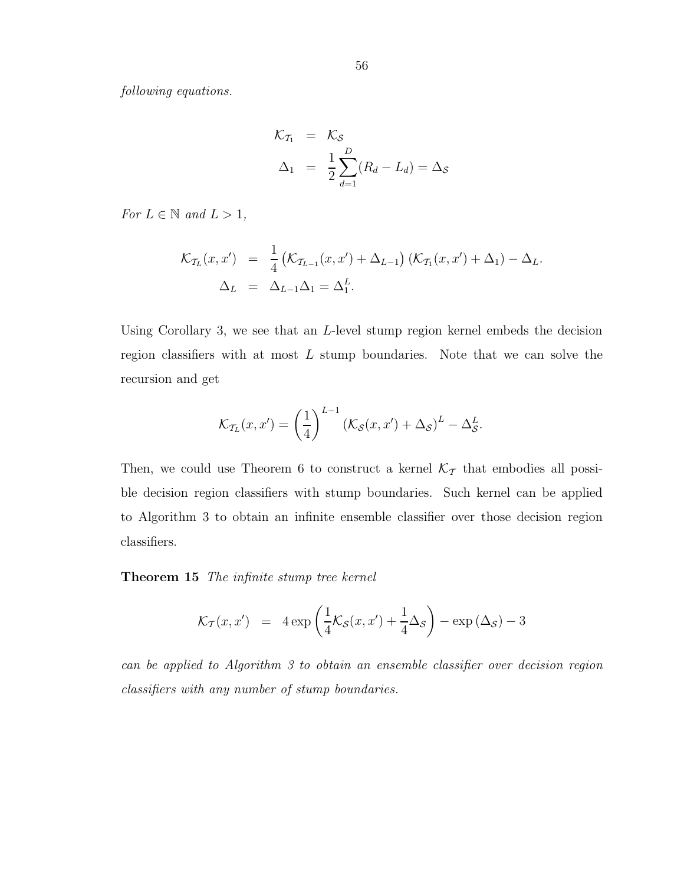*following equations.*

$$
\begin{aligned}
\mathcal{K}_{\mathcal{T}_1} &= \mathcal{K}_{\mathcal{S}} \\
\Delta_1 &= \frac{1}{2}\sum_{d=1}^{D}(R_d - L_d) = \Delta_{\mathcal{S}}
\end{aligned}
$$

*For $L \in \mathbb{N}$ and $L > 1$,*

$$
\begin{aligned}
\mathcal{K}_{\mathcal{T}_L}(x, x') &= \frac{1}{4}\left(\mathcal{K}_{\mathcal{T}_{L-1}}(x, x') + \Delta_{L-1}\right)\left(\mathcal{K}_{\mathcal{T}_1}(x, x') + \Delta_1\right) - \Delta_L. \\
\Delta_L &= \Delta_{L-1}\Delta_1 = \Delta_1^L.
\end{aligned}
$$

Using Corollary 3, we see that an $L$-level stump region kernel embeds the decision region classifiers with at most $L$ stump boundaries. Note that we can solve the recursion and get

$$
\mathcal{K}_{\mathcal{T}_L}(x, x') = \left(\frac{1}{4}\right)^{L-1}\left(\mathcal{K}_{\mathcal{S}}(x, x') + \Delta_{\mathcal{S}}\right)^L - \Delta_{\mathcal{S}}^L.
$$

Then, we could use Theorem 6 to construct a kernel $\mathcal{K}_{\mathcal{T}}$ that embodies all possible decision region classifiers with stump boundaries. Such kernel can be applied to Algorithm 3 to obtain an infinite ensemble classifier over those decision region classifiers.

**Theorem 15** *The infinite stump tree kernel*

$$
\mathcal{K}_{\mathcal{T}}(x, x') = 4\exp\left(\frac{1}{4}\mathcal{K}_{\mathcal{S}}(x, x') + \frac{1}{4}\Delta_{\mathcal{S}}\right) - \exp\left(\Delta_{\mathcal{S}}\right) - 3
$$

*can be applied to Algorithm 3 to obtain an ensemble classifier over decision region classifiers with any number of stump boundaries.*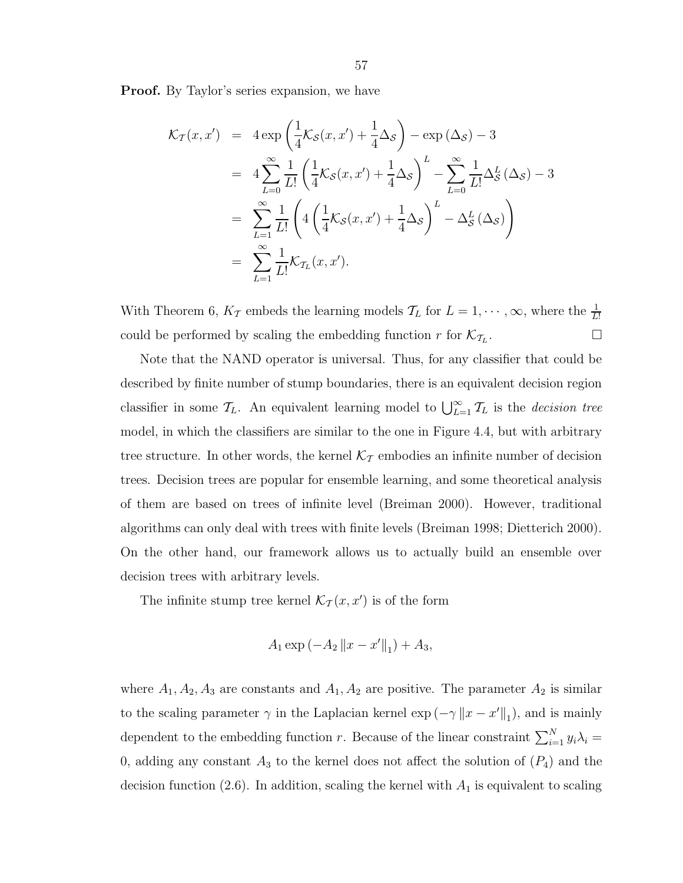**Proof.** By Taylor's series expansion, we have

$$
\begin{aligned}
\mathcal{K}_{\mathcal{T}}(x, x') &= 4 \exp\left(\frac{1}{4}\mathcal{K}_{\mathcal{S}}(x, x') + \frac{1}{4}\Delta_{\mathcal{S}}\right) - \exp\left(\Delta_{\mathcal{S}}\right) - 3 \\
&= 4 \sum_{L=0}^{\infty} \frac{1}{L!} \left(\frac{1}{4}\mathcal{K}_{\mathcal{S}}(x, x') + \frac{1}{4}\Delta_{\mathcal{S}}\right)^L - \sum_{L=0}^{\infty} \frac{1}{L!} \Delta_{\mathcal{S}}^L \left(\Delta_{\mathcal{S}}\right) - 3 \\
&= \sum_{L=1}^{\infty} \frac{1}{L!} \left(4\left(\frac{1}{4}\mathcal{K}_{\mathcal{S}}(x, x') + \frac{1}{4}\Delta_{\mathcal{S}}\right)^L - \Delta_{\mathcal{S}}^L \left(\Delta_{\mathcal{S}}\right)\right) \\
&= \sum_{L=1}^{\infty} \frac{1}{L!} \mathcal{K}_{\mathcal{T}_L}(x, x').
\end{aligned}
$$

With Theorem 6, $K_{\mathcal{T}}$ embeds the learning models $\mathcal{T}_L$ for $L = 1, \cdots, \infty$, where the $\frac{1}{L!}$ could be performed by scaling the embedding function $r$ for $\mathcal{K}_{\mathcal{T}_L}$. □

Note that the NAND operator is universal. Thus, for any classifier that could be described by finite number of stump boundaries, there is an equivalent decision region classifier in some $\mathcal{T}_L$. An equivalent learning model to $\bigcup_{L=1}^{\infty} \mathcal{T}_L$ is the *decision tree* model, in which the classifiers are similar to the one in Figure 4.4, but with arbitrary tree structure. In other words, the kernel $\mathcal{K}_{\mathcal{T}}$ embodies an infinite number of decision trees. Decision trees are popular for ensemble learning, and some theoretical analysis of them are based on trees of infinite level (Breiman 2000). However, traditional algorithms can only deal with trees with finite levels (Breiman 1998; Dietterich 2000). On the other hand, our framework allows us to actually build an ensemble over decision trees with arbitrary levels.

The infinite stump tree kernel $\mathcal{K}_{\mathcal{T}}(x, x')$ is of the form

$$
A_1 \exp\left(-A_2 \left\|x - x'\right\|_1\right) + A_3,
$$

where $A_1, A_2, A_3$ are constants and $A_1, A_2$ are positive. The parameter $A_2$ is similar to the scaling parameter $\gamma$ in the Laplacian kernel $\exp\left(-\gamma \left\|x - x'\right\|_1\right)$, and is mainly dependent to the embedding function $r$. Because of the linear constraint $\sum_{i=1}^{N} y_i \lambda_i = 0$, adding any constant $A_3$ to the kernel does not affect the solution of $(P_4)$ and the decision function (2.6). In addition, scaling the kernel with $A_1$ is equivalent to scaling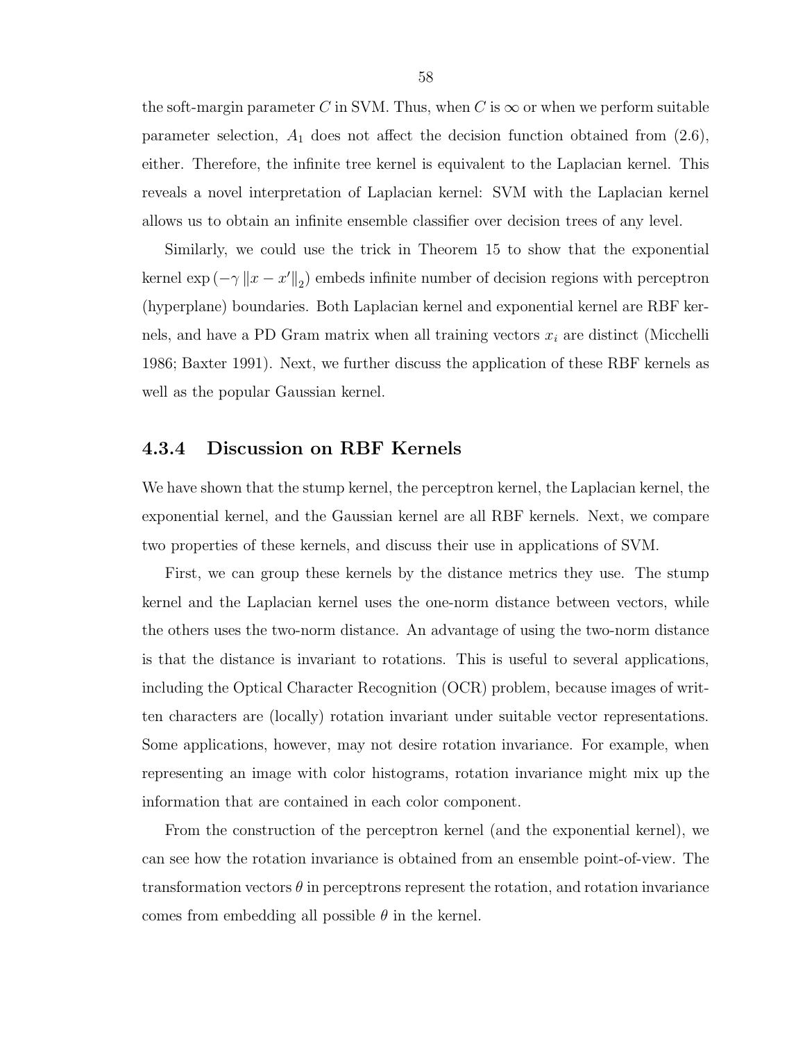the soft-margin parameter $C$ in SVM. Thus, when $C$ is $\infty$ or when we perform suitable parameter selection, $A_1$ does not affect the decision function obtained from (2.6), either. Therefore, the infinite tree kernel is equivalent to the Laplacian kernel. This reveals a novel interpretation of Laplacian kernel: SVM with the Laplacian kernel allows us to obtain an infinite ensemble classifier over decision trees of any level.

Similarly, we could use the trick in Theorem 15 to show that the exponential kernel $\exp\left(-\gamma \left\|x - x'\right\|_2\right)$ embeds infinite number of decision regions with perceptron (hyperplane) boundaries. Both Laplacian kernel and exponential kernel are RBF kernels, and have a PD Gram matrix when all training vectors $x_i$ are distinct (Micchelli 1986; Baxter 1991). Next, we further discuss the application of these RBF kernels as well as the popular Gaussian kernel.

### 4.3.4 Discussion on RBF Kernels

We have shown that the stump kernel, the perceptron kernel, the Laplacian kernel, the exponential kernel, and the Gaussian kernel are all RBF kernels. Next, we compare two properties of these kernels, and discuss their use in applications of SVM.

First, we can group these kernels by the distance metrics they use. The stump kernel and the Laplacian kernel uses the one-norm distance between vectors, while the others uses the two-norm distance. An advantage of using the two-norm distance is that the distance is invariant to rotations. This is useful to several applications, including the Optical Character Recognition (OCR) problem, because images of written characters are (locally) rotation invariant under suitable vector representations. Some applications, however, may not desire rotation invariance. For example, when representing an image with color histograms, rotation invariance might mix up the information that are contained in each color component.

From the construction of the perceptron kernel (and the exponential kernel), we can see how the rotation invariance is obtained from an ensemble point-of-view. The transformation vectors $\theta$ in perceptrons represent the rotation, and rotation invariance comes from embedding all possible $\theta$ in the kernel.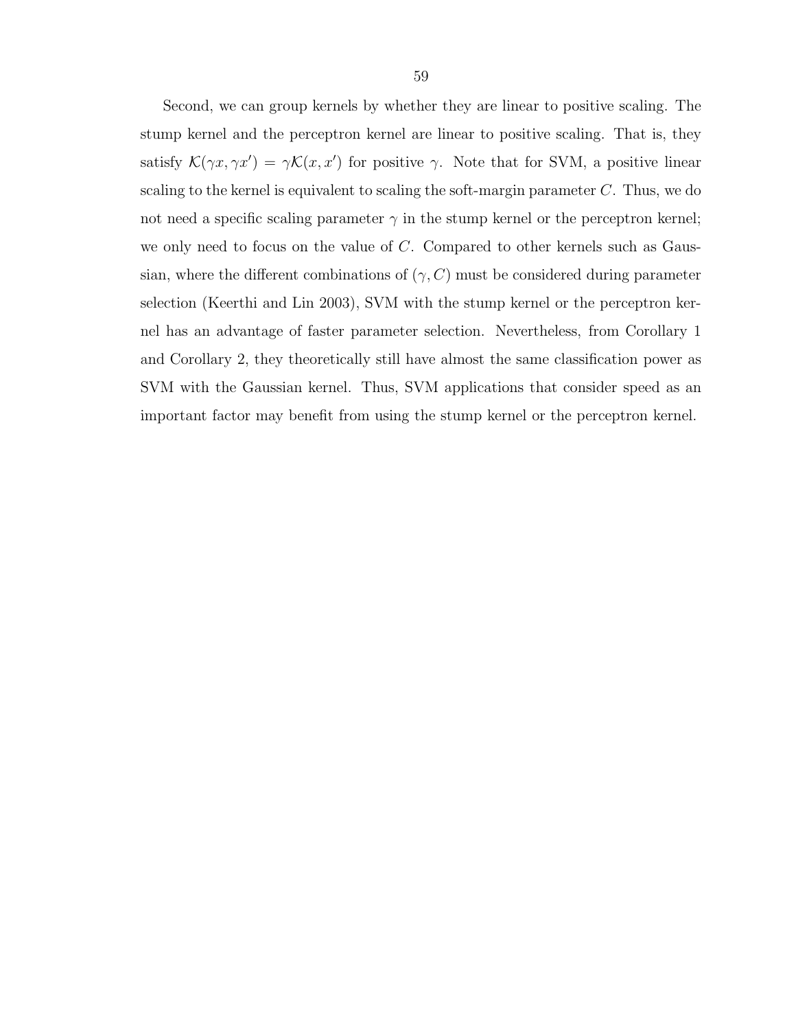Second, we can group kernels by whether they are linear to positive scaling. The stump kernel and the perceptron kernel are linear to positive scaling. That is, they satisfy $\mathcal{K}(\gamma x, \gamma x') = \gamma \mathcal{K}(x, x')$ for positive $\gamma$. Note that for SVM, a positive linear scaling to the kernel is equivalent to scaling the soft-margin parameter $C$. Thus, we do not need a specific scaling parameter $\gamma$ in the stump kernel or the perceptron kernel; we only need to focus on the value of $C$. Compared to other kernels such as Gaussian, where the different combinations of $(\gamma, C)$ must be considered during parameter selection (Keerthi and Lin 2003), SVM with the stump kernel or the perceptron kernel has an advantage of faster parameter selection. Nevertheless, from Corollary 1 and Corollary 2, they theoretically still have almost the same classification power as SVM with the Gaussian kernel. Thus, SVM applications that consider speed as an important factor may benefit from using the stump kernel or the perceptron kernel.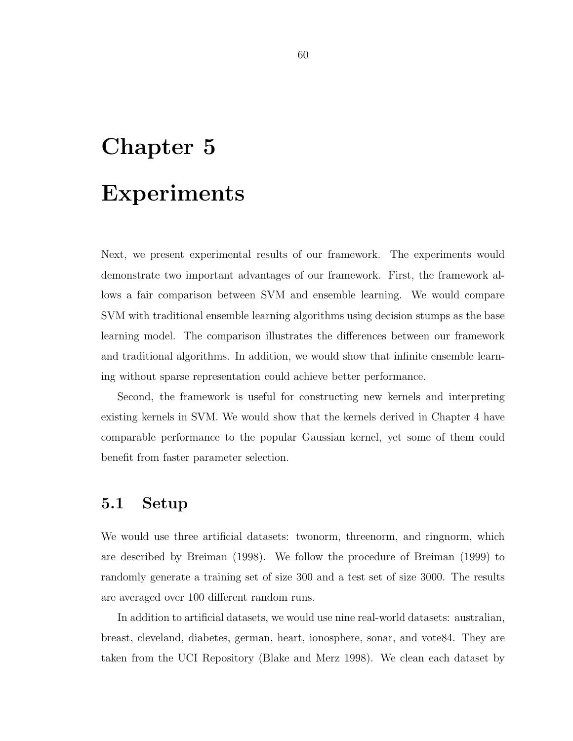# Chapter 5

# Experiments

Next, we present experimental results of our framework. The experiments would demonstrate two important advantages of our framework. First, the framework allows a fair comparison between SVM and ensemble learning. We would compare SVM with traditional ensemble learning algorithms using decision stumps as the base learning model. The comparison illustrates the differences between our framework and traditional algorithms. In addition, we would show that infinite ensemble learning without sparse representation could achieve better performance.

Second, the framework is useful for constructing new kernels and interpreting existing kernels in SVM. We would show that the kernels derived in Chapter 4 have comparable performance to the popular Gaussian kernel, yet some of them could benefit from faster parameter selection.

## 5.1 Setup

We would use three artificial datasets: twonorm, threenorm, and ringnorm, which are described by Breiman (1998). We follow the procedure of Breiman (1999) to randomly generate a training set of size 300 and a test set of size 3000. The results are averaged over 100 different random runs.

In addition to artificial datasets, we would use nine real-world datasets: australian, breast, cleveland, diabetes, german, heart, ionosphere, sonar, and vote84. They are taken from the UCI Repository (Blake and Merz 1998). We clean each dataset by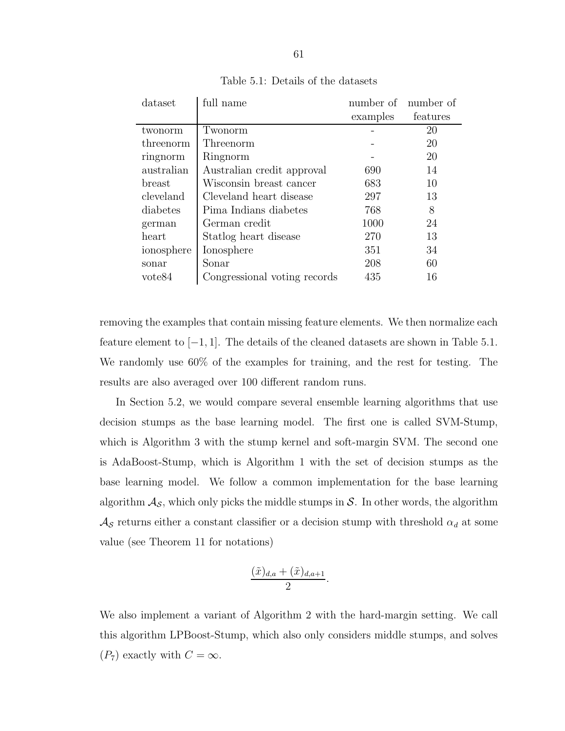Table 5.1: Details of the datasets

| dataset | full name | number of examples | number of features |
|---|---|---|---|
| twonorm | Twonorm | - | 20 |
| threenorm | Threenorm | - | 20 |
| ringnorm | Ringnorm | - | 20 |
| australian | Australian credit approval | 690 | 14 |
| breast | Wisconsin breast cancer | 683 | 10 |
| cleveland | Cleveland heart disease | 297 | 13 |
| diabetes | Pima Indians diabetes | 768 | 8 |
| german | German credit | 1000 | 24 |
| heart | Statlog heart disease | 270 | 13 |
| ionosphere | Ionosphere | 351 | 34 |
| sonar | Sonar | 208 | 60 |
| vote84 | Congressional voting records | 435 | 16 |

removing the examples that contain missing feature elements. We then normalize each feature element to $[-1, 1]$. The details of the cleaned datasets are shown in Table 5.1. We randomly use 60% of the examples for training, and the rest for testing. The results are also averaged over 100 different random runs.

In Section 5.2, we would compare several ensemble learning algorithms that use decision stumps as the base learning model. The first one is called SVM-Stump, which is Algorithm 3 with the stump kernel and soft-margin SVM. The second one is AdaBoost-Stump, which is Algorithm 1 with the set of decision stumps as the base learning model. We follow a common implementation for the base learning algorithm $\mathcal{A}_{\mathcal{S}}$, which only picks the middle stumps in $\mathcal{S}$. In other words, the algorithm $\mathcal{A}_{\mathcal{S}}$ returns either a constant classifier or a decision stump with threshold $\alpha_d$ at some value (see Theorem 11 for notations)

$$\frac{(\tilde{x})_{d,a} + (\tilde{x})_{d,a+1}}{2}.$$

We also implement a variant of Algorithm 2 with the hard-margin setting. We call this algorithm LPBoost-Stump, which also only considers middle stumps, and solves $(P_7)$ exactly with $C = \infty$.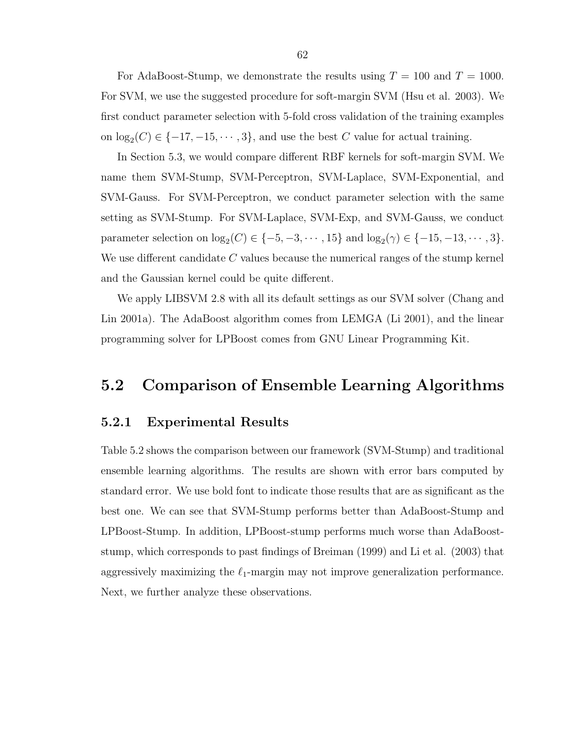For AdaBoost-Stump, we demonstrate the results using $T = 100$ and $T = 1000$. For SVM, we use the suggested procedure for soft-margin SVM (Hsu et al. 2003). We first conduct parameter selection with 5-fold cross validation of the training examples on $\log_2(C) \in \{-17, -15, \cdots, 3\}$, and use the best $C$ value for actual training.

In Section 5.3, we would compare different RBF kernels for soft-margin SVM. We name them SVM-Stump, SVM-Perceptron, SVM-Laplace, SVM-Exponential, and SVM-Gauss. For SVM-Perceptron, we conduct parameter selection with the same setting as SVM-Stump. For SVM-Laplace, SVM-Exp, and SVM-Gauss, we conduct parameter selection on $\log_2(C) \in \{-5, -3, \cdots, 15\}$ and $\log_2(\gamma) \in \{-15, -13, \cdots, 3\}$. We use different candidate $C$ values because the numerical ranges of the stump kernel and the Gaussian kernel could be quite different.

We apply LIBSVM 2.8 with all its default settings as our SVM solver (Chang and Lin 2001a). The AdaBoost algorithm comes from LEMGA (Li 2001), and the linear programming solver for LPBoost comes from GNU Linear Programming Kit.

## 5.2 Comparison of Ensemble Learning Algorithms

### 5.2.1 Experimental Results

Table 5.2 shows the comparison between our framework (SVM-Stump) and traditional ensemble learning algorithms. The results are shown with error bars computed by standard error. We use bold font to indicate those results that are as significant as the best one. We can see that SVM-Stump performs better than AdaBoost-Stump and LPBoost-Stump. In addition, LPBoost-stump performs much worse than AdaBoost-stump, which corresponds to past findings of Breiman (1999) and Li et al. (2003) that aggressively maximizing the $\ell_1$-margin may not improve generalization performance. Next, we further analyze these observations.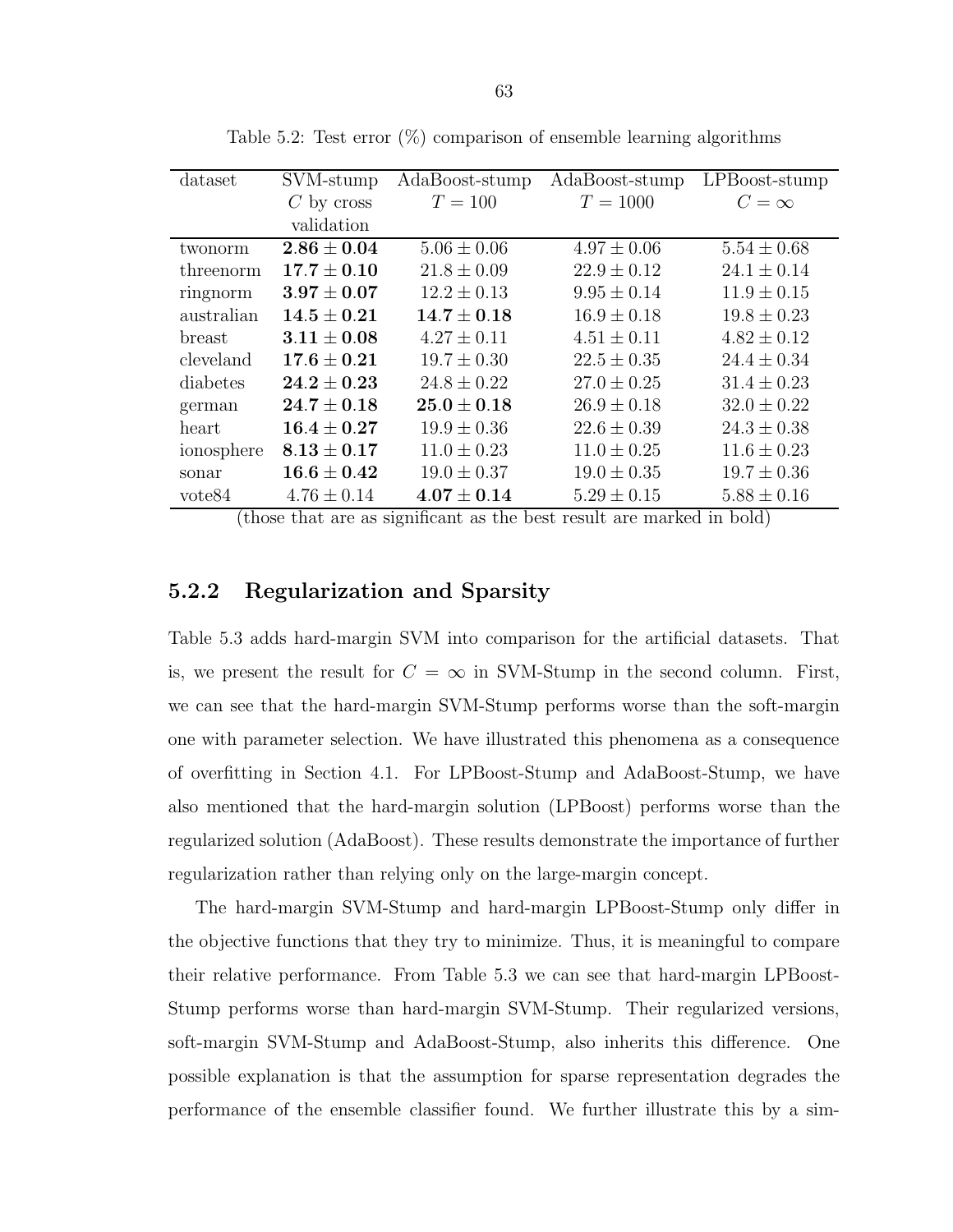Table 5.2: Test error (%) comparison of ensemble learning algorithms

| dataset | SVM-stump $C$ by cross validation | AdaBoost-stump $T = 100$ | AdaBoost-stump $T = 1000$ | LPBoost-stump $C = \infty$ |
|---|---|---|---|---|
| twonorm | $\mathbf{2.86 \pm 0.04}$ | $5.06 \pm 0.06$ | $4.97 \pm 0.06$ | $5.54 \pm 0.68$ |
| threenorm | $\mathbf{17.7 \pm 0.10}$ | $21.8 \pm 0.09$ | $22.9 \pm 0.12$ | $24.1 \pm 0.14$ |
| ringnorm | $\mathbf{3.97 \pm 0.07}$ | $12.2 \pm 0.13$ | $9.95 \pm 0.14$ | $11.9 \pm 0.15$ |
| australian | $\mathbf{14.5 \pm 0.21}$ | $\mathbf{14.7 \pm 0.18}$ | $16.9 \pm 0.18$ | $19.8 \pm 0.23$ |
| breast | $\mathbf{3.11 \pm 0.08}$ | $4.27 \pm 0.11$ | $4.51 \pm 0.11$ | $4.82 \pm 0.12$ |
| cleveland | $\mathbf{17.6 \pm 0.21}$ | $19.7 \pm 0.30$ | $22.5 \pm 0.35$ | $24.4 \pm 0.34$ |
| diabetes | $\mathbf{24.2 \pm 0.23}$ | $24.8 \pm 0.22$ | $27.0 \pm 0.25$ | $31.4 \pm 0.23$ |
| german | $\mathbf{24.7 \pm 0.18}$ | $\mathbf{25.0 \pm 0.18}$ | $26.9 \pm 0.18$ | $32.0 \pm 0.22$ |
| heart | $\mathbf{16.4 \pm 0.27}$ | $19.9 \pm 0.36$ | $22.6 \pm 0.39$ | $24.3 \pm 0.38$ |
| ionosphere | $\mathbf{8.13 \pm 0.17}$ | $11.0 \pm 0.23$ | $11.0 \pm 0.25$ | $11.6 \pm 0.23$ |
| sonar | $\mathbf{16.6 \pm 0.42}$ | $19.0 \pm 0.37$ | $19.0 \pm 0.35$ | $19.7 \pm 0.36$ |
| vote84 | $4.76 \pm 0.14$ | $\mathbf{4.07 \pm 0.14}$ | $5.29 \pm 0.15$ | $5.88 \pm 0.16$ |

(those that are as significant as the best result are marked in bold)

### 5.2.2 Regularization and Sparsity

Table 5.3 adds hard-margin SVM into comparison for the artificial datasets. That is, we present the result for $C = \infty$ in SVM-Stump in the second column. First, we can see that the hard-margin SVM-Stump performs worse than the soft-margin one with parameter selection. We have illustrated this phenomena as a consequence of overfitting in Section 4.1. For LPBoost-Stump and AdaBoost-Stump, we have also mentioned that the hard-margin solution (LPBoost) performs worse than the regularized solution (AdaBoost). These results demonstrate the importance of further regularization rather than relying only on the large-margin concept.

The hard-margin SVM-Stump and hard-margin LPBoost-Stump only differ in the objective functions that they try to minimize. Thus, it is meaningful to compare their relative performance. From Table 5.3 we can see that hard-margin LPBoost-Stump performs worse than hard-margin SVM-Stump. Their regularized versions, soft-margin SVM-Stump and AdaBoost-Stump, also inherits this difference. One possible explanation is that the assumption for sparse representation degrades the performance of the ensemble classifier found. We further illustrate this by a sim-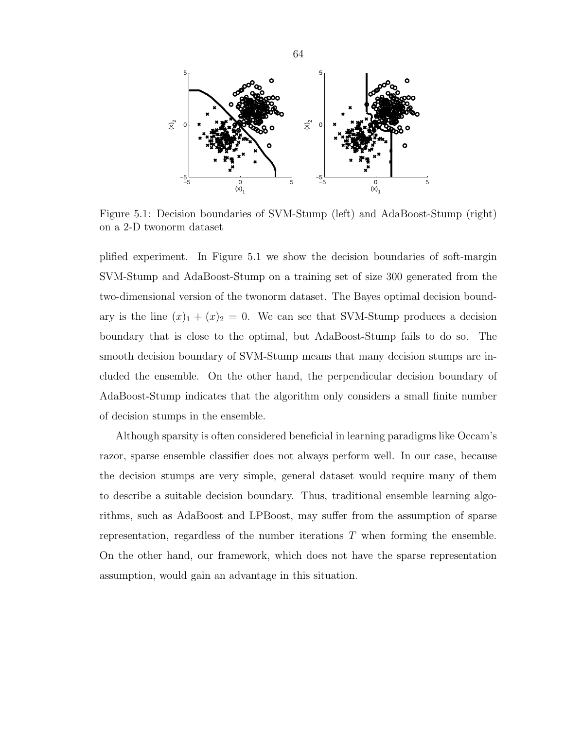Figure 5.1: Decision boundaries of SVM-Stump (left) and AdaBoost-Stump (right) on a 2-D twonorm dataset

plified experiment. In Figure 5.1 we show the decision boundaries of soft-margin SVM-Stump and AdaBoost-Stump on a training set of size 300 generated from the two-dimensional version of the twonorm dataset. The Bayes optimal decision boundary is the line $(x)_1 + (x)_2 = 0$. We can see that SVM-Stump produces a decision boundary that is close to the optimal, but AdaBoost-Stump fails to do so. The smooth decision boundary of SVM-Stump means that many decision stumps are included the ensemble. On the other hand, the perpendicular decision boundary of AdaBoost-Stump indicates that the algorithm only considers a small finite number of decision stumps in the ensemble.

Although sparsity is often considered beneficial in learning paradigms like Occam's razor, sparse ensemble classifier does not always perform well. In our case, because the decision stumps are very simple, general dataset would require many of them to describe a suitable decision boundary. Thus, traditional ensemble learning algorithms, such as AdaBoost and LPBoost, may suffer from the assumption of sparse representation, regardless of the number iterations $T$ when forming the ensemble. On the other hand, our framework, which does not have the sparse representation assumption, would gain an advantage in this situation.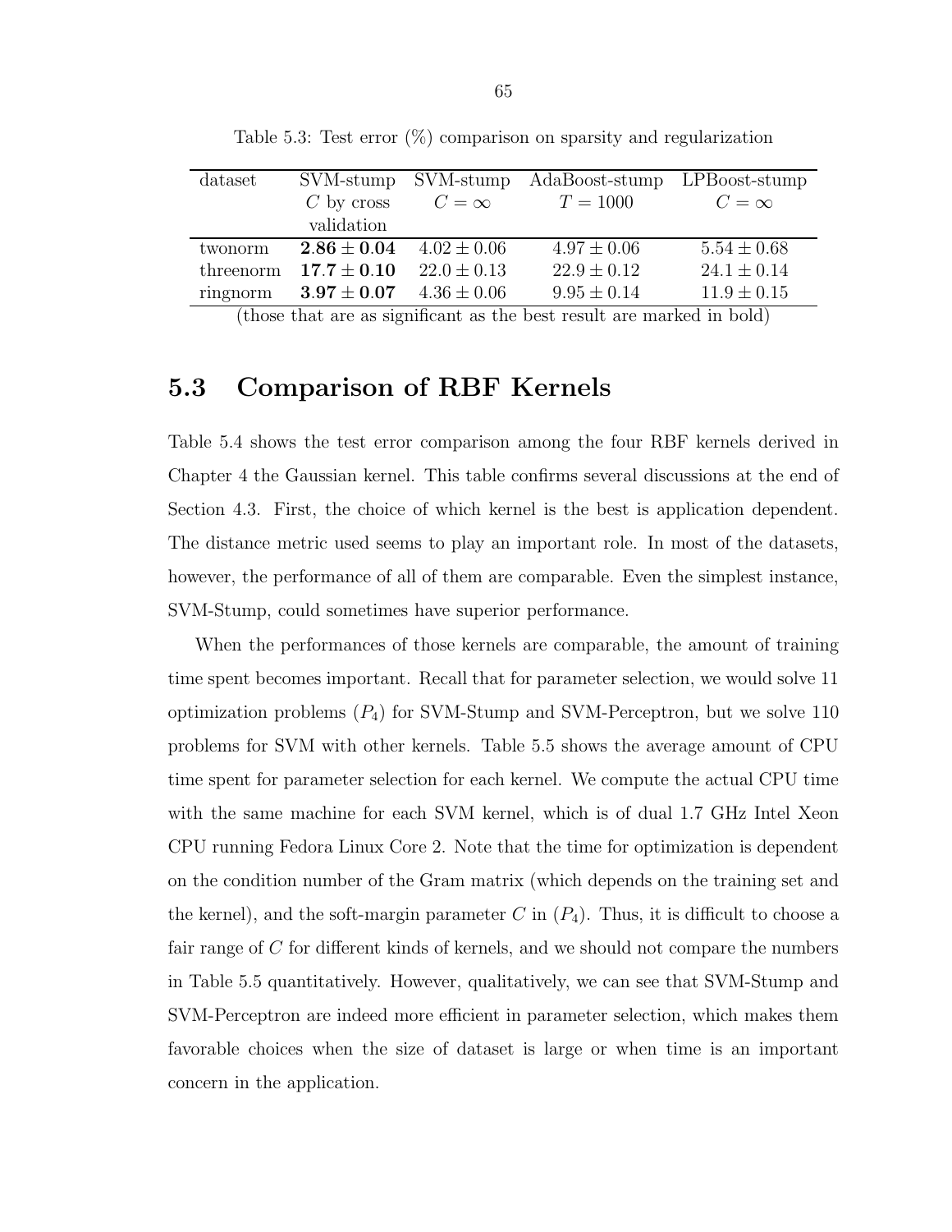Table 5.3: Test error (%) comparison on sparsity and regularization

| dataset | SVM-stump $C$ by cross validation | SVM-stump $C = \infty$ | AdaBoost-stump $T = 1000$ | LPBoost-stump $C = \infty$ |
|---|---|---|---|---|
| twonorm | $\mathbf{2.86 \pm 0.04}$ | $4.02 \pm 0.06$ | $4.97 \pm 0.06$ | $5.54 \pm 0.68$ |
| threenorm | $\mathbf{17.7 \pm 0.10}$ | $22.0 \pm 0.13$ | $22.9 \pm 0.12$ | $24.1 \pm 0.14$ |
| ringnorm | $\mathbf{3.97 \pm 0.07}$ | $4.36 \pm 0.06$ | $9.95 \pm 0.14$ | $11.9 \pm 0.15$ |

(those that are as significant as the best result are marked in bold)

## 5.3 Comparison of RBF Kernels

Table 5.4 shows the test error comparison among the four RBF kernels derived in Chapter 4 the Gaussian kernel. This table confirms several discussions at the end of Section 4.3. First, the choice of which kernel is the best is application dependent. The distance metric used seems to play an important role. In most of the datasets, however, the performance of all of them are comparable. Even the simplest instance, SVM-Stump, could sometimes have superior performance.

When the performances of those kernels are comparable, the amount of training time spent becomes important. Recall that for parameter selection, we would solve 11 optimization problems ($P_4$) for SVM-Stump and SVM-Perceptron, but we solve 110 problems for SVM with other kernels. Table 5.5 shows the average amount of CPU time spent for parameter selection for each kernel. We compute the actual CPU time with the same machine for each SVM kernel, which is of dual 1.7 GHz Intel Xeon CPU running Fedora Linux Core 2. Note that the time for optimization is dependent on the condition number of the Gram matrix (which depends on the training set and the kernel), and the soft-margin parameter $C$ in ($P_4$). Thus, it is difficult to choose a fair range of $C$ for different kinds of kernels, and we should not compare the numbers in Table 5.5 quantitatively. However, qualitatively, we can see that SVM-Stump and SVM-Perceptron are indeed more efficient in parameter selection, which makes them favorable choices when the size of dataset is large or when time is an important concern in the application.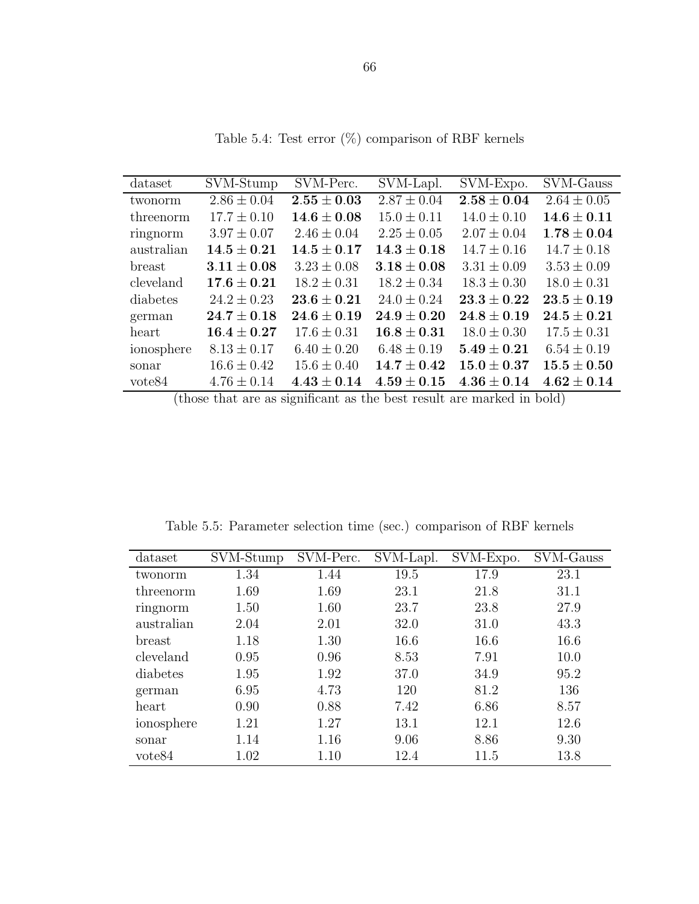Table 5.4: Test error (%) comparison of RBF kernels

| dataset | SVM-Stump | SVM-Perc. | SVM-Lapl. | SVM-Expo. | SVM-Gauss |
|---|---|---|---|---|---|
| twonorm | $2.86 \pm 0.04$ | $\mathbf{2.55 \pm 0.03}$ | $2.87 \pm 0.04$ | $\mathbf{2.58 \pm 0.04}$ | $2.64 \pm 0.05$ |
| threenorm | $17.7 \pm 0.10$ | $\mathbf{14.6 \pm 0.08}$ | $15.0 \pm 0.11$ | $14.0 \pm 0.10$ | $\mathbf{14.6 \pm 0.11}$ |
| ringnorm | $3.97 \pm 0.07$ | $2.46 \pm 0.04$ | $2.25 \pm 0.05$ | $2.07 \pm 0.04$ | $\mathbf{1.78 \pm 0.04}$ |
| australian | $\mathbf{14.5 \pm 0.21}$ | $\mathbf{14.5 \pm 0.17}$ | $\mathbf{14.3 \pm 0.18}$ | $14.7 \pm 0.16$ | $14.7 \pm 0.18$ |
| breast | $\mathbf{3.11 \pm 0.08}$ | $3.23 \pm 0.08$ | $\mathbf{3.18 \pm 0.08}$ | $3.31 \pm 0.09$ | $3.53 \pm 0.09$ |
| cleveland | $\mathbf{17.6 \pm 0.21}$ | $18.2 \pm 0.31$ | $18.2 \pm 0.34$ | $18.3 \pm 0.30$ | $18.0 \pm 0.31$ |
| diabetes | $24.2 \pm 0.23$ | $\mathbf{23.6 \pm 0.21}$ | $24.0 \pm 0.24$ | $\mathbf{23.3 \pm 0.22}$ | $\mathbf{23.5 \pm 0.19}$ |
| german | $\mathbf{24.7 \pm 0.18}$ | $\mathbf{24.6 \pm 0.19}$ | $\mathbf{24.9 \pm 0.20}$ | $\mathbf{24.8 \pm 0.19}$ | $\mathbf{24.5 \pm 0.21}$ |
| heart | $\mathbf{16.4 \pm 0.27}$ | $17.6 \pm 0.31$ | $\mathbf{16.8 \pm 0.31}$ | $18.0 \pm 0.30$ | $17.5 \pm 0.31$ |
| ionosphere | $8.13 \pm 0.17$ | $6.40 \pm 0.20$ | $6.48 \pm 0.19$ | $\mathbf{5.49 \pm 0.21}$ | $6.54 \pm 0.19$ |
| sonar | $16.6 \pm 0.42$ | $15.6 \pm 0.40$ | $\mathbf{14.7 \pm 0.42}$ | $\mathbf{15.0 \pm 0.37}$ | $\mathbf{15.5 \pm 0.50}$ |
| vote84 | $4.76 \pm 0.14$ | $\mathbf{4.43 \pm 0.14}$ | $\mathbf{4.59 \pm 0.15}$ | $\mathbf{4.36 \pm 0.14}$ | $\mathbf{4.62 \pm 0.14}$ |

(those that are as significant as the best result are marked in bold)

Table 5.5: Parameter selection time (sec.) comparison of RBF kernels

| dataset | SVM-Stump | SVM-Perc. | SVM-Lapl. | SVM-Expo. | SVM-Gauss |
|---|---|---|---|---|---|
| twonorm | 1.34 | 1.44 | 19.5 | 17.9 | 23.1 |
| threenorm | 1.69 | 1.69 | 23.1 | 21.8 | 31.1 |
| ringnorm | 1.50 | 1.60 | 23.7 | 23.8 | 27.9 |
| australian | 2.04 | 2.01 | 32.0 | 31.0 | 43.3 |
| breast | 1.18 | 1.30 | 16.6 | 16.6 | 16.6 |
| cleveland | 0.95 | 0.96 | 8.53 | 7.91 | 10.0 |
| diabetes | 1.95 | 1.92 | 37.0 | 34.9 | 95.2 |
| german | 6.95 | 4.73 | 120 | 81.2 | 136 |
| heart | 0.90 | 0.88 | 7.42 | 6.86 | 8.57 |
| ionosphere | 1.21 | 1.27 | 13.1 | 12.1 | 12.6 |
| sonar | 1.14 | 1.16 | 9.06 | 8.86 | 9.30 |
| vote84 | 1.02 | 1.10 | 12.4 | 11.5 | 13.8 |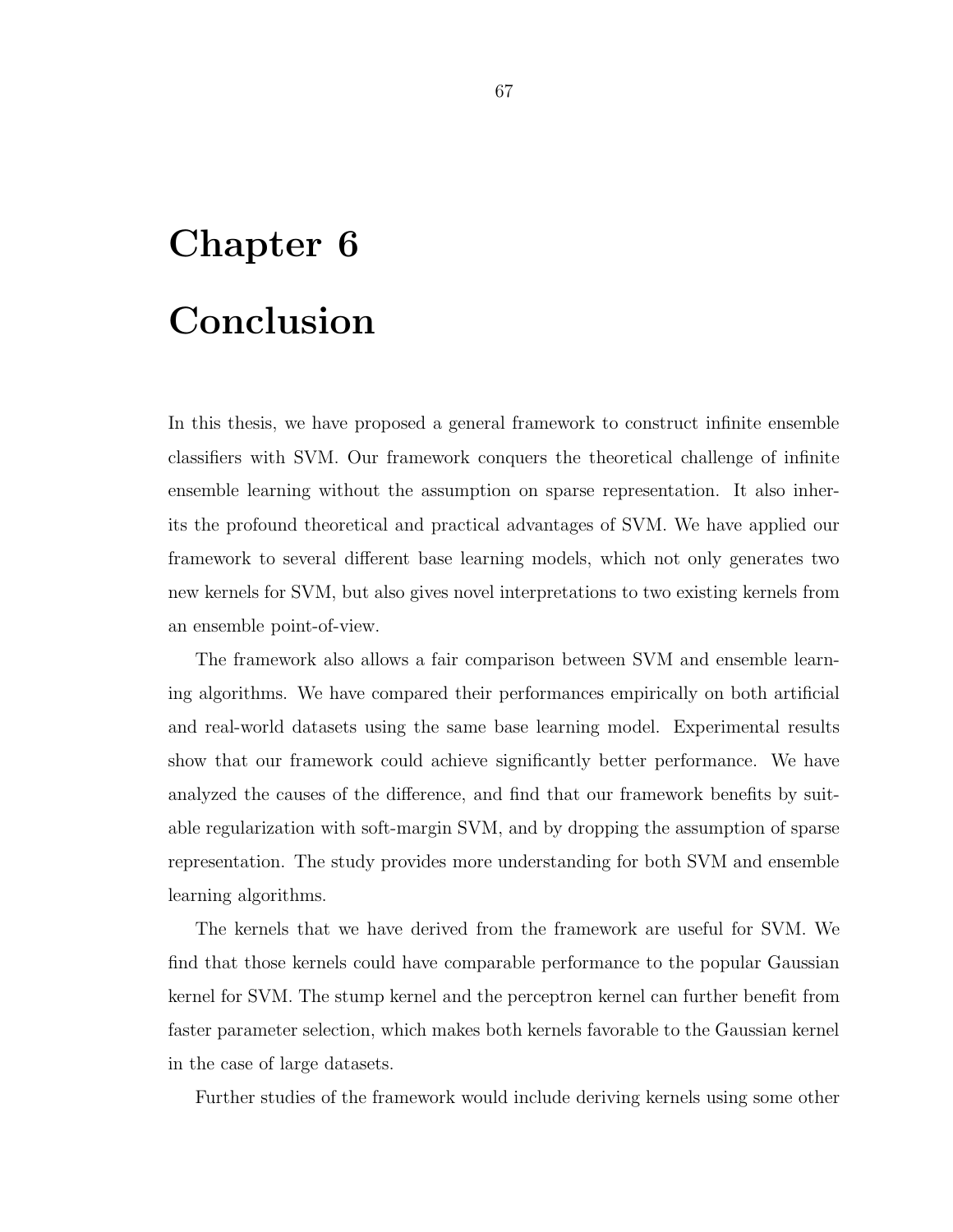# Chapter 6

# Conclusion

In this thesis, we have proposed a general framework to construct infinite ensemble classifiers with SVM. Our framework conquers the theoretical challenge of infinite ensemble learning without the assumption on sparse representation. It also inherits the profound theoretical and practical advantages of SVM. We have applied our framework to several different base learning models, which not only generates two new kernels for SVM, but also gives novel interpretations to two existing kernels from an ensemble point-of-view.

The framework also allows a fair comparison between SVM and ensemble learning algorithms. We have compared their performances empirically on both artificial and real-world datasets using the same base learning model. Experimental results show that our framework could achieve significantly better performance. We have analyzed the causes of the difference, and find that our framework benefits by suitable regularization with soft-margin SVM, and by dropping the assumption of sparse representation. The study provides more understanding for both SVM and ensemble learning algorithms.

The kernels that we have derived from the framework are useful for SVM. We find that those kernels could have comparable performance to the popular Gaussian kernel for SVM. The stump kernel and the perceptron kernel can further benefit from faster parameter selection, which makes both kernels favorable to the Gaussian kernel in the case of large datasets.

Further studies of the framework would include deriving kernels using some other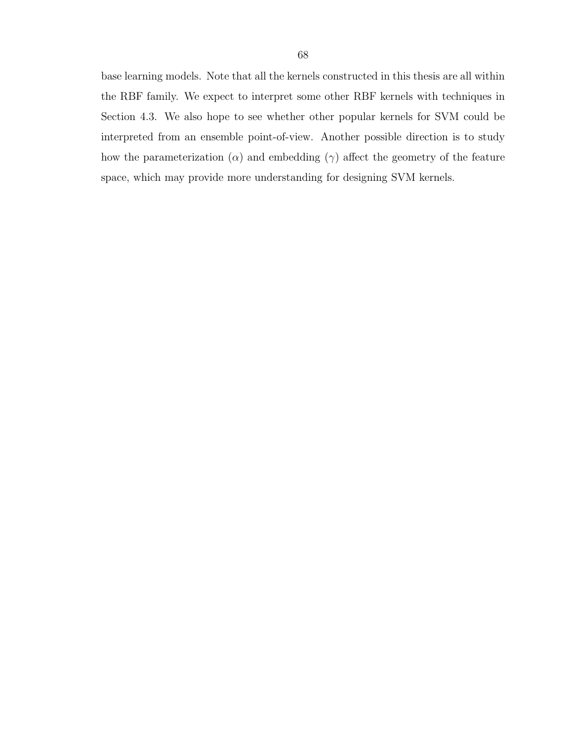base learning models. Note that all the kernels constructed in this thesis are all within the RBF family. We expect to interpret some other RBF kernels with techniques in Section 4.3. We also hope to see whether other popular kernels for SVM could be interpreted from an ensemble point-of-view. Another possible direction is to study how the parameterization ($\alpha$) and embedding ($\gamma$) affect the geometry of the feature space, which may provide more understanding for designing SVM kernels.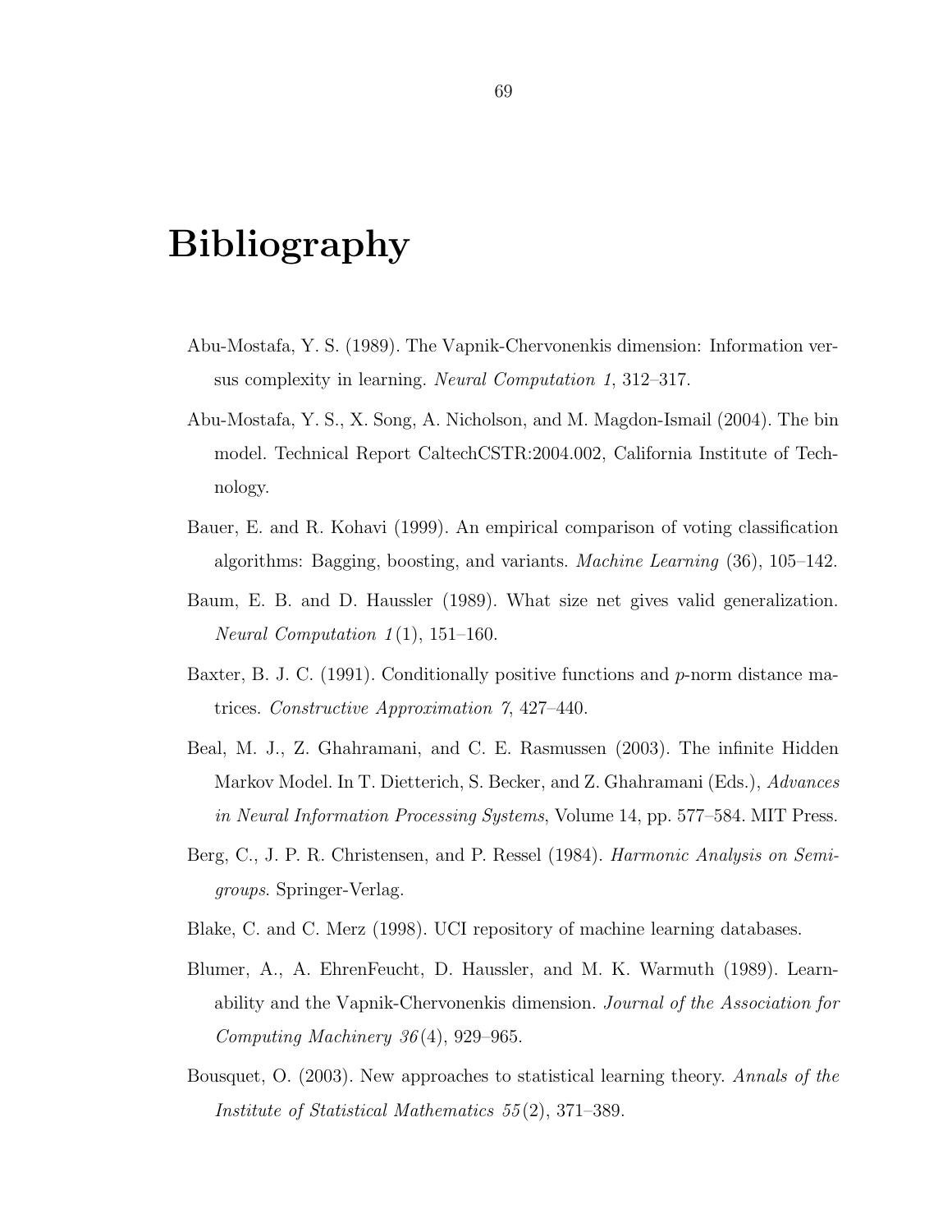# Bibliography

Abu-Mostafa, Y. S. (1989). The Vapnik-Chervonenkis dimension: Information versus complexity in learning. *Neural Computation 1*, 312–317.

Abu-Mostafa, Y. S., X. Song, A. Nicholson, and M. Magdon-Ismail (2004). The bin model. Technical Report CaltechCSTR:2004.002, California Institute of Technology.

Bauer, E. and R. Kohavi (1999). An empirical comparison of voting classification algorithms: Bagging, boosting, and variants. *Machine Learning* (36), 105–142.

Baum, E. B. and D. Haussler (1989). What size net gives valid generalization. *Neural Computation 1*(1), 151–160.

Baxter, B. J. C. (1991). Conditionally positive functions and $p$-norm distance matrices. *Constructive Approximation 7*, 427–440.

Beal, M. J., Z. Ghahramani, and C. E. Rasmussen (2003). The infinite Hidden Markov Model. In T. Dietterich, S. Becker, and Z. Ghahramani (Eds.), *Advances in Neural Information Processing Systems*, Volume 14, pp. 577–584. MIT Press.

Berg, C., J. P. R. Christensen, and P. Ressel (1984). *Harmonic Analysis on Semigroups*. Springer-Verlag.

Blake, C. and C. Merz (1998). UCI repository of machine learning databases.

Blumer, A., A. EhrenFeucht, D. Haussler, and M. K. Warmuth (1989). Learnability and the Vapnik-Chervonenkis dimension. *Journal of the Association for Computing Machinery 36*(4), 929–965.

Bousquet, O. (2003). New approaches to statistical learning theory. *Annals of the Institute of Statistical Mathematics 55*(2), 371–389.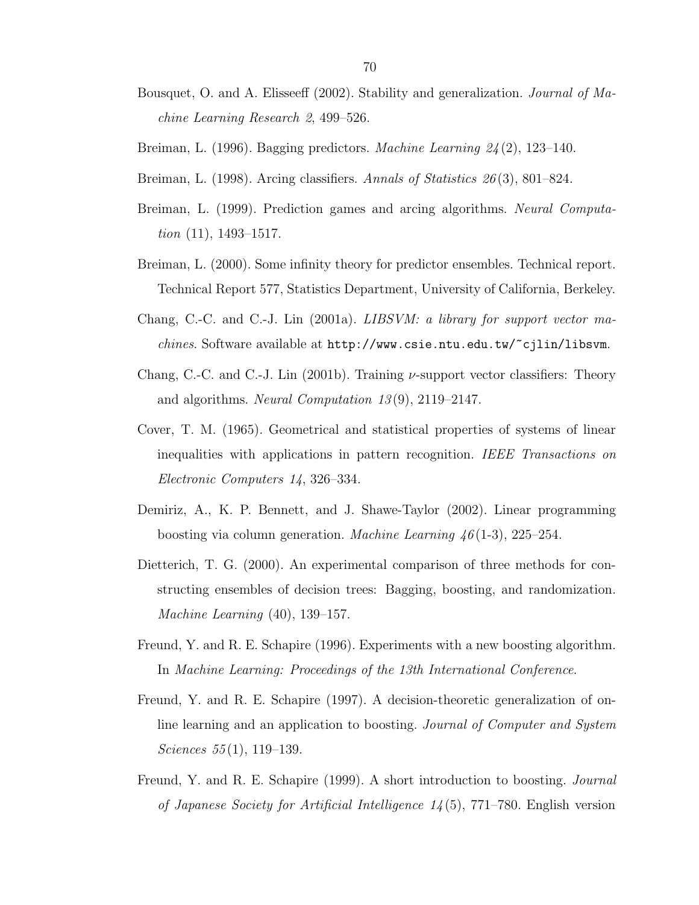Bousquet, O. and A. Elisseeff (2002). Stability and generalization. *Journal of Machine Learning Research 2*, 499–526.

Breiman, L. (1996). Bagging predictors. *Machine Learning 24*(2), 123–140.

Breiman, L. (1998). Arcing classifiers. *Annals of Statistics 26*(3), 801–824.

Breiman, L. (1999). Prediction games and arcing algorithms. *Neural Computation* (11), 1493–1517.

Breiman, L. (2000). Some infinity theory for predictor ensembles. Technical report. Technical Report 577, Statistics Department, University of California, Berkeley.

Chang, C.-C. and C.-J. Lin (2001a). *LIBSVM: a library for support vector machines*. Software available at `http://www.csie.ntu.edu.tw/~cjlin/libsvm`.

Chang, C.-C. and C.-J. Lin (2001b). Training $\nu$-support vector classifiers: Theory and algorithms. *Neural Computation 13*(9), 2119–2147.

Cover, T. M. (1965). Geometrical and statistical properties of systems of linear inequalities with applications in pattern recognition. *IEEE Transactions on Electronic Computers 14*, 326–334.

Demiriz, A., K. P. Bennett, and J. Shawe-Taylor (2002). Linear programming boosting via column generation. *Machine Learning 46*(1-3), 225–254.

Dietterich, T. G. (2000). An experimental comparison of three methods for constructing ensembles of decision trees: Bagging, boosting, and randomization. *Machine Learning* (40), 139–157.

Freund, Y. and R. E. Schapire (1996). Experiments with a new boosting algorithm. In *Machine Learning: Proceedings of the 13th International Conference*.

Freund, Y. and R. E. Schapire (1997). A decision-theoretic generalization of on-line learning and an application to boosting. *Journal of Computer and System Sciences 55*(1), 119–139.

Freund, Y. and R. E. Schapire (1999). A short introduction to boosting. *Journal of Japanese Society for Artificial Intelligence 14*(5), 771–780. English version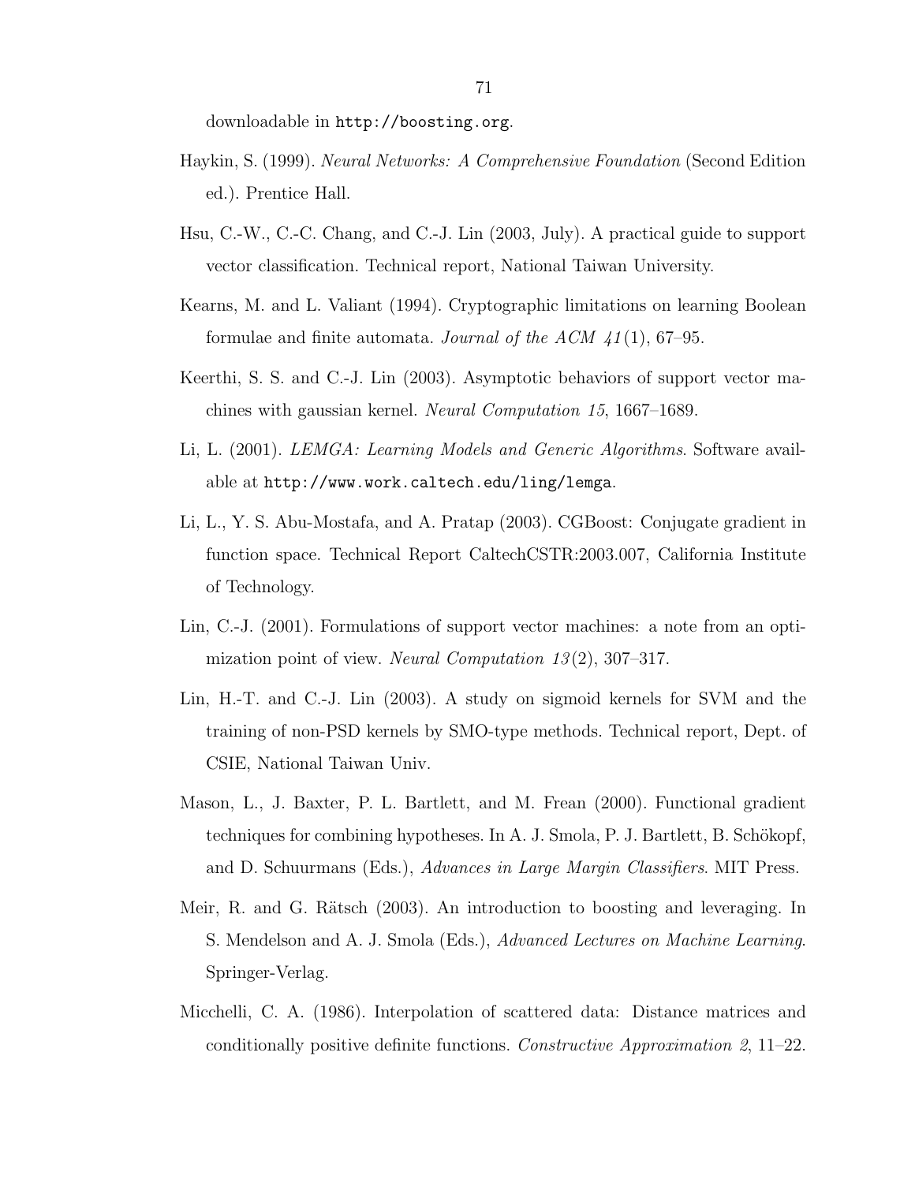downloadable in `http://boosting.org`.

Haykin, S. (1999). *Neural Networks: A Comprehensive Foundation* (Second Edition ed.). Prentice Hall.

Hsu, C.-W., C.-C. Chang, and C.-J. Lin (2003, July). A practical guide to support vector classification. Technical report, National Taiwan University.

Kearns, M. and L. Valiant (1994). Cryptographic limitations on learning Boolean formulae and finite automata. *Journal of the ACM 41*(1), 67–95.

Keerthi, S. S. and C.-J. Lin (2003). Asymptotic behaviors of support vector machines with gaussian kernel. *Neural Computation 15*, 1667–1689.

Li, L. (2001). *LEMGA: Learning Models and Generic Algorithms*. Software available at `http://www.work.caltech.edu/ling/lemga`.

Li, L., Y. S. Abu-Mostafa, and A. Pratap (2003). CGBoost: Conjugate gradient in function space. Technical Report CaltechCSTR:2003.007, California Institute of Technology.

Lin, C.-J. (2001). Formulations of support vector machines: a note from an optimization point of view. *Neural Computation 13*(2), 307–317.

Lin, H.-T. and C.-J. Lin (2003). A study on sigmoid kernels for SVM and the training of non-PSD kernels by SMO-type methods. Technical report, Dept. of CSIE, National Taiwan Univ.

Mason, L., J. Baxter, P. L. Bartlett, and M. Frean (2000). Functional gradient techniques for combining hypotheses. In A. J. Smola, P. J. Bartlett, B. Schökopf, and D. Schuurmans (Eds.), *Advances in Large Margin Classifiers*. MIT Press.

Meir, R. and G. Rätsch (2003). An introduction to boosting and leveraging. In S. Mendelson and A. J. Smola (Eds.), *Advanced Lectures on Machine Learning*. Springer-Verlag.

Micchelli, C. A. (1986). Interpolation of scattered data: Distance matrices and conditionally positive definite functions. *Constructive Approximation 2*, 11–22.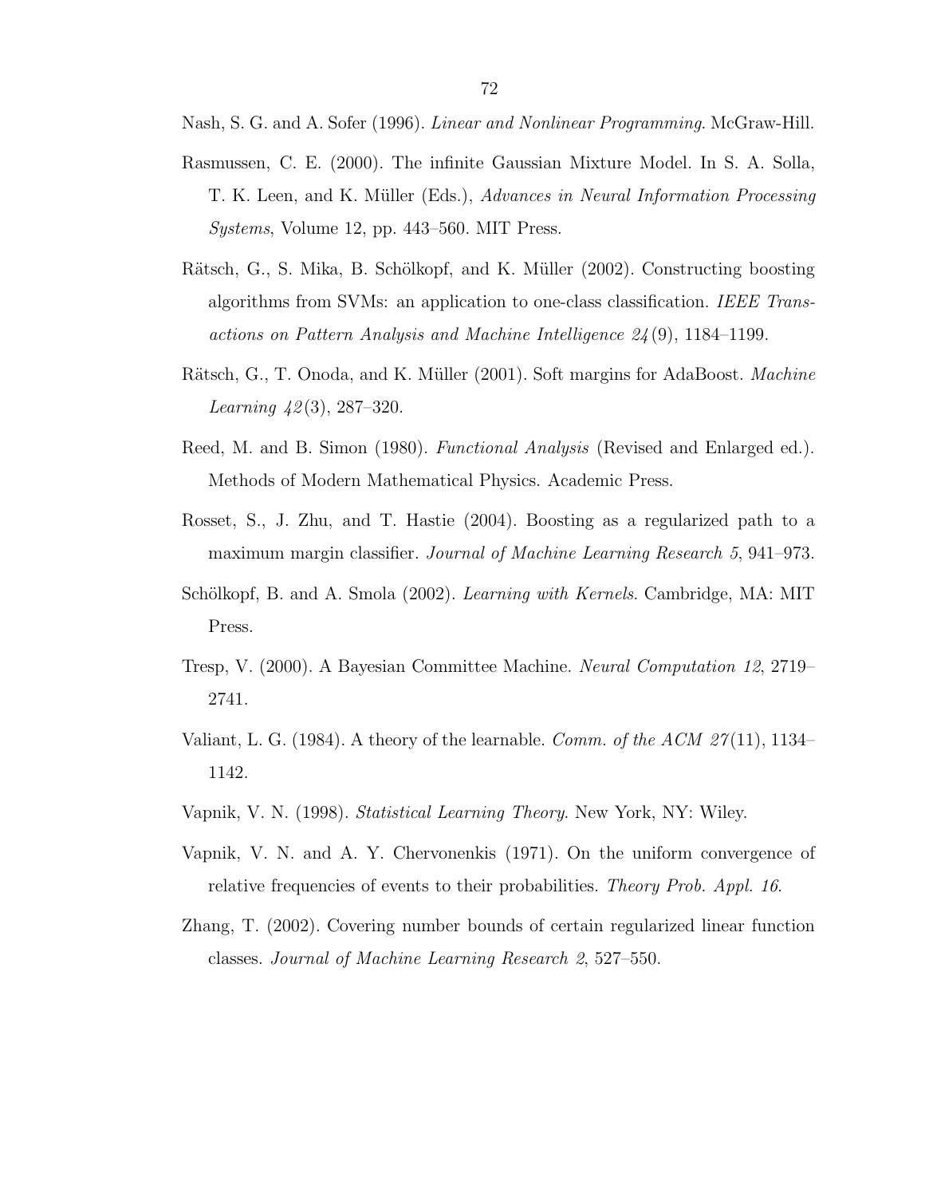Nash, S. G. and A. Sofer (1996). *Linear and Nonlinear Programming*. McGraw-Hill.

Rasmussen, C. E. (2000). The infinite Gaussian Mixture Model. In S. A. Solla, T. K. Leen, and K. Müller (Eds.), *Advances in Neural Information Processing Systems*, Volume 12, pp. 443–560. MIT Press.

Rätsch, G., S. Mika, B. Schölkopf, and K. Müller (2002). Constructing boosting algorithms from SVMs: an application to one-class classification. *IEEE Transactions on Pattern Analysis and Machine Intelligence 24*(9), 1184–1199.

Rätsch, G., T. Onoda, and K. Müller (2001). Soft margins for AdaBoost. *Machine Learning 42*(3), 287–320.

Reed, M. and B. Simon (1980). *Functional Analysis* (Revised and Enlarged ed.). Methods of Modern Mathematical Physics. Academic Press.

Rosset, S., J. Zhu, and T. Hastie (2004). Boosting as a regularized path to a maximum margin classifier. *Journal of Machine Learning Research 5*, 941–973.

Schölkopf, B. and A. Smola (2002). *Learning with Kernels*. Cambridge, MA: MIT Press.

Tresp, V. (2000). A Bayesian Committee Machine. *Neural Computation 12*, 2719–2741.

Valiant, L. G. (1984). A theory of the learnable. *Comm. of the ACM 27*(11), 1134–1142.

Vapnik, V. N. (1998). *Statistical Learning Theory*. New York, NY: Wiley.

Vapnik, V. N. and A. Y. Chervonenkis (1971). On the uniform convergence of relative frequencies of events to their probabilities. *Theory Prob. Appl. 16*.

Zhang, T. (2002). Covering number bounds of certain regularized linear function classes. *Journal of Machine Learning Research 2*, 527–550.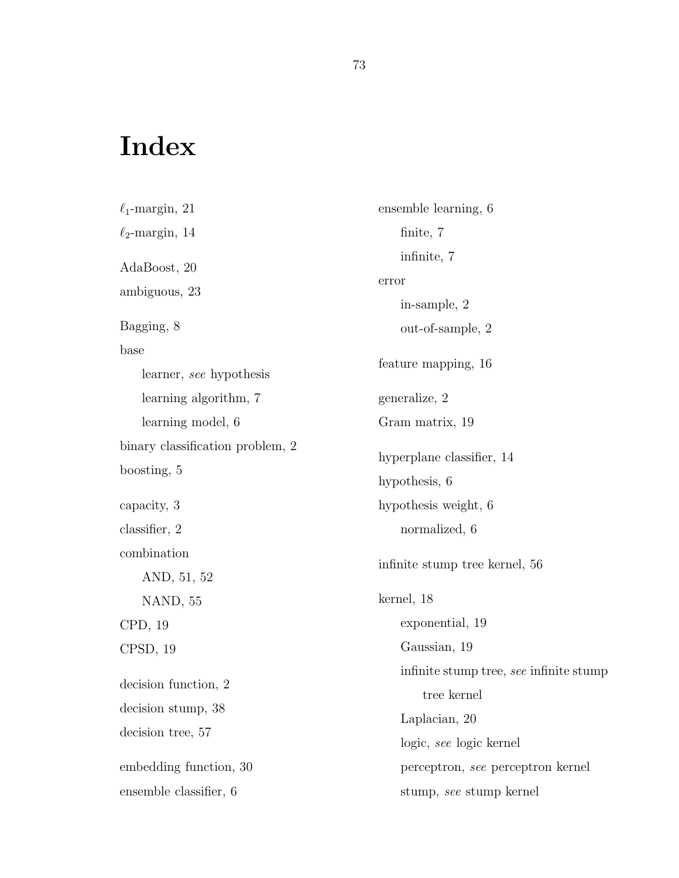# Index

$\ell_1$-margin, 21

$\ell_2$-margin, 14

AdaBoost, 20

ambiguous, 23

Bagging, 8

base

  learner, *see* hypothesis

  learning algorithm, 7

  learning model, 6

binary classification problem, 2

boosting, 5

capacity, 3

classifier, 2

combination

  AND, 51, 52

  NAND, 55

CPD, 19

CPSD, 19

decision function, 2

decision stump, 38

decision tree, 57

embedding function, 30

ensemble classifier, 6

ensemble learning, 6

  finite, 7

  infinite, 7

error

  in-sample, 2

  out-of-sample, 2

feature mapping, 16

generalize, 2

Gram matrix, 19

hyperplane classifier, 14

hypothesis, 6

hypothesis weight, 6

  normalized, 6

infinite stump tree kernel, 56

kernel, 18

  exponential, 19

  Gaussian, 19

  infinite stump tree, *see* infinite stump tree kernel

  Laplacian, 20

  logic, *see* logic kernel

  perceptron, *see* perceptron kernel

  stump, *see* stump kernel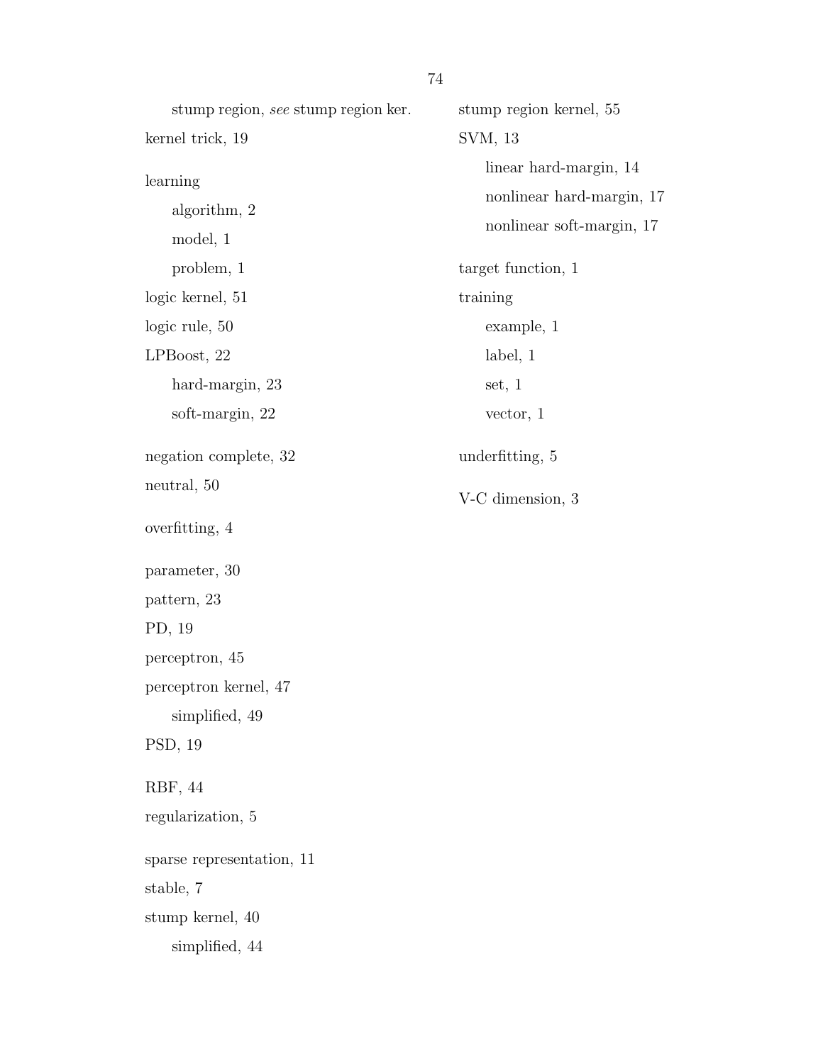- stump region, *see* stump region ker.

kernel trick, 19

learning
- algorithm, 2
- model, 1
- problem, 1

logic kernel, 51

logic rule, 50

LPBoost, 22
- hard-margin, 23
- soft-margin, 22

negation complete, 32

neutral, 50

overfitting, 4

parameter, 30

pattern, 23

PD, 19

perceptron, 45

perceptron kernel, 47
- simplified, 49

PSD, 19

RBF, 44

regularization, 5

sparse representation, 11

stable, 7

stump kernel, 40
- simplified, 44

stump region kernel, 55

SVM, 13
- linear hard-margin, 14
- nonlinear hard-margin, 17
- nonlinear soft-margin, 17

target function, 1

training
- example, 1
- label, 1
- set, 1
- vector, 1

underfitting, 5

V-C dimension, 3